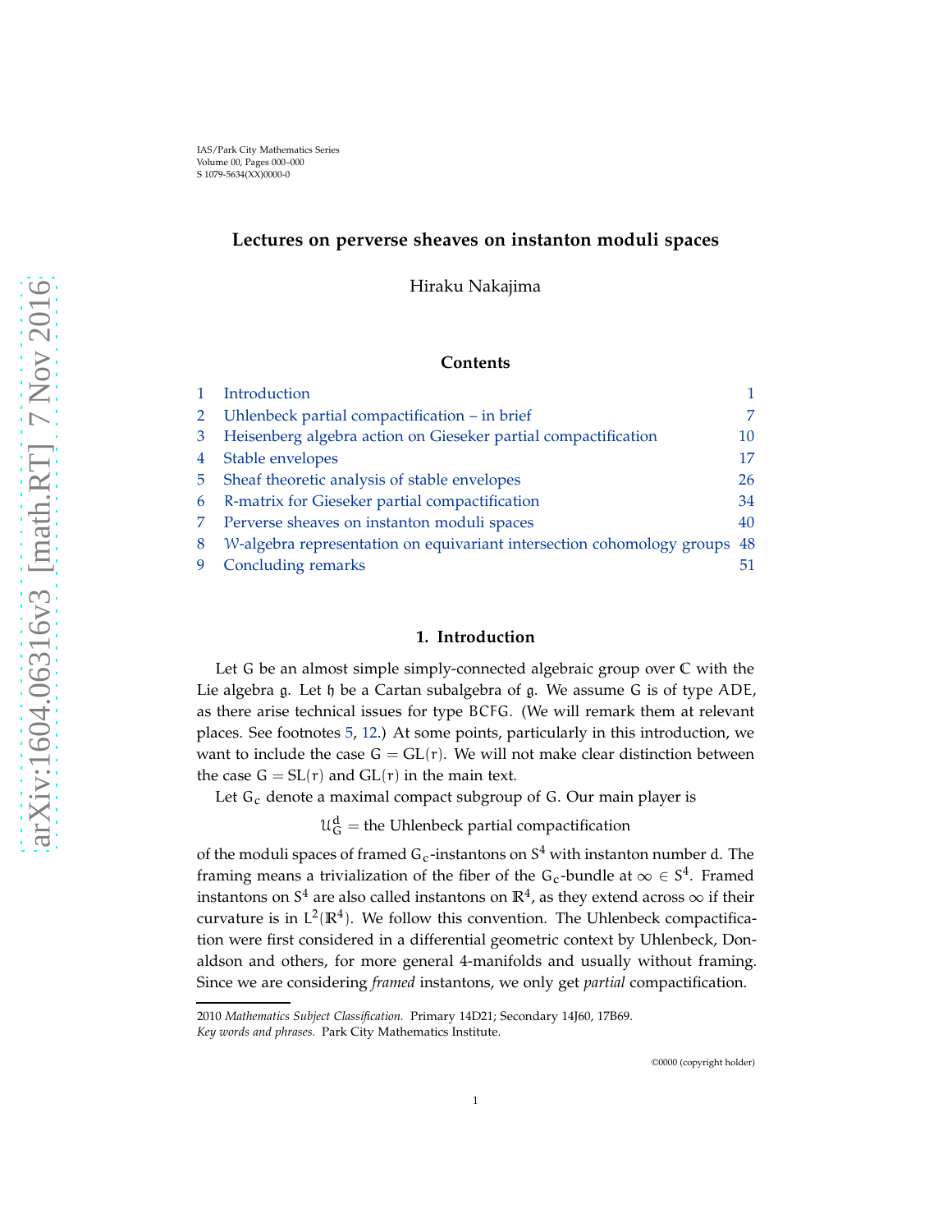# Lectures on perverse sheaves on instanton moduli spaces

Hiraku Nakajima

## Contents

| | | |
|---|---|---|
| 1 | Introduction | 1 |
| 2 | Uhlenbeck partial compactification – in brief | 7 |
| 3 | Heisenberg algebra action on Gieseker partial compactification | 10 |
| 4 | Stable envelopes | 17 |
| 5 | Sheaf theoretic analysis of stable envelopes | 26 |
| 6 | R-matrix for Gieseker partial compactification | 34 |
| 7 | Perverse sheaves on instanton moduli spaces | 40 |
| 8 | $\mathcal{W}$-algebra representation on equivariant intersection cohomology groups | 48 |
| 9 | Concluding remarks | 51 |

## 1. Introduction

Let $G$ be an almost simple simply-connected algebraic group over $\mathbb{C}$ with the Lie algebra $\mathfrak{g}$. Let $\mathfrak{h}$ be a Cartan subalgebra of $\mathfrak{g}$. We assume $G$ is of type $ADE$, as there arise technical issues for type $BCFG$. (We will remark them at relevant places. See footnotes 5, 12.) At some points, particularly in this introduction, we want to include the case $G = GL(r)$. We will not make clear distinction between the case $G = SL(r)$ and $GL(r)$ in the main text.

Let $G_c$ denote a maximal compact subgroup of $G$. Our main player is

$$\mathcal{U}_G^d = \text{the Uhlenbeck partial compactification}$$

of the moduli spaces of framed $G_c$-instantons on $S^4$ with instanton number $d$. The framing means a trivialization of the fiber of the $G_c$-bundle at $\infty \in S^4$. Framed instantons on $S^4$ are also called instantons on $\mathbb{R}^4$, as they extend across $\infty$ if their curvature is in $L^2(\mathbb{R}^4)$. We follow this convention. The Uhlenbeck compactification were first considered in a differential geometric context by Uhlenbeck, Donaldson and others, for more general 4-manifolds and usually without framing. Since we are considering *framed* instantons, we only get *partial* compactification.

2010 *Mathematics Subject Classification.* Primary 14D21; Secondary 14J60, 17B69.

*Key words and phrases.* Park City Mathematics Institute.

©0000 (copyright holder)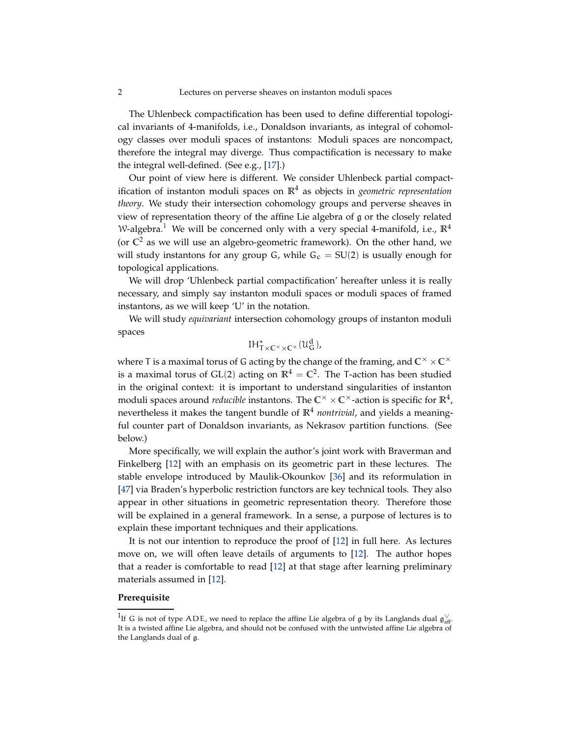The Uhlenbeck compactification has been used to define differential topological invariants of 4-manifolds, i.e., Donaldson invariants, as integral of cohomology classes over moduli spaces of instantons: Moduli spaces are noncompact, therefore the integral may diverge. Thus compactification is necessary to make the integral well-defined. (See e.g., [17].)

Our point of view here is different. We consider Uhlenbeck partial compactification of instanton moduli spaces on $\mathbb{R}^4$ as objects in *geometric representation theory*. We study their intersection cohomology groups and perverse sheaves in view of representation theory of the affine Lie algebra of $\mathfrak{g}$ or the closely related $\mathcal{W}$-algebra.[1] We will be concerned only with a very special 4-manifold, i.e., $\mathbb{R}^4$ (or $\mathbb{C}^2$ as we will use an algebro-geometric framework). On the other hand, we will study instantons for any group $G$, while $G_c = SU(2)$ is usually enough for topological applications.

We will drop 'Uhlenbeck partial compactification' hereafter unless it is really necessary, and simply say instanton moduli spaces or moduli spaces of framed instantons, as we will keep 'U' in the notation.

We will study *equivariant* intersection cohomology groups of instanton moduli spaces

$$\mathrm{IH}^*_{T\times\mathbb{C}^\times\times\mathbb{C}^\times}(\mathcal{U}^d_G),$$

where $T$ is a maximal torus of $G$ acting by the change of the framing, and $\mathbb{C}^\times \times \mathbb{C}^\times$ is a maximal torus of $GL(2)$ acting on $\mathbb{R}^4 = \mathbb{C}^2$. The $T$-action has been studied in the original context: it is important to understand singularities of instanton moduli spaces around *reducible* instantons. The $\mathbb{C}^\times \times \mathbb{C}^\times$-action is specific for $\mathbb{R}^4$, nevertheless it makes the tangent bundle of $\mathbb{R}^4$ *nontrivial*, and yields a meaningful counter part of Donaldson invariants, as Nekrasov partition functions. (See below.)

More specifically, we will explain the author's joint work with Braverman and Finkelberg [12] with an emphasis on its geometric part in these lectures. The stable envelope introduced by Maulik-Okounkov [36] and its reformulation in [47] via Braden's hyperbolic restriction functors are key technical tools. They also appear in other situations in geometric representation theory. Therefore those will be explained in a general framework. In a sense, a purpose of lectures is to explain these important techniques and their applications.

It is not our intention to reproduce the proof of [12] in full here. As lectures move on, we will often leave details of arguments to [12]. The author hopes that a reader is comfortable to read [12] at that stage after learning preliminary materials assumed in [12].

**Prerequisite**

[1] If $G$ is not of type $ADE$, we need to replace the affine Lie algebra of $\mathfrak{g}$ by its Langlands dual $\mathfrak{g}^\vee_{\mathrm{aff}}$. It is a twisted affine Lie algebra, and should not be confused with the untwisted affine Lie algebra of the Langlands dual of $\mathfrak{g}$.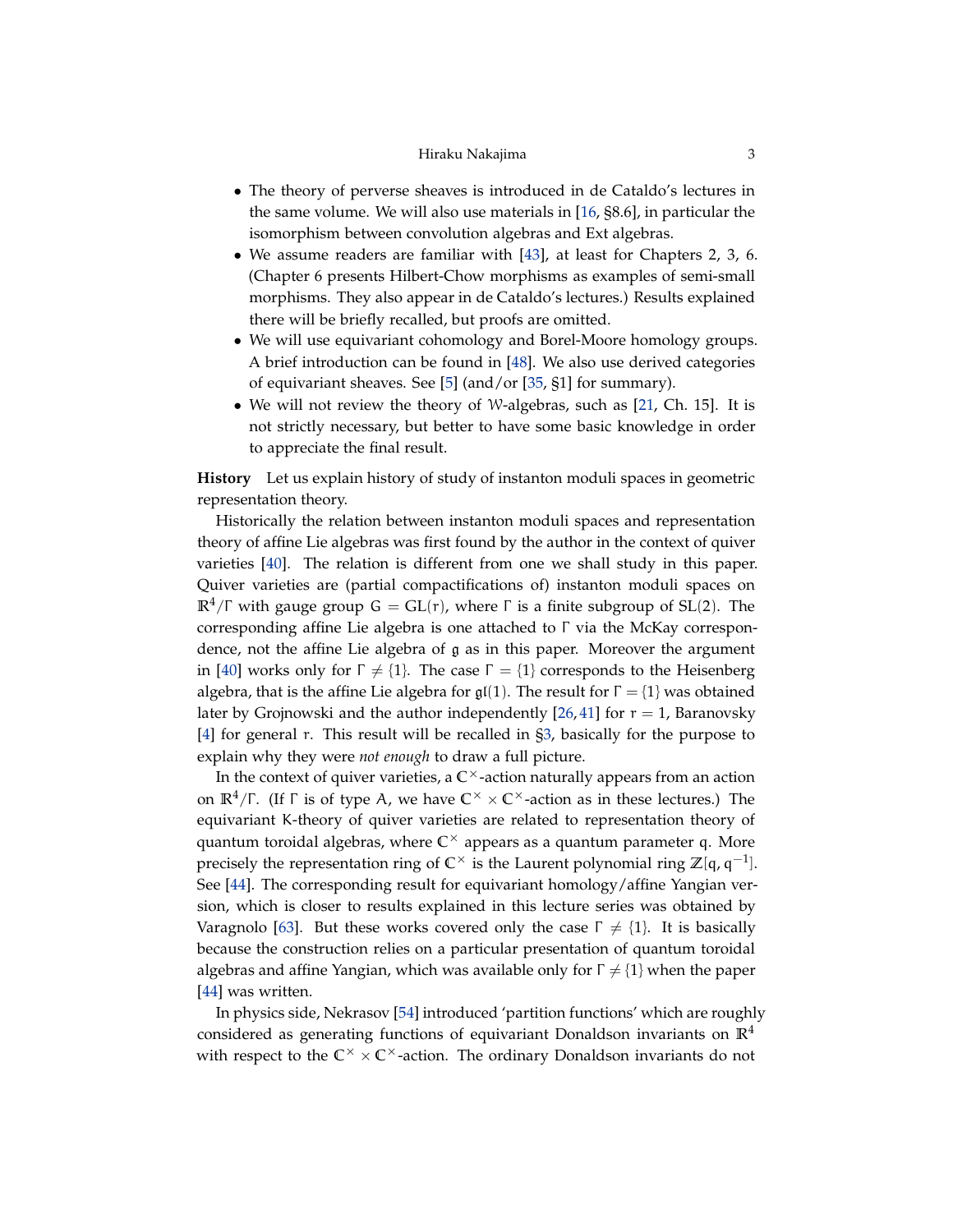- The theory of perverse sheaves is introduced in de Cataldo's lectures in the same volume. We will also use materials in [16, §8.6], in particular the isomorphism between convolution algebras and Ext algebras.
- We assume readers are familiar with [43], at least for Chapters 2, 3, 6. (Chapter 6 presents Hilbert-Chow morphisms as examples of semi-small morphisms. They also appear in de Cataldo's lectures.) Results explained there will be briefly recalled, but proofs are omitted.
- We will use equivariant cohomology and Borel-Moore homology groups. A brief introduction can be found in [48]. We also use derived categories of equivariant sheaves. See [5] (and/or [35, §1] for summary).
- We will not review the theory of $\mathcal{W}$-algebras, such as [21, Ch. 15]. It is not strictly necessary, but better to have some basic knowledge in order to appreciate the final result.

**History** Let us explain history of study of instanton moduli spaces in geometric representation theory.

Historically the relation between instanton moduli spaces and representation theory of affine Lie algebras was first found by the author in the context of quiver varieties [40]. The relation is different from one we shall study in this paper. Quiver varieties are (partial compactifications of) instanton moduli spaces on $\mathbb{R}^4/\Gamma$ with gauge group $G = \mathrm{GL}(r)$, where $\Gamma$ is a finite subgroup of $\mathrm{SL}(2)$. The corresponding affine Lie algebra is one attached to $\Gamma$ via the McKay correspondence, not the affine Lie algebra of $\mathfrak{g}$ as in this paper. Moreover the argument in [40] works only for $\Gamma \neq \{1\}$. The case $\Gamma = \{1\}$ corresponds to the Heisenberg algebra, that is the affine Lie algebra for $\mathfrak{gl}(1)$. The result for $\Gamma = \{1\}$ was obtained later by Grojnowski and the author independently [26, 41] for $r = 1$, Baranovsky [4] for general $r$. This result will be recalled in §3, basically for the purpose to explain why they were *not enough* to draw a full picture.

In the context of quiver varieties, a $\mathbb{C}^\times$-action naturally appears from an action on $\mathbb{R}^4/\Gamma$. (If $\Gamma$ is of type A, we have $\mathbb{C}^\times \times \mathbb{C}^\times$-action as in these lectures.) The equivariant K-theory of quiver varieties are related to representation theory of quantum toroidal algebras, where $\mathbb{C}^\times$ appears as a quantum parameter $q$. More precisely the representation ring of $\mathbb{C}^\times$ is the Laurent polynomial ring $\mathbb{Z}[q, q^{-1}]$. See [44]. The corresponding result for equivariant homology/affine Yangian version, which is closer to results explained in this lecture series was obtained by Varagnolo [63]. But these works covered only the case $\Gamma \neq \{1\}$. It is basically because the construction relies on a particular presentation of quantum toroidal algebras and affine Yangian, which was available only for $\Gamma \neq \{1\}$ when the paper [44] was written.

In physics side, Nekrasov [54] introduced 'partition functions' which are roughly considered as generating functions of equivariant Donaldson invariants on $\mathbb{R}^4$ with respect to the $\mathbb{C}^\times \times \mathbb{C}^\times$-action. The ordinary Donaldson invariants do not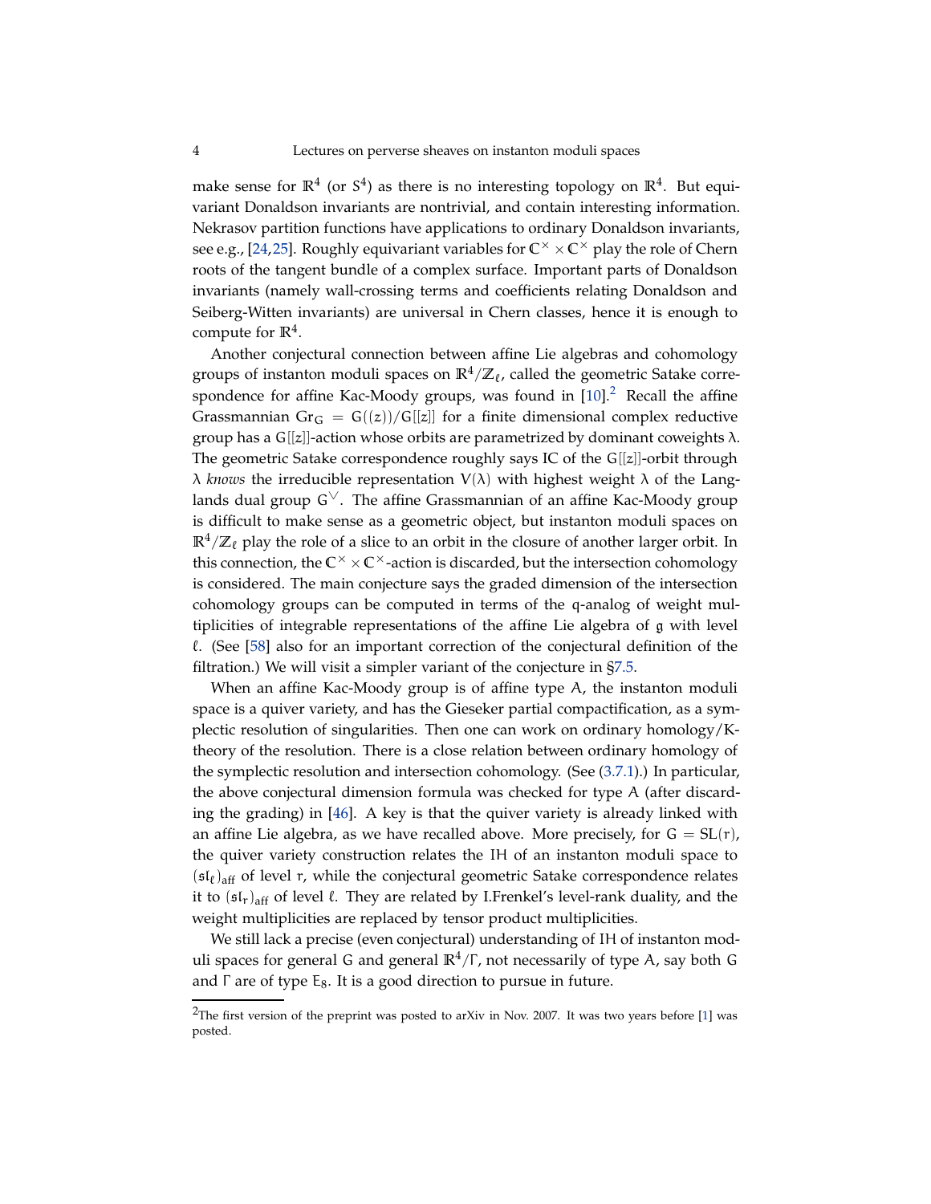make sense for $\mathbb{R}^4$ (or $S^4$) as there is no interesting topology on $\mathbb{R}^4$. But equivariant Donaldson invariants are nontrivial, and contain interesting information. Nekrasov partition functions have applications to ordinary Donaldson invariants, see e.g., [24,25]. Roughly equivariant variables for $\mathbb{C}^\times \times \mathbb{C}^\times$ play the role of Chern roots of the tangent bundle of a complex surface. Important parts of Donaldson invariants (namely wall-crossing terms and coefficients relating Donaldson and Seiberg-Witten invariants) are universal in Chern classes, hence it is enough to compute for $\mathbb{R}^4$.

Another conjectural connection between affine Lie algebras and cohomology groups of instanton moduli spaces on $\mathbb{R}^4/\mathbb{Z}_\ell$, called the geometric Satake correspondence for affine Kac-Moody groups, was found in [10].[2] Recall the affine Grassmannian $\mathrm{Gr}_G = G((z))/G[[z]]$ for a finite dimensional complex reductive group has a $G[[z]]$-action whose orbits are parametrized by dominant coweights $\lambda$. The geometric Satake correspondence roughly says IC of the $G[[z]]$-orbit through $\lambda$ *knows* the irreducible representation $V(\lambda)$ with highest weight $\lambda$ of the Langlands dual group $G^\vee$. The affine Grassmannian of an affine Kac-Moody group is difficult to make sense as a geometric object, but instanton moduli spaces on $\mathbb{R}^4/\mathbb{Z}_\ell$ play the role of a slice to an orbit in the closure of another larger orbit. In this connection, the $\mathbb{C}^\times \times \mathbb{C}^\times$-action is discarded, but the intersection cohomology is considered. The main conjecture says the graded dimension of the intersection cohomology groups can be computed in terms of the q-analog of weight multiplicities of integrable representations of the affine Lie algebra of $\mathfrak{g}$ with level $\ell$. (See [58] also for an important correction of the conjectural definition of the filtration.) We will visit a simpler variant of the conjecture in §7.5.

When an affine Kac-Moody group is of affine type A, the instanton moduli space is a quiver variety, and has the Gieseker partial compactification, as a symplectic resolution of singularities. Then one can work on ordinary homology/K-theory of the resolution. There is a close relation between ordinary homology of the symplectic resolution and intersection cohomology. (See (3.7.1).) In particular, the above conjectural dimension formula was checked for type A (after discarding the grading) in [46]. A key is that the quiver variety is already linked with an affine Lie algebra, as we have recalled above. More precisely, for $G = SL(r)$, the quiver variety construction relates the IH of an instanton moduli space to $(\mathfrak{sl}_\ell)_{\mathrm{aff}}$ of level $r$, while the conjectural geometric Satake correspondence relates it to $(\mathfrak{sl}_r)_{\mathrm{aff}}$ of level $\ell$. They are related by I.Frenkel's level-rank duality, and the weight multiplicities are replaced by tensor product multiplicities.

We still lack a precise (even conjectural) understanding of IH of instanton moduli spaces for general $G$ and general $\mathbb{R}^4/\Gamma$, not necessarily of type A, say both $G$ and $\Gamma$ are of type $E_8$. It is a good direction to pursue in future.

[2] The first version of the preprint was posted to arXiv in Nov. 2007. It was two years before [1] was posted.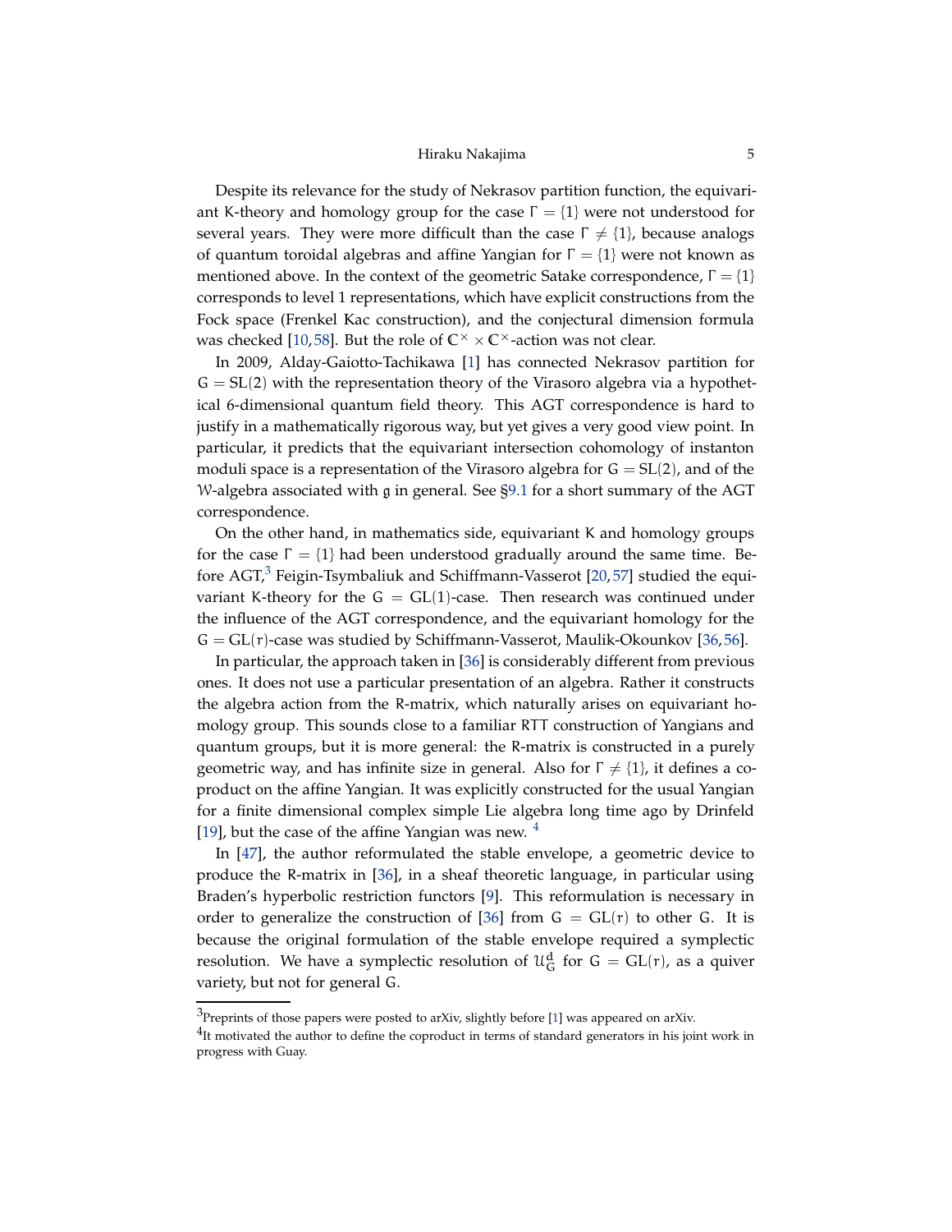Despite its relevance for the study of Nekrasov partition function, the equivariant K-theory and homology group for the case $\Gamma = \{1\}$ were not understood for several years. They were more difficult than the case $\Gamma \neq \{1\}$, because analogs of quantum toroidal algebras and affine Yangian for $\Gamma = \{1\}$ were not known as mentioned above. In the context of the geometric Satake correspondence, $\Gamma = \{1\}$ corresponds to level 1 representations, which have explicit constructions from the Fock space (Frenkel Kac construction), and the conjectural dimension formula was checked [10, 58]. But the role of $\mathbb{C}^\times \times \mathbb{C}^\times$-action was not clear.

In 2009, Alday-Gaiotto-Tachikawa [1] has connected Nekrasov partition for $G = SL(2)$ with the representation theory of the Virasoro algebra via a hypothetical 6-dimensional quantum field theory. This AGT correspondence is hard to justify in a mathematically rigorous way, but yet gives a very good view point. In particular, it predicts that the equivariant intersection cohomology of instanton moduli space is a representation of the Virasoro algebra for $G = SL(2)$, and of the $\mathcal{W}$-algebra associated with $\mathfrak{g}$ in general. See §9.1 for a short summary of the AGT correspondence.

On the other hand, in mathematics side, equivariant K and homology groups for the case $\Gamma = \{1\}$ had been understood gradually around the same time. Before AGT,[3] Feigin-Tsymbaliuk and Schiffmann-Vasserot [20, 57] studied the equivariant K-theory for the $G = GL(1)$-case. Then research was continued under the influence of the AGT correspondence, and the equivariant homology for the $G = GL(r)$-case was studied by Schiffmann-Vasserot, Maulik-Okounkov [36, 56].

In particular, the approach taken in [36] is considerably different from previous ones. It does not use a particular presentation of an algebra. Rather it constructs the algebra action from the R-matrix, which naturally arises on equivariant homology group. This sounds close to a familiar RTT construction of Yangians and quantum groups, but it is more general: the R-matrix is constructed in a purely geometric way, and has infinite size in general. Also for $\Gamma \neq \{1\}$, it defines a coproduct on the affine Yangian. It was explicitly constructed for the usual Yangian for a finite dimensional complex simple Lie algebra long time ago by Drinfeld [19], but the case of the affine Yangian was new. [4]

In [47], the author reformulated the stable envelope, a geometric device to produce the R-matrix in [36], in a sheaf theoretic language, in particular using Braden's hyperbolic restriction functors [9]. This reformulation is necessary in order to generalize the construction of [36] from $G = GL(r)$ to other $G$. It is because the original formulation of the stable envelope required a symplectic resolution. We have a symplectic resolution of $\mathcal{U}_G^d$ for $G = GL(r)$, as a quiver variety, but not for general $G$.

[3] Preprints of those papers were posted to arXiv, slightly before [1] was appeared on arXiv.

[4] It motivated the author to define the coproduct in terms of standard generators in his joint work in progress with Guay.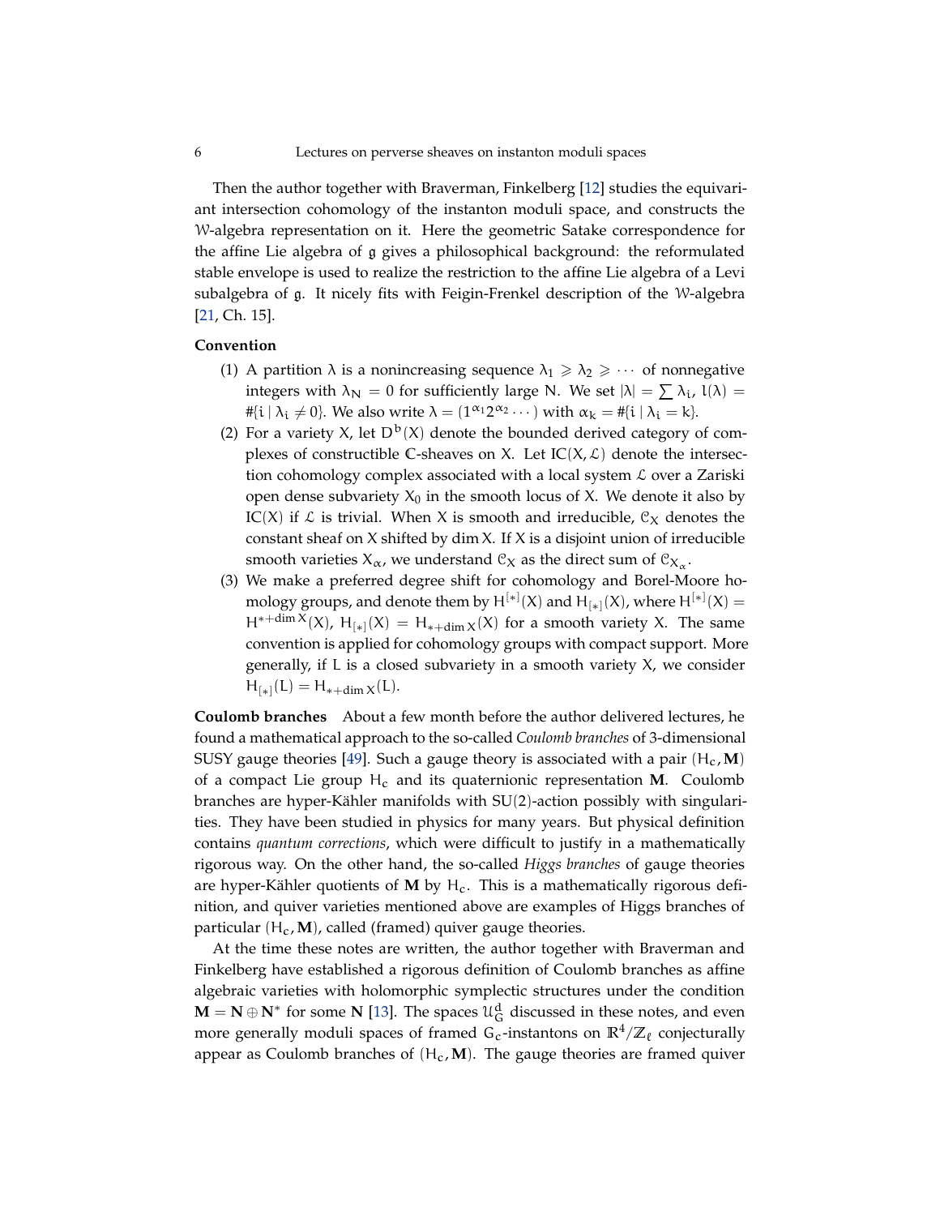Then the author together with Braverman, Finkelberg [12] studies the equivariant intersection cohomology of the instanton moduli space, and constructs the $\mathcal{W}$-algebra representation on it. Here the geometric Satake correspondence for the affine Lie algebra of $\mathfrak{g}$ gives a philosophical background: the reformulated stable envelope is used to realize the restriction to the affine Lie algebra of a Levi subalgebra of $\mathfrak{g}$. It nicely fits with Feigin-Frenkel description of the $\mathcal{W}$-algebra [21, Ch. 15].

**Convention**

(1) A partition $\lambda$ is a nonincreasing sequence $\lambda_1 \geqslant \lambda_2 \geqslant \cdots$ of nonnegative integers with $\lambda_N = 0$ for sufficiently large $N$. We set $|\lambda| = \sum \lambda_i$, $l(\lambda) = \#\{i \mid \lambda_i \neq 0\}$. We also write $\lambda = (1^{\alpha_1} 2^{\alpha_2} \cdots)$ with $\alpha_k = \#\{i \mid \lambda_i = k\}$.

(2) For a variety $X$, let $D^b(X)$ denote the bounded derived category of complexes of constructible $\mathbb{C}$-sheaves on $X$. Let $IC(X, \mathcal{L})$ denote the intersection cohomology complex associated with a local system $\mathcal{L}$ over a Zariski open dense subvariety $X_0$ in the smooth locus of $X$. We denote it also by $IC(X)$ if $\mathcal{L}$ is trivial. When $X$ is smooth and irreducible, $\mathcal{C}_X$ denotes the constant sheaf on $X$ shifted by $\dim X$. If $X$ is a disjoint union of irreducible smooth varieties $X_\alpha$, we understand $\mathcal{C}_X$ as the direct sum of $\mathcal{C}_{X_\alpha}$.

(3) We make a preferred degree shift for cohomology and Borel-Moore homology groups, and denote them by $H^{[*]}(X)$ and $H_{[*]}(X)$, where $H^{[*]}(X) = H^{*+\dim X}(X)$, $H_{[*]}(X) = H_{*+\dim X}(X)$ for a smooth variety $X$. The same convention is applied for cohomology groups with compact support. More generally, if $L$ is a closed subvariety in a smooth variety $X$, we consider $H_{[*]}(L) = H_{*+\dim X}(L)$.

**Coulomb branches** About a few month before the author delivered lectures, he found a mathematical approach to the so-called *Coulomb branches* of 3-dimensional SUSY gauge theories [49]. Such a gauge theory is associated with a pair $(H_c, \mathbf{M})$ of a compact Lie group $H_c$ and its quaternionic representation $\mathbf{M}$. Coulomb branches are hyper-Kähler manifolds with $SU(2)$-action possibly with singularities. They have been studied in physics for many years. But physical definition contains *quantum corrections*, which were difficult to justify in a mathematically rigorous way. On the other hand, the so-called *Higgs branches* of gauge theories are hyper-Kähler quotients of $\mathbf{M}$ by $H_c$. This is a mathematically rigorous definition, and quiver varieties mentioned above are examples of Higgs branches of particular $(H_c, \mathbf{M})$, called (framed) quiver gauge theories.

At the time these notes are written, the author together with Braverman and Finkelberg have established a rigorous definition of Coulomb branches as affine algebraic varieties with holomorphic symplectic structures under the condition $\mathbf{M} = \mathbf{N} \oplus \mathbf{N}^*$ for some $\mathbf{N}$ [13]. The spaces $\mathcal{U}_G^d$ discussed in these notes, and even more generally moduli spaces of framed $G_c$-instantons on $\mathbb{R}^4/\mathbb{Z}_\ell$ conjecturally appear as Coulomb branches of $(H_c, \mathbf{M})$. The gauge theories are framed quiver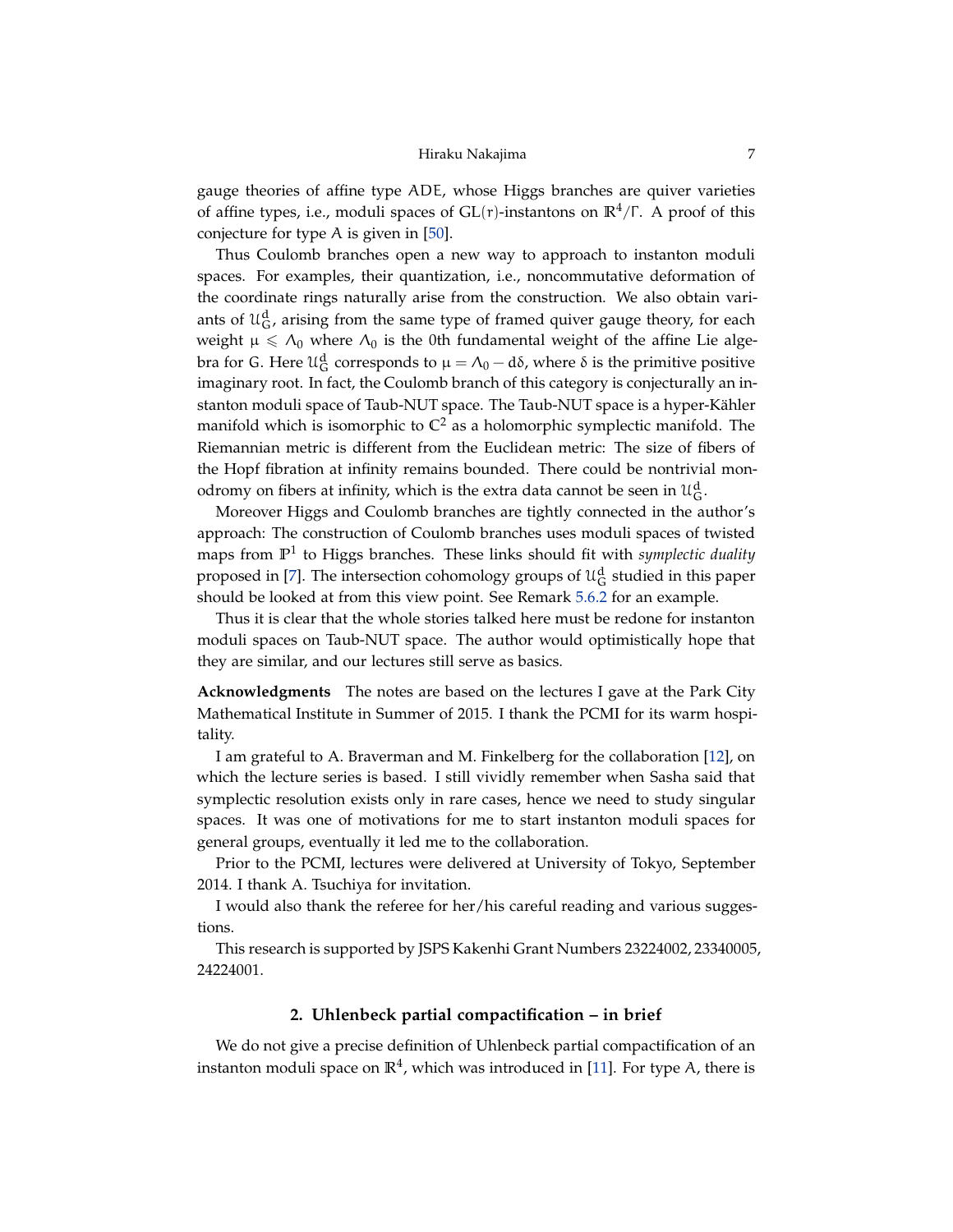gauge theories of affine type $ADE$, whose Higgs branches are quiver varieties of affine types, i.e., moduli spaces of $\mathrm{GL}(r)$-instantons on $\mathbb{R}^4/\Gamma$. A proof of this conjecture for type $A$ is given in [50].

Thus Coulomb branches open a new way to approach to instanton moduli spaces. For examples, their quantization, i.e., noncommutative deformation of the coordinate rings naturally arise from the construction. We also obtain variants of $\mathcal{U}_G^d$, arising from the same type of framed quiver gauge theory, for each weight $\mu \leqslant \Lambda_0$ where $\Lambda_0$ is the 0th fundamental weight of the affine Lie algebra for $G$. Here $\mathcal{U}_G^d$ corresponds to $\mu = \Lambda_0 - d\delta$, where $\delta$ is the primitive positive imaginary root. In fact, the Coulomb branch of this category is conjecturally an instanton moduli space of Taub-NUT space. The Taub-NUT space is a hyper-Kähler manifold which is isomorphic to $\mathbb{C}^2$ as a holomorphic symplectic manifold. The Riemannian metric is different from the Euclidean metric: The size of fibers of the Hopf fibration at infinity remains bounded. There could be nontrivial monodromy on fibers at infinity, which is the extra data cannot be seen in $\mathcal{U}_G^d$.

Moreover Higgs and Coulomb branches are tightly connected in the author's approach: The construction of Coulomb branches uses moduli spaces of twisted maps from $\mathbb{P}^1$ to Higgs branches. These links should fit with *symplectic duality* proposed in [7]. The intersection cohomology groups of $\mathcal{U}_G^d$ studied in this paper should be looked at from this view point. See Remark 5.6.2 for an example.

Thus it is clear that the whole stories talked here must be redone for instanton moduli spaces on Taub-NUT space. The author would optimistically hope that they are similar, and our lectures still serve as basics.

**Acknowledgments** The notes are based on the lectures I gave at the Park City Mathematical Institute in Summer of 2015. I thank the PCMI for its warm hospitality.

I am grateful to A. Braverman and M. Finkelberg for the collaboration [12], on which the lecture series is based. I still vividly remember when Sasha said that symplectic resolution exists only in rare cases, hence we need to study singular spaces. It was one of motivations for me to start instanton moduli spaces for general groups, eventually it led me to the collaboration.

Prior to the PCMI, lectures were delivered at University of Tokyo, September 2014. I thank A. Tsuchiya for invitation.

I would also thank the referee for her/his careful reading and various suggestions.

This research is supported by JSPS Kakenhi Grant Numbers 23224002, 23340005, 24224001.

## 2. Uhlenbeck partial compactification – in brief

We do not give a precise definition of Uhlenbeck partial compactification of an instanton moduli space on $\mathbb{R}^4$, which was introduced in [11]. For type $A$, there is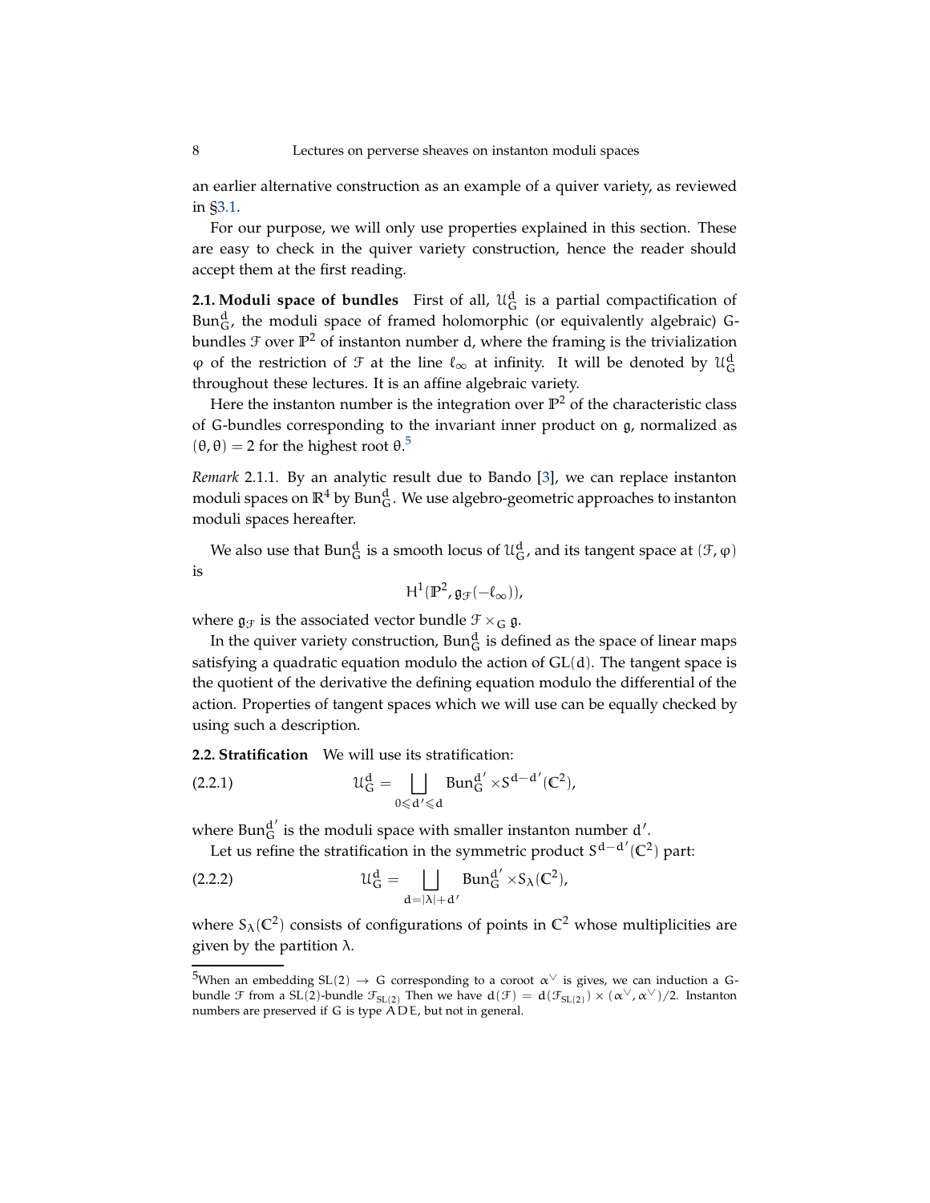an earlier alternative construction as an example of a quiver variety, as reviewed in §3.1.

For our purpose, we will only use properties explained in this section. These are easy to check in the quiver variety construction, hence the reader should accept them at the first reading.

**2.1. Moduli space of bundles** First of all, $\mathcal{U}_G^d$ is a partial compactification of $\mathrm{Bun}_G^d$, the moduli space of framed holomorphic (or equivalently algebraic) G-bundles $\mathcal{F}$ over $\mathbb{P}^2$ of instanton number $d$, where the framing is the trivialization $\varphi$ of the restriction of $\mathcal{F}$ at the line $\ell_\infty$ at infinity. It will be denoted by $\mathcal{U}_G^d$ throughout these lectures. It is an affine algebraic variety.

Here the instanton number is the integration over $\mathbb{P}^2$ of the characteristic class of G-bundles corresponding to the invariant inner product on $\mathfrak{g}$, normalized as $(\theta, \theta) = 2$ for the highest root $\theta$.[5]

*Remark* 2.1.1. By an analytic result due to Bando [3], we can replace instanton moduli spaces on $\mathbb{R}^4$ by $\mathrm{Bun}_G^d$. We use algebro-geometric approaches to instanton moduli spaces hereafter.

We also use that $\mathrm{Bun}_G^d$ is a smooth locus of $\mathcal{U}_G^d$, and its tangent space at $(\mathcal{F}, \varphi)$ is

$$H^1(\mathbb{P}^2, \mathfrak{g}_{\mathcal{F}}(-\ell_\infty)),$$

where $\mathfrak{g}_{\mathcal{F}}$ is the associated vector bundle $\mathcal{F} \times_G \mathfrak{g}$.

In the quiver variety construction, $\mathrm{Bun}_G^d$ is defined as the space of linear maps satisfying a quadratic equation modulo the action of $\mathrm{GL}(d)$. The tangent space is the quotient of the derivative the defining equation modulo the differential of the action. Properties of tangent spaces which we will use can be equally checked by using such a description.

**2.2. Stratification** We will use its stratification:

$$\mathcal{U}_G^d = \bigsqcup_{0 \leqslant d' \leqslant d} \mathrm{Bun}_G^{d'} \times S^{d-d'}(\mathbb{C}^2), \tag{2.2.1}$$

where $\mathrm{Bun}_G^{d'}$ is the moduli space with smaller instanton number $d'$.

Let us refine the stratification in the symmetric product $S^{d-d'}(\mathbb{C}^2)$ part:

$$\mathcal{U}_G^d = \bigsqcup_{d=|\lambda|+d'} \mathrm{Bun}_G^{d'} \times S_\lambda(\mathbb{C}^2), \tag{2.2.2}$$

where $S_\lambda(\mathbb{C}^2)$ consists of configurations of points in $\mathbb{C}^2$ whose multiplicities are given by the partition $\lambda$.

---

[5] When an embedding $\mathrm{SL}(2) \to G$ corresponding to a coroot $\alpha^\vee$ is gives, we can induction a G-bundle $\mathcal{F}$ from a $\mathrm{SL}(2)$-bundle $\mathcal{F}_{\mathrm{SL}(2)}$ Then we have $d(\mathcal{F}) = d(\mathcal{F}_{\mathrm{SL}(2)}) \times (\alpha^\vee, \alpha^\vee)/2$. Instanton numbers are preserved if G is type ADE, but not in general.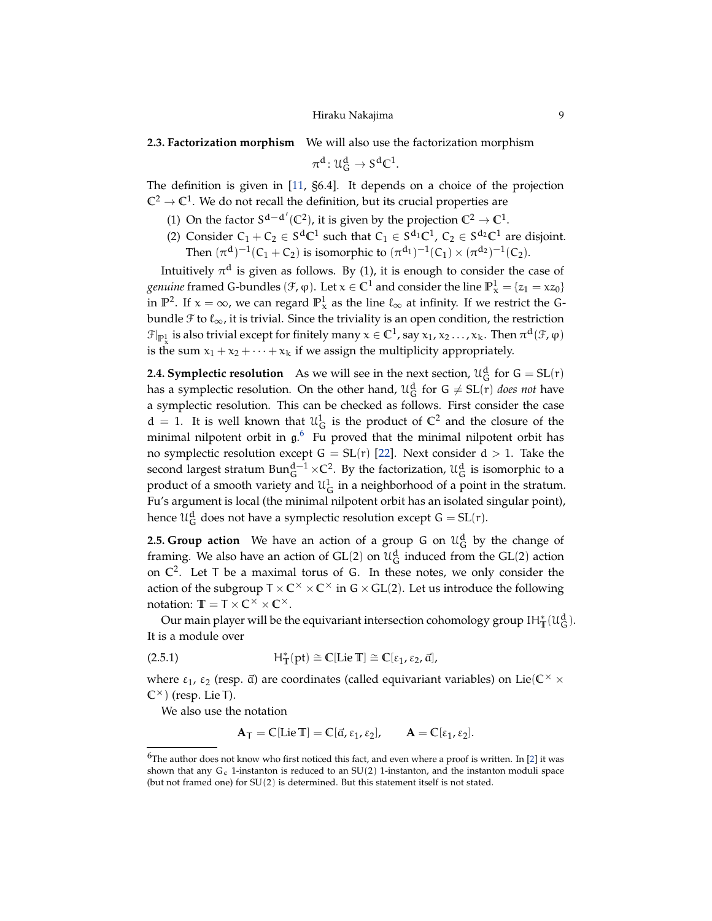**2.3. Factorization morphism** We will also use the factorization morphism

$$\pi^d \colon \mathcal{U}_G^d \to S^d\mathbb{C}^1.$$

The definition is given in [11, §6.4]. It depends on a choice of the projection $\mathbb{C}^2 \to \mathbb{C}^1$. We do not recall the definition, but its crucial properties are

1. On the factor $S^{d-d'}(\mathbb{C}^2)$, it is given by the projection $\mathbb{C}^2 \to \mathbb{C}^1$.
2. Consider $C_1 + C_2 \in S^d\mathbb{C}^1$ such that $C_1 \in S^{d_1}\mathbb{C}^1$, $C_2 \in S^{d_2}\mathbb{C}^1$ are disjoint. Then $(\pi^d)^{-1}(C_1 + C_2)$ is isomorphic to $(\pi^{d_1})^{-1}(C_1) \times (\pi^{d_2})^{-1}(C_2)$.

Intuitively $\pi^d$ is given as follows. By (1), it is enough to consider the case of *genuine* framed G-bundles $(\mathcal{F}, \varphi)$. Let $x \in \mathbb{C}^1$ and consider the line $\mathbb{P}^1_x = \{z_1 = xz_0\}$ in $\mathbb{P}^2$. If $x = \infty$, we can regard $\mathbb{P}^1_x$ as the line $\ell_\infty$ at infinity. If we restrict the G-bundle $\mathcal{F}$ to $\ell_\infty$, it is trivial. Since the triviality is an open condition, the restriction $\mathcal{F}|_{\mathbb{P}^1_x}$ is also trivial except for finitely many $x \in \mathbb{C}^1$, say $x_1, x_2 \ldots, x_k$. Then $\pi^d(\mathcal{F}, \varphi)$ is the sum $x_1 + x_2 + \cdots + x_k$ if we assign the multiplicity appropriately.

**2.4. Symplectic resolution** As we will see in the next section, $\mathcal{U}_G^d$ for $G = SL(r)$ has a symplectic resolution. On the other hand, $\mathcal{U}_G^d$ for $G \neq SL(r)$ *does not* have a symplectic resolution. This can be checked as follows. First consider the case $d = 1$. It is well known that $\mathcal{U}_G^1$ is the product of $\mathbb{C}^2$ and the closure of the minimal nilpotent orbit in $\mathfrak{g}$.[6] Fu proved that the minimal nilpotent orbit has no symplectic resolution except $G = SL(r)$ [22]. Next consider $d > 1$. Take the second largest stratum $\mathrm{Bun}_G^{d-1} \times \mathbb{C}^2$. By the factorization, $\mathcal{U}_G^d$ is isomorphic to a product of a smooth variety and $\mathcal{U}_G^1$ in a neighborhood of a point in the stratum. Fu's argument is local (the minimal nilpotent orbit has an isolated singular point), hence $\mathcal{U}_G^d$ does not have a symplectic resolution except $G = SL(r)$.

**2.5. Group action** We have an action of a group G on $\mathcal{U}_G^d$ by the change of framing. We also have an action of $GL(2)$ on $\mathcal{U}_G^d$ induced from the $GL(2)$ action on $\mathbb{C}^2$. Let T be a maximal torus of G. In these notes, we only consider the action of the subgroup $T \times \mathbb{C}^\times \times \mathbb{C}^\times$ in $G \times GL(2)$. Let us introduce the following notation: $\mathbb{T} = T \times \mathbb{C}^\times \times \mathbb{C}^\times$.

Our main player will be the equivariant intersection cohomology group $IH^*_{\mathbb{T}}(\mathcal{U}_G^d)$. It is a module over

$$H^*_{\mathbb{T}}(\mathrm{pt}) \cong \mathbb{C}[\mathrm{Lie}\,\mathbb{T}] \cong \mathbb{C}[\varepsilon_1, \varepsilon_2, \vec{a}], \tag{2.5.1}$$

where $\varepsilon_1$, $\varepsilon_2$ (resp. $\vec{a}$) are coordinates (called equivariant variables) on $\mathrm{Lie}(\mathbb{C}^\times \times \mathbb{C}^\times)$ (resp. $\mathrm{Lie}\,T$).

We also use the notation

$$\mathbf{A}_T = \mathbb{C}[\mathrm{Lie}\,\mathbb{T}] = \mathbb{C}[\vec{a}, \varepsilon_1, \varepsilon_2], \qquad \mathbf{A} = \mathbb{C}[\varepsilon_1, \varepsilon_2].$$

---

[6] The author does not know who first noticed this fact, and even where a proof is written. In [2] it was shown that any $G_c$ 1-instanton is reduced to an $SU(2)$ 1-instanton, and the instanton moduli space (but not framed one) for $SU(2)$ is determined. But this statement itself is not stated.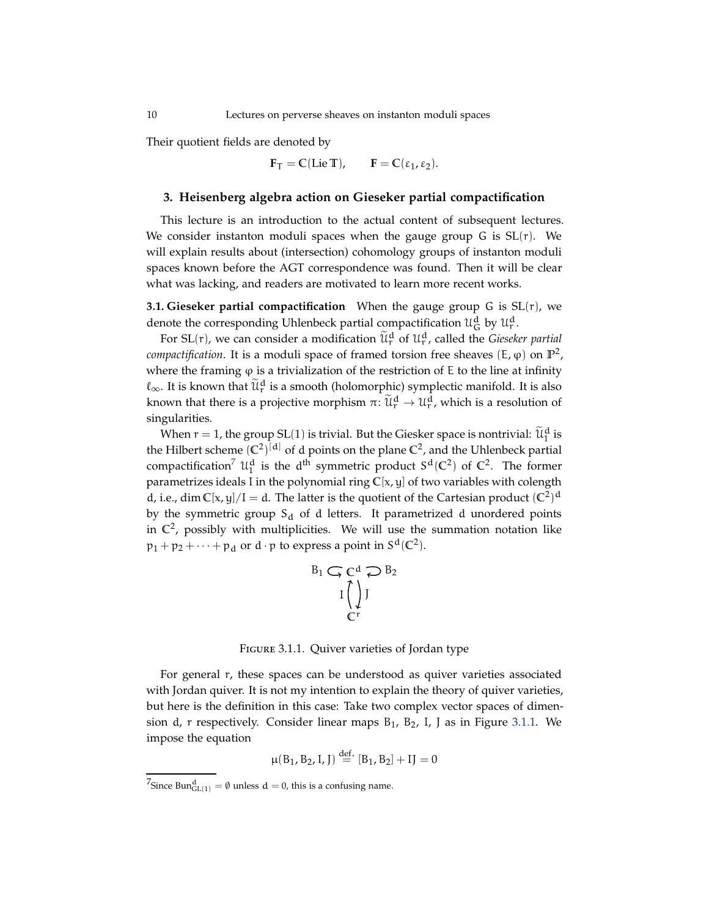Their quotient fields are denoted by

$$\mathbf{F}_T = \mathbb{C}(\operatorname{Lie} \mathbb{T}), \qquad \mathbf{F} = \mathbb{C}(\varepsilon_1, \varepsilon_2).$$

## 3. Heisenberg algebra action on Gieseker partial compactification

This lecture is an introduction to the actual content of subsequent lectures. We consider instanton moduli spaces when the gauge group $G$ is $SL(r)$. We will explain results about (intersection) cohomology groups of instanton moduli spaces known before the AGT correspondence was found. Then it will be clear what was lacking, and readers are motivated to learn more recent works.

**3.1. Gieseker partial compactification** When the gauge group $G$ is $SL(r)$, we denote the corresponding Uhlenbeck partial compactification $\mathcal{U}_G^d$ by $\mathcal{U}_r^d$.

For $SL(r)$, we can consider a modification $\widetilde{\mathcal{U}}_r^d$ of $\mathcal{U}_r^d$, called the *Gieseker partial compactification*. It is a moduli space of framed torsion free sheaves $(E, \varphi)$ on $\mathbb{P}^2$, where the framing $\varphi$ is a trivialization of the restriction of $E$ to the line at infinity $\ell_\infty$. It is known that $\widetilde{\mathcal{U}}_r^d$ is a smooth (holomorphic) symplectic manifold. It is also known that there is a projective morphism $\pi\colon \widetilde{\mathcal{U}}_r^d \to \mathcal{U}_r^d$, which is a resolution of singularities.

When $r = 1$, the group $SL(1)$ is trivial. But the Giesker space is nontrivial: $\widetilde{\mathcal{U}}_1^d$ is the Hilbert scheme $(\mathbb{C}^2)^{[d]}$ of $d$ points on the plane $\mathbb{C}^2$, and the Uhlenbeck partial compactification[7] $\mathcal{U}_1^d$ is the $d^{\text{th}}$ symmetric product $S^d(\mathbb{C}^2)$ of $\mathbb{C}^2$. The former parametrizes ideals $I$ in the polynomial ring $\mathbb{C}[x, y]$ of two variables with colength $d$, i.e., $\dim \mathbb{C}[x, y]/I = d$. The latter is the quotient of the Cartesian product $(\mathbb{C}^2)^d$ by the symmetric group $S_d$ of $d$ letters. It parametrized $d$ unordered points in $\mathbb{C}^2$, possibly with multiplicities. We will use the summation notation like $p_1 + p_2 + \cdots + p_d$ or $d \cdot p$ to express a point in $S^d(\mathbb{C}^2)$.

$$\begin{array}{c} B_1 \circlearrowleft \mathbb{C}^d \circlearrowright B_2 \\ I \uparrow \downarrow J \\ \mathbb{C}^r \end{array}$$

Figure 3.1.1. Quiver varieties of Jordan type

For general $r$, these spaces can be understood as quiver varieties associated with Jordan quiver. It is not my intention to explain the theory of quiver varieties, but here is the definition in this case: Take two complex vector spaces of dimension $d$, $r$ respectively. Consider linear maps $B_1$, $B_2$, $I$, $J$ as in Figure 3.1.1. We impose the equation

$$\mu(B_1, B_2, I, J) \overset{\text{def.}}{=} [B_1, B_2] + IJ = 0$$

[7] Since $\operatorname{Bun}^d_{GL(1)} = \emptyset$ unless $d = 0$, this is a confusing name.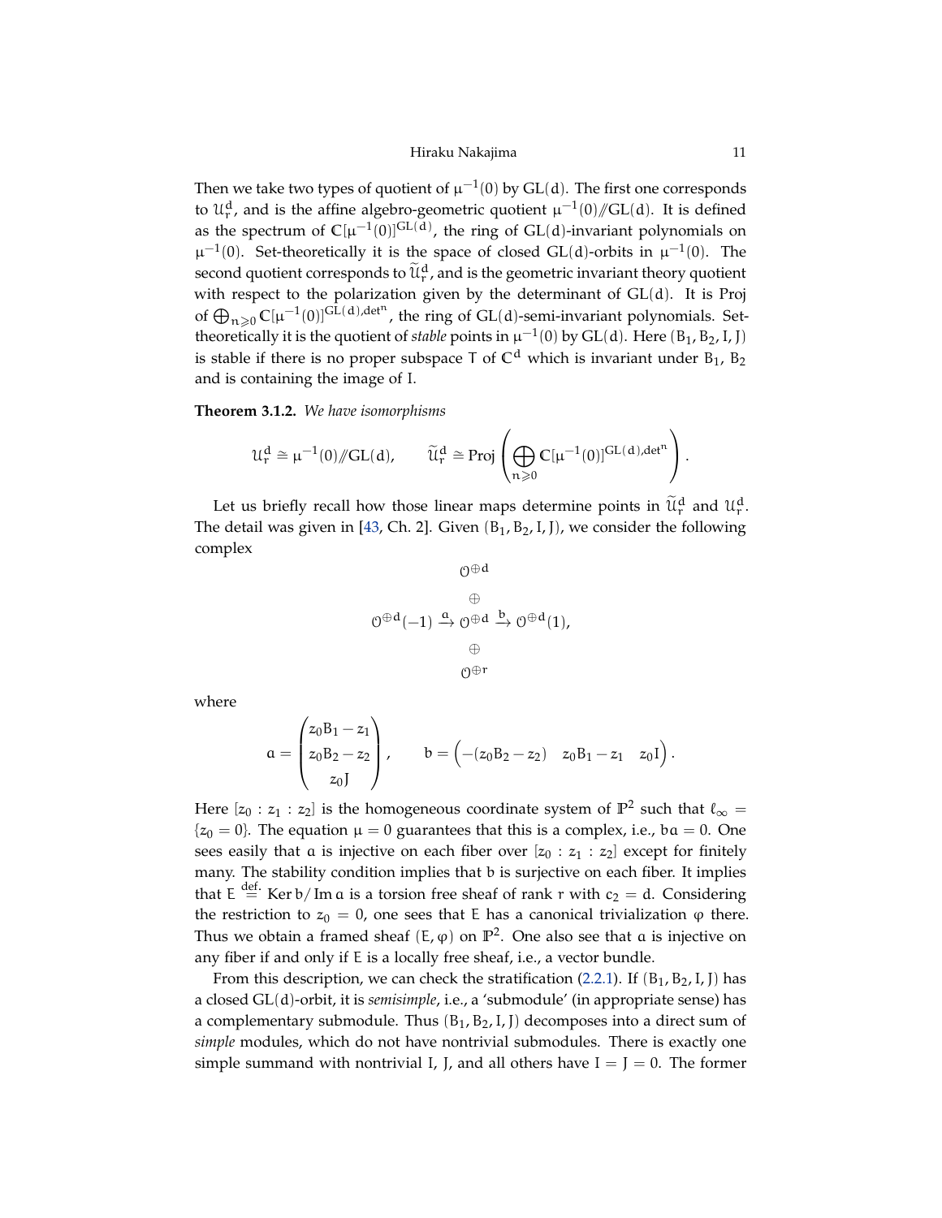Then we take two types of quotient of $\mu^{-1}(0)$ by $\mathrm{GL}(d)$. The first one corresponds to $\mathcal{U}_r^d$, and is the affine algebro-geometric quotient $\mu^{-1}(0)/\!\!/\mathrm{GL}(d)$. It is defined as the spectrum of $\mathbb{C}[\mu^{-1}(0)]^{\mathrm{GL}(d)}$, the ring of $\mathrm{GL}(d)$-invariant polynomials on $\mu^{-1}(0)$. Set-theoretically it is the space of closed $\mathrm{GL}(d)$-orbits in $\mu^{-1}(0)$. The second quotient corresponds to $\widetilde{\mathcal{U}}_r^d$, and is the geometric invariant theory quotient with respect to the polarization given by the determinant of $\mathrm{GL}(d)$. It is Proj of $\bigoplus_{n\geqslant 0}\mathbb{C}[\mu^{-1}(0)]^{\mathrm{GL}(d),\det^n}$, the ring of $\mathrm{GL}(d)$-semi-invariant polynomials. Set-theoretically it is the quotient of *stable* points in $\mu^{-1}(0)$ by $\mathrm{GL}(d)$. Here $(B_1, B_2, I, J)$ is stable if there is no proper subspace $T$ of $\mathbb{C}^d$ which is invariant under $B_1$, $B_2$ and is containing the image of $I$.

**Theorem 3.1.2.** *We have isomorphisms*

$$\mathcal{U}_r^d \cong \mu^{-1}(0)/\!\!/\mathrm{GL}(d), \qquad \widetilde{\mathcal{U}}_r^d \cong \operatorname{Proj}\left(\bigoplus_{n\geqslant 0}\mathbb{C}[\mu^{-1}(0)]^{\mathrm{GL}(d),\det^n}\right).$$

Let us briefly recall how those linear maps determine points in $\widetilde{\mathcal{U}}_r^d$ and $\mathcal{U}_r^d$. The detail was given in [43, Ch. 2]. Given $(B_1, B_2, I, J)$, we consider the following complex

$$\mathcal{O}^{\oplus d}(-1) \xrightarrow{a} \begin{matrix}\mathcal{O}^{\oplus d}\\ \oplus \\ \mathcal{O}^{\oplus d} \\ \oplus \\ \mathcal{O}^{\oplus r}\end{matrix} \xrightarrow{b} \mathcal{O}^{\oplus d}(1),$$

where

$$a = \begin{pmatrix} z_0 B_1 - z_1 \\ z_0 B_2 - z_2 \\ z_0 J \end{pmatrix}, \qquad b = \begin{pmatrix} -(z_0 B_2 - z_2) & z_0 B_1 - z_1 & z_0 I \end{pmatrix}.$$

Here $[z_0 : z_1 : z_2]$ is the homogeneous coordinate system of $\mathbb{P}^2$ such that $\ell_\infty = \{z_0 = 0\}$. The equation $\mu = 0$ guarantees that this is a complex, i.e., $ba = 0$. One sees easily that $a$ is injective on each fiber over $[z_0 : z_1 : z_2]$ except for finitely many. The stability condition implies that $b$ is surjective on each fiber. It implies that $E \overset{\text{def.}}{=} \operatorname{Ker} b/\operatorname{Im} a$ is a torsion free sheaf of rank $r$ with $c_2 = d$. Considering the restriction to $z_0 = 0$, one sees that $E$ has a canonical trivialization $\varphi$ there. Thus we obtain a framed sheaf $(E, \varphi)$ on $\mathbb{P}^2$. One also see that $a$ is injective on any fiber if and only if $E$ is a locally free sheaf, i.e., a vector bundle.

From this description, we can check the stratification (2.2.1). If $(B_1, B_2, I, J)$ has a closed $\mathrm{GL}(d)$-orbit, it is *semisimple*, i.e., a 'submodule' (in appropriate sense) has a complementary submodule. Thus $(B_1, B_2, I, J)$ decomposes into a direct sum of *simple* modules, which do not have nontrivial submodules. There is exactly one simple summand with nontrivial $I$, $J$, and all others have $I = J = 0$. The former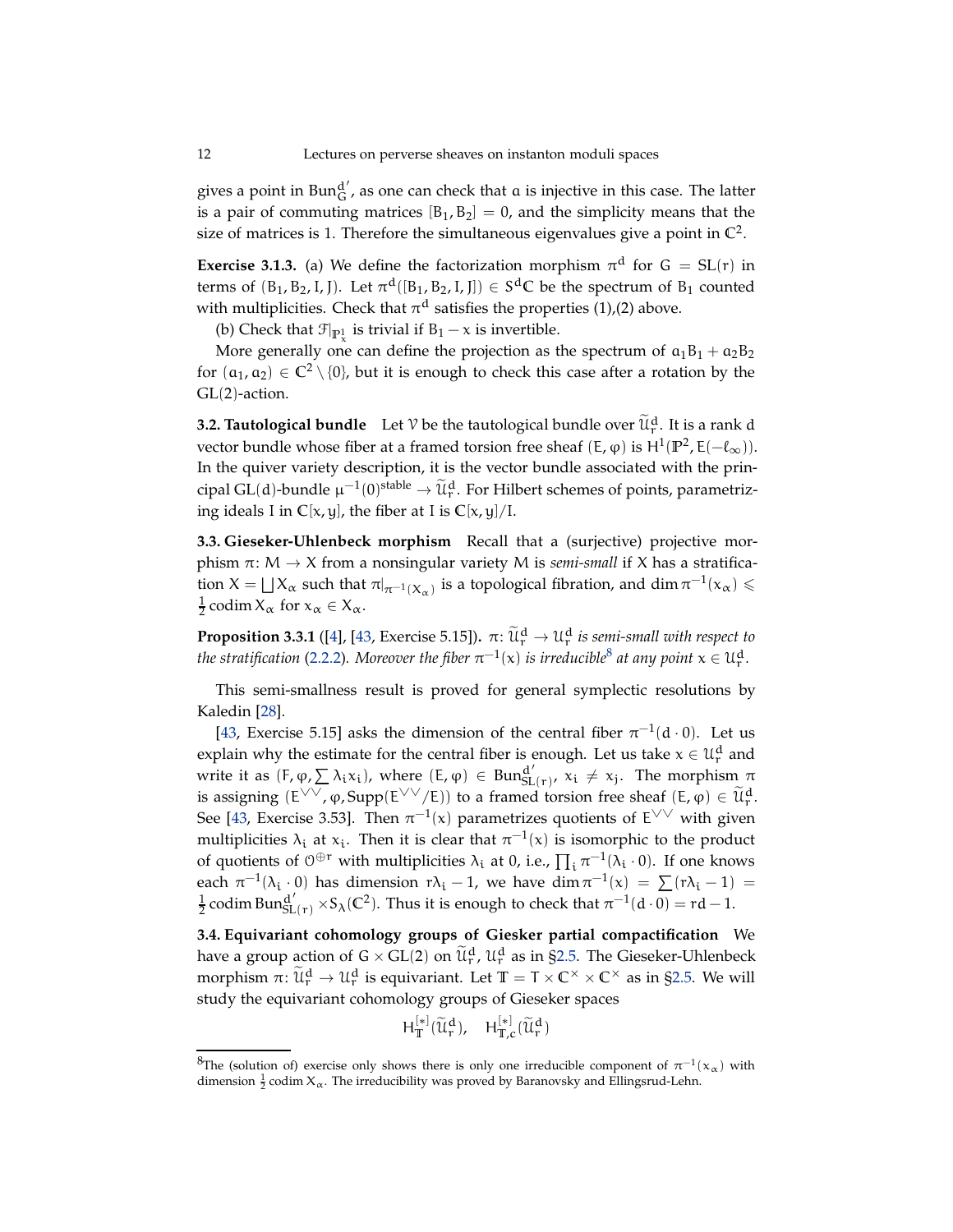gives a point in $\mathrm{Bun}_G^{d'}$, as one can check that $a$ is injective in this case. The latter is a pair of commuting matrices $[B_1, B_2] = 0$, and the simplicity means that the size of matrices is 1. Therefore the simultaneous eigenvalues give a point in $\mathbb{C}^2$.

**Exercise 3.1.3.** (a) We define the factorization morphism $\pi^d$ for $G = SL(r)$ in terms of $(B_1, B_2, I, J)$. Let $\pi^d([B_1, B_2, I, J]) \in S^d\mathbb{C}$ be the spectrum of $B_1$ counted with multiplicities. Check that $\pi^d$ satisfies the properties (1),(2) above.

(b) Check that $\mathcal{F}|_{\mathbb{P}^1_x}$ is trivial if $B_1 - x$ is invertible.

More generally one can define the projection as the spectrum of $a_1 B_1 + a_2 B_2$ for $(a_1, a_2) \in \mathbb{C}^2 \setminus \{0\}$, but it is enough to check this case after a rotation by the $GL(2)$-action.

**3.2. Tautological bundle** Let $\mathcal{V}$ be the tautological bundle over $\widetilde{\mathcal{U}}_r^d$. It is a rank $d$ vector bundle whose fiber at a framed torsion free sheaf $(E, \varphi)$ is $H^1(\mathbb{P}^2, E(-\ell_\infty))$. In the quiver variety description, it is the vector bundle associated with the principal $GL(d)$-bundle $\mu^{-1}(0)^{\mathrm{stable}} \to \widetilde{\mathcal{U}}_r^d$. For Hilbert schemes of points, parametrizing ideals $I$ in $\mathbb{C}[x, y]$, the fiber at $I$ is $\mathbb{C}[x, y]/I$.

**3.3. Gieseker-Uhlenbeck morphism** Recall that a (surjective) projective morphism $\pi\colon M \to X$ from a nonsingular variety $M$ is *semi-small* if $X$ has a stratification $X = \bigsqcup X_\alpha$ such that $\pi|_{\pi^{-1}(X_\alpha)}$ is a topological fibration, and $\dim \pi^{-1}(x_\alpha) \leqslant \frac{1}{2}\operatorname{codim} X_\alpha$ for $x_\alpha \in X_\alpha$.

**Proposition 3.3.1** ([4], [43, Exercise 5.15]). *$\pi\colon \widetilde{\mathcal{U}}_r^d \to \mathcal{U}_r^d$ is semi-small with respect to the stratification (2.2.2). Moreover the fiber $\pi^{-1}(x)$ is irreducible[8] at any point $x \in \mathcal{U}_r^d$.*

This semi-smallness result is proved for general symplectic resolutions by Kaledin [28].

[43, Exercise 5.15] asks the dimension of the central fiber $\pi^{-1}(d \cdot 0)$. Let us explain why the estimate for the central fiber is enough. Let us take $x \in \mathcal{U}_r^d$ and write it as $(F, \varphi, \sum \lambda_i x_i)$, where $(E, \varphi) \in \mathrm{Bun}_{SL(r)}^{d'}$, $x_i \neq x_j$. The morphism $\pi$ is assigning $(E^{\vee\vee}, \varphi, \mathrm{Supp}(E^{\vee\vee}/E))$ to a framed torsion free sheaf $(E, \varphi) \in \widetilde{\mathcal{U}}_r^d$. See [43, Exercise 3.53]. Then $\pi^{-1}(x)$ parametrizes quotients of $E^{\vee\vee}$ with given multiplicities $\lambda_i$ at $x_i$. Then it is clear that $\pi^{-1}(x)$ is isomorphic to the product of quotients of $\mathcal{O}^{\oplus r}$ with multiplicities $\lambda_i$ at 0, i.e., $\prod_i \pi^{-1}(\lambda_i \cdot 0)$. If one knows each $\pi^{-1}(\lambda_i \cdot 0)$ has dimension $r\lambda_i - 1$, we have $\dim \pi^{-1}(x) = \sum (r\lambda_i - 1) = \frac{1}{2}\operatorname{codim} \mathrm{Bun}_{SL(r)}^{d'} \times S_\lambda(\mathbb{C}^2)$. Thus it is enough to check that $\pi^{-1}(d \cdot 0) = rd - 1$.

**3.4. Equivariant cohomology groups of Giesker partial compactification** We have a group action of $G \times GL(2)$ on $\widetilde{\mathcal{U}}_r^d$, $\mathcal{U}_r^d$ as in §2.5. The Gieseker-Uhlenbeck morphism $\pi\colon \widetilde{\mathcal{U}}_r^d \to \mathcal{U}_r^d$ is equivariant. Let $\mathbb{T} = T \times \mathbb{C}^\times \times \mathbb{C}^\times$ as in §2.5. We will study the equivariant cohomology groups of Gieseker spaces

$$H_{\mathbb{T}}^{[*]}(\widetilde{\mathcal{U}}_r^d), \quad H_{\mathbb{T},c}^{[*]}(\widetilde{\mathcal{U}}_r^d)$$

[8] The (solution of) exercise only shows there is only one irreducible component of $\pi^{-1}(x_\alpha)$ with dimension $\frac{1}{2}\operatorname{codim} X_\alpha$. The irreducibility was proved by Baranovsky and Ellingsrud-Lehn.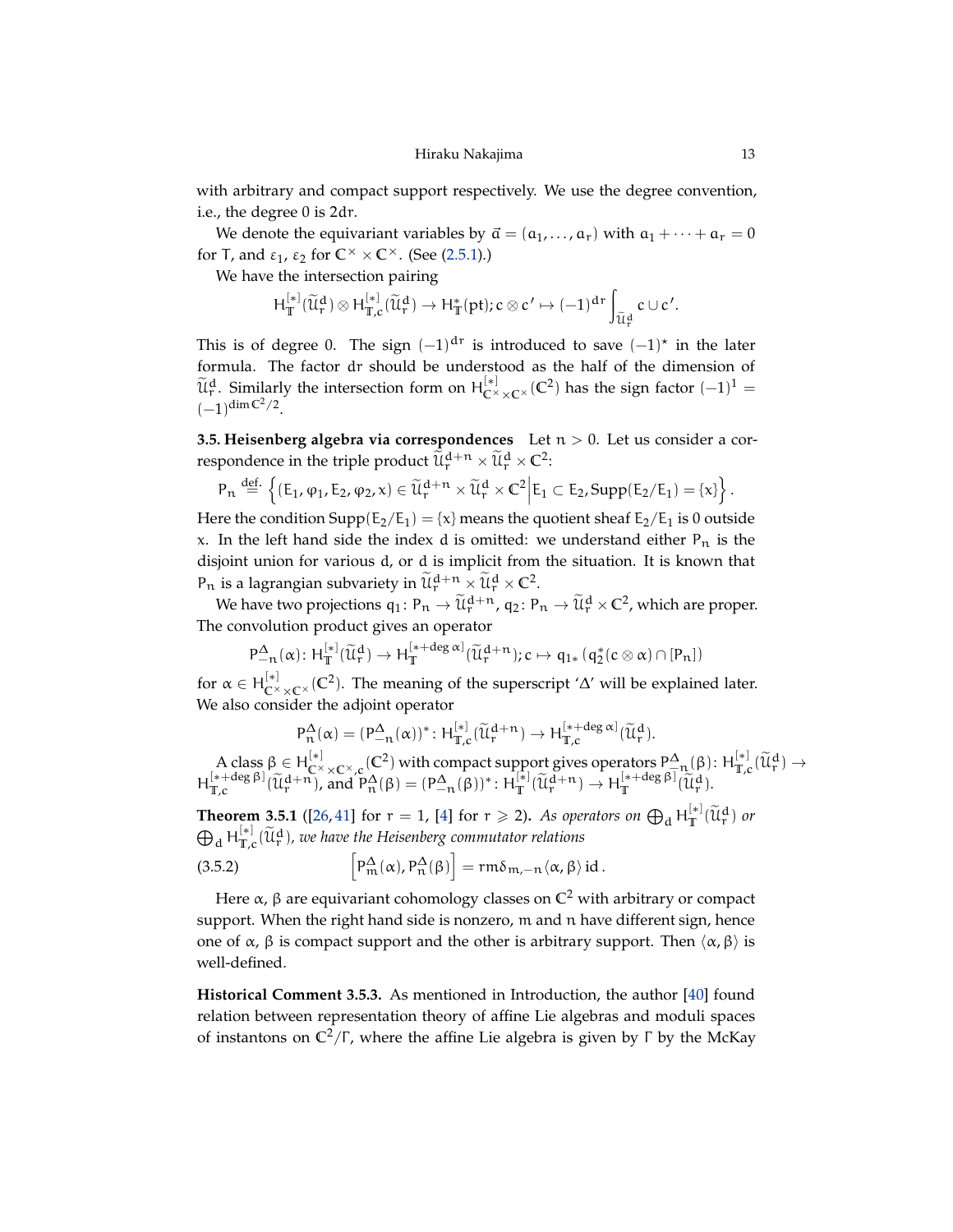with arbitrary and compact support respectively. We use the degree convention, i.e., the degree 0 is $2dr$.

We denote the equivariant variables by $\vec{a} = (a_1, \dots, a_r)$ with $a_1 + \cdots + a_r = 0$ for $T$, and $\varepsilon_1$, $\varepsilon_2$ for $\mathbb{C}^\times \times \mathbb{C}^\times$. (See (2.5.1).)

We have the intersection pairing

$$H^{[*]}_{\mathbb{T}}(\widetilde{\mathcal{U}}^d_r) \otimes H^{[*]}_{\mathbb{T},c}(\widetilde{\mathcal{U}}^d_r) \to H^*_{\mathbb{T}}(\mathrm{pt}); c \otimes c' \mapsto (-1)^{dr} \int_{\widetilde{\mathcal{U}}^d_r} c \cup c'.$$

This is of degree 0. The sign $(-1)^{dr}$ is introduced to save $(-1)^\star$ in the later formula. The factor $dr$ should be understood as the half of the dimension of $\widetilde{\mathcal{U}}^d_r$. Similarly the intersection form on $H^{[*]}_{\mathbb{C}^\times \times \mathbb{C}^\times}(\mathbb{C}^2)$ has the sign factor $(-1)^1 = (-1)^{\dim \mathbb{C}^2/2}$.

**3.5. Heisenberg algebra via correspondences** Let $n > 0$. Let us consider a correspondence in the triple product $\widetilde{\mathcal{U}}^{d+n}_r \times \widetilde{\mathcal{U}}^d_r \times \mathbb{C}^2$:

$$P_n \overset{\text{def.}}{=} \left\{ (E_1, \varphi_1, E_2, \varphi_2, x) \in \widetilde{\mathcal{U}}^{d+n}_r \times \widetilde{\mathcal{U}}^d_r \times \mathbb{C}^2 \,\middle|\, E_1 \subset E_2, \operatorname{Supp}(E_2/E_1) = \{x\} \right\}.$$

Here the condition $\operatorname{Supp}(E_2/E_1) = \{x\}$ means the quotient sheaf $E_2/E_1$ is 0 outside $x$. In the left hand side the index $d$ is omitted: we understand either $P_n$ is the disjoint union for various $d$, or $d$ is implicit from the situation. It is known that $P_n$ is a lagrangian subvariety in $\widetilde{\mathcal{U}}^{d+n}_r \times \widetilde{\mathcal{U}}^d_r \times \mathbb{C}^2$.

We have two projections $q_1 \colon P_n \to \widetilde{\mathcal{U}}^{d+n}_r$, $q_2 \colon P_n \to \widetilde{\mathcal{U}}^d_r \times \mathbb{C}^2$, which are proper. The convolution product gives an operator

$$P^\Delta_{-n}(\alpha) \colon H^{[*]}_{\mathbb{T}}(\widetilde{\mathcal{U}}^d_r) \to H^{[*+\deg \alpha]}_{\mathbb{T}}(\widetilde{\mathcal{U}}^{d+n}_r); c \mapsto q_{1*}\left(q_2^*(c \otimes \alpha) \cap [P_n]\right)$$

for $\alpha \in H^{[*]}_{\mathbb{C}^\times \times \mathbb{C}^\times}(\mathbb{C}^2)$. The meaning of the superscript '$\Delta$' will be explained later. We also consider the adjoint operator

$$P^\Delta_n(\alpha) = (P^\Delta_{-n}(\alpha))^* \colon H^{[*]}_{\mathbb{T},c}(\widetilde{\mathcal{U}}^{d+n}_r) \to H^{[*+\deg \alpha]}_{\mathbb{T},c}(\widetilde{\mathcal{U}}^d_r).$$

A class $\beta \in H^{[*]}_{\mathbb{C}^\times \times \mathbb{C}^\times, c}(\mathbb{C}^2)$ with compact support gives operators $P^\Delta_{-n}(\beta) \colon H^{[*]}_{\mathbb{T},c}(\widetilde{\mathcal{U}}^d_r) \to H^{[*+\deg \beta]}_{\mathbb{T},c}(\widetilde{\mathcal{U}}^{d+n}_r)$, and $P^\Delta_n(\beta) = (P^\Delta_{-n}(\beta))^* \colon H^{[*]}_{\mathbb{T}}(\widetilde{\mathcal{U}}^{d+n}_r) \to H^{[*+\deg \beta]}_{\mathbb{T}}(\widetilde{\mathcal{U}}^d_r)$.

**Theorem 3.5.1** ([26, 41] for $r = 1$, [4] for $r \geqslant 2$)**.** *As operators on $\bigoplus_d H^{[*]}_{\mathbb{T}}(\widetilde{\mathcal{U}}^d_r)$ or $\bigoplus_d H^{[*]}_{\mathbb{T},c}(\widetilde{\mathcal{U}}^d_r)$, we have the Heisenberg commutator relations*

$$\left[P^\Delta_m(\alpha), P^\Delta_n(\beta)\right] = rm\delta_{m,-n}\langle \alpha, \beta \rangle \operatorname{id}. \tag{3.5.2}$$

Here $\alpha$, $\beta$ are equivariant cohomology classes on $\mathbb{C}^2$ with arbitrary or compact support. When the right hand side is nonzero, $m$ and $n$ have different sign, hence one of $\alpha$, $\beta$ is compact support and the other is arbitrary support. Then $\langle \alpha, \beta \rangle$ is well-defined.

**Historical Comment 3.5.3.** As mentioned in Introduction, the author [40] found relation between representation theory of affine Lie algebras and moduli spaces of instantons on $\mathbb{C}^2/\Gamma$, where the affine Lie algebra is given by $\Gamma$ by the McKay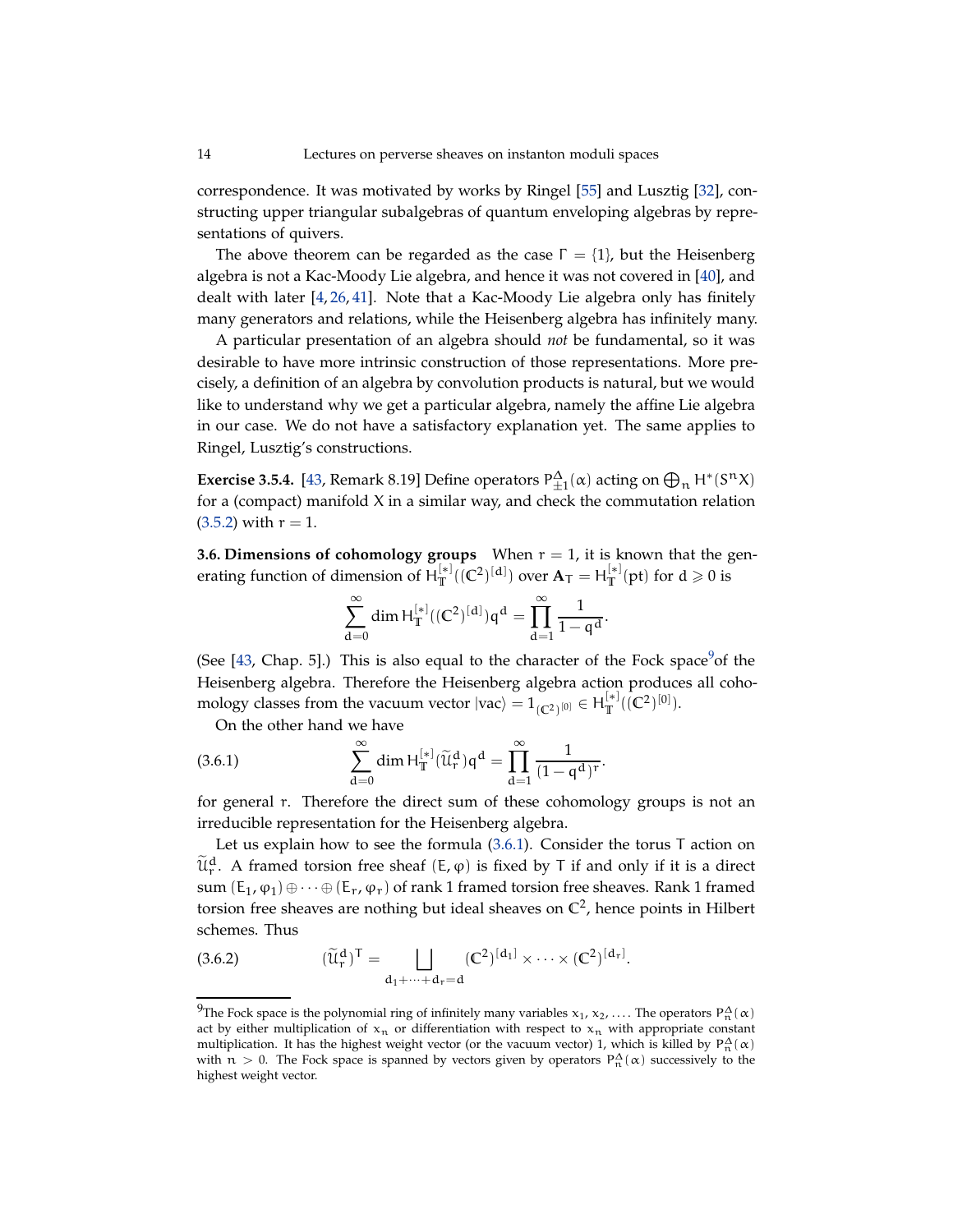correspondence. It was motivated by works by Ringel [55] and Lusztig [32], constructing upper triangular subalgebras of quantum enveloping algebras by representations of quivers.

The above theorem can be regarded as the case $\Gamma = \{1\}$, but the Heisenberg algebra is not a Kac-Moody Lie algebra, and hence it was not covered in [40], and dealt with later [4, 26, 41]. Note that a Kac-Moody Lie algebra only has finitely many generators and relations, while the Heisenberg algebra has infinitely many.

A particular presentation of an algebra should *not* be fundamental, so it was desirable to have more intrinsic construction of those representations. More precisely, a definition of an algebra by convolution products is natural, but we would like to understand why we get a particular algebra, namely the affine Lie algebra in our case. We do not have a satisfactory explanation yet. The same applies to Ringel, Lusztig's constructions.

**Exercise 3.5.4.** [43, Remark 8.19] Define operators $P^{\Delta}_{\pm 1}(\alpha)$ acting on $\bigoplus_n H^*(S^n X)$ for a (compact) manifold $X$ in a similar way, and check the commutation relation (3.5.2) with $r = 1$.

**3.6. Dimensions of cohomology groups** When $r = 1$, it is known that the generating function of dimension of $H^{[*]}_{\mathbb{T}}((\mathbb{C}^2)^{[d]})$ over $\mathbf{A}_T = H^{[*]}_{\mathbb{T}}(\mathrm{pt})$ for $d \geqslant 0$ is

$$\sum_{d=0}^{\infty} \dim H^{[*]}_{\mathbb{T}}((\mathbb{C}^2)^{[d]}) q^d = \prod_{d=1}^{\infty} \frac{1}{1 - q^d}.$$

(See [43, Chap. 5].) This is also equal to the character of the Fock space[9] of the Heisenberg algebra. Therefore the Heisenberg algebra action produces all cohomology classes from the vacuum vector $|\mathrm{vac}\rangle = 1_{(\mathbb{C}^2)^{[0]}} \in H^{[*]}_{\mathbb{T}}((\mathbb{C}^2)^{[0]})$.

On the other hand we have

$$\sum_{d=0}^{\infty} \dim H^{[*]}_{\mathbb{T}}(\widetilde{\mathcal{U}}^d_r) q^d = \prod_{d=1}^{\infty} \frac{1}{(1 - q^d)^r}. \tag{3.6.1}$$

for general $r$. Therefore the direct sum of these cohomology groups is not an irreducible representation for the Heisenberg algebra.

Let us explain how to see the formula (3.6.1). Consider the torus $T$ action on $\widetilde{\mathcal{U}}^d_r$. A framed torsion free sheaf $(E, \varphi)$ is fixed by $T$ if and only if it is a direct sum $(E_1, \varphi_1) \oplus \cdots \oplus (E_r, \varphi_r)$ of rank 1 framed torsion free sheaves. Rank 1 framed torsion free sheaves are nothing but ideal sheaves on $\mathbb{C}^2$, hence points in Hilbert schemes. Thus

$$(\widetilde{\mathcal{U}}^d_r)^T = \bigsqcup_{d_1 + \cdots + d_r = d} (\mathbb{C}^2)^{[d_1]} \times \cdots \times (\mathbb{C}^2)^{[d_r]}. \tag{3.6.2}$$

[9] The Fock space is the polynomial ring of infinitely many variables $x_1, x_2, \ldots$. The operators $P^{\Delta}_n(\alpha)$ act by either multiplication of $x_n$ or differentiation with respect to $x_n$ with appropriate constant multiplication. It has the highest weight vector (or the vacuum vector) 1, which is killed by $P^{\Delta}_n(\alpha)$ with $n > 0$. The Fock space is spanned by vectors given by operators $P^{\Delta}_n(\alpha)$ successively to the highest weight vector.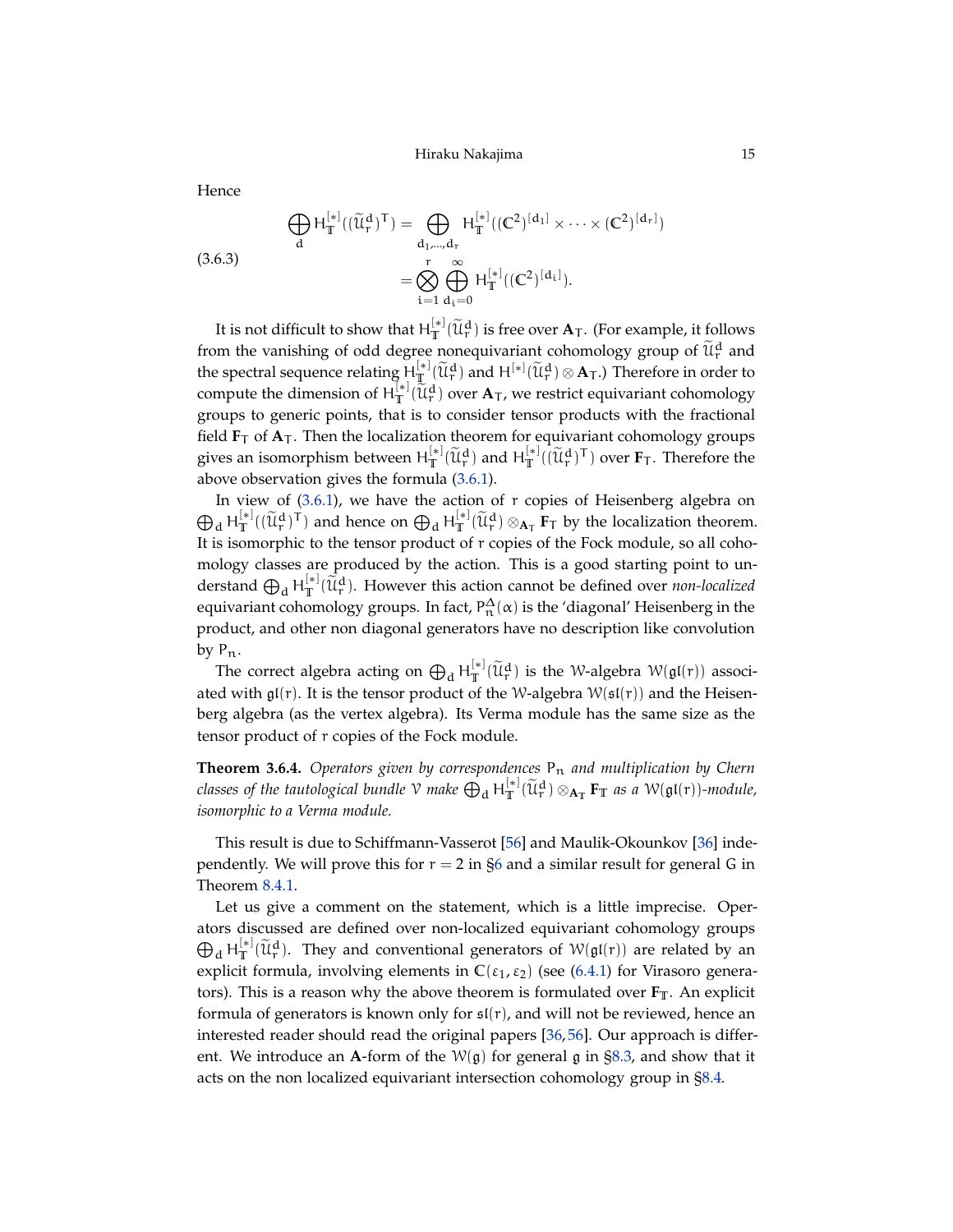Hence

$$
(3.6.3)\qquad
\begin{aligned}
\bigoplus_d H^{[*]}_{\mathbb{T}}((\widetilde{\mathcal{U}}^d_r)^T) &= \bigoplus_{d_1,\dots,d_r} H^{[*]}_{\mathbb{T}}((\mathbb{C}^2)^{[d_1]}\times\cdots\times(\mathbb{C}^2)^{[d_r]}) \\
&= \bigotimes_{i=1}^{r}\bigoplus_{d_i=0}^{\infty} H^{[*]}_{\mathbb{T}}((\mathbb{C}^2)^{[d_i]}).
\end{aligned}
$$

It is not difficult to show that $H^{[*]}_{\mathbb{T}}(\widetilde{\mathcal{U}}^d_r)$ is free over $\mathbf{A}_T$. (For example, it follows from the vanishing of odd degree nonequivariant cohomology group of $\widetilde{\mathcal{U}}^d_r$ and the spectral sequence relating $H^{[*]}_{\mathbb{T}}(\widetilde{\mathcal{U}}^d_r)$ and $H^{[*]}(\widetilde{\mathcal{U}}^d_r)\otimes\mathbf{A}_T$.) Therefore in order to compute the dimension of $H^{[*]}_{\mathbb{T}}(\widetilde{\mathcal{U}}^d_r)$ over $\mathbf{A}_T$, we restrict equivariant cohomology groups to generic points, that is to consider tensor products with the fractional field $\mathbf{F}_T$ of $\mathbf{A}_T$. Then the localization theorem for equivariant cohomology groups gives an isomorphism between $H^{[*]}_{\mathbb{T}}(\widetilde{\mathcal{U}}^d_r)$ and $H^{[*]}_{\mathbb{T}}((\widetilde{\mathcal{U}}^d_r)^T)$ over $\mathbf{F}_T$. Therefore the above observation gives the formula (3.6.1).

In view of (3.6.1), we have the action of $r$ copies of Heisenberg algebra on $\bigoplus_d H^{[*]}_{\mathbb{T}}((\widetilde{\mathcal{U}}^d_r)^T)$ and hence on $\bigoplus_d H^{[*]}_{\mathbb{T}}(\widetilde{\mathcal{U}}^d_r)\otimes_{\mathbf{A}_T}\mathbf{F}_T$ by the localization theorem. It is isomorphic to the tensor product of $r$ copies of the Fock module, so all cohomology classes are produced by the action. This is a good starting point to understand $\bigoplus_d H^{[*]}_{\mathbb{T}}(\widetilde{\mathcal{U}}^d_r)$. However this action cannot be defined over *non-localized* equivariant cohomology groups. In fact, $P^{\Delta}_n(\alpha)$ is the 'diagonal' Heisenberg in the product, and other non diagonal generators have no description like convolution by $P_n$.

The correct algebra acting on $\bigoplus_d H^{[*]}_{\mathbb{T}}(\widetilde{\mathcal{U}}^d_r)$ is the $\mathcal{W}$-algebra $\mathcal{W}(\mathfrak{gl}(r))$ associated with $\mathfrak{gl}(r)$. It is the tensor product of the $\mathcal{W}$-algebra $\mathcal{W}(\mathfrak{sl}(r))$ and the Heisenberg algebra (as the vertex algebra). Its Verma module has the same size as the tensor product of $r$ copies of the Fock module.

**Theorem 3.6.4.** *Operators given by correspondences $P_n$ and multiplication by Chern classes of the tautological bundle $\mathcal{V}$ make $\bigoplus_d H^{[*]}_{\mathbb{T}}(\widetilde{\mathcal{U}}^d_r)\otimes_{\mathbf{A}_{\mathbb{T}}}\mathbf{F}_{\mathbb{T}}$ as a $\mathcal{W}(\mathfrak{gl}(r))$-module, isomorphic to a Verma module.*

This result is due to Schiffmann-Vasserot [56] and Maulik-Okounkov [36] independently. We will prove this for $r = 2$ in §6 and a similar result for general $G$ in Theorem 8.4.1.

Let us give a comment on the statement, which is a little imprecise. Operators discussed are defined over non-localized equivariant cohomology groups $\bigoplus_d H^{[*]}_{\mathbb{T}}(\widetilde{\mathcal{U}}^d_r)$. They and conventional generators of $\mathcal{W}(\mathfrak{gl}(r))$ are related by an explicit formula, involving elements in $\mathbb{C}(\varepsilon_1,\varepsilon_2)$ (see (6.4.1) for Virasoro generators). This is a reason why the above theorem is formulated over $\mathbf{F}_{\mathbb{T}}$. An explicit formula of generators is known only for $\mathfrak{sl}(r)$, and will not be reviewed, hence an interested reader should read the original papers [36, 56]. Our approach is different. We introduce an $\mathbf{A}$-form of the $\mathcal{W}(\mathfrak{g})$ for general $\mathfrak{g}$ in §8.3, and show that it acts on the non localized equivariant intersection cohomology group in §8.4.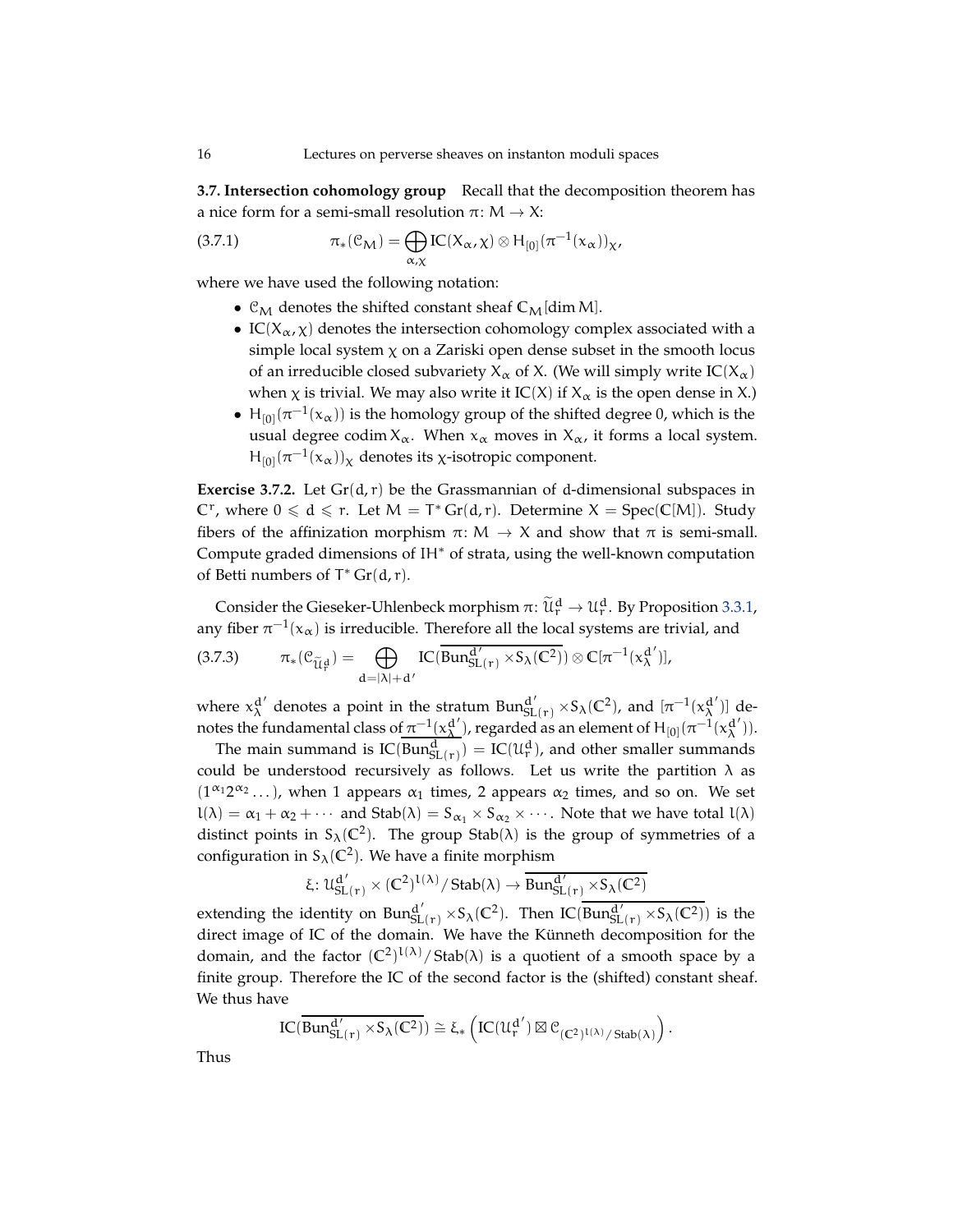**3.7. Intersection cohomology group** Recall that the decomposition theorem has a nice form for a semi-small resolution $\pi\colon M \to X$:

$$\pi_*(\mathcal{C}_M) = \bigoplus_{\alpha,\chi} \mathrm{IC}(X_\alpha, \chi) \otimes H_{[0]}(\pi^{-1}(x_\alpha))_\chi, \tag{3.7.1}$$

where we have used the following notation:

- $\mathcal{C}_M$ denotes the shifted constant sheaf $\mathbb{C}_M[\dim M]$.
- $\mathrm{IC}(X_\alpha, \chi)$ denotes the intersection cohomology complex associated with a simple local system $\chi$ on a Zariski open dense subset in the smooth locus of an irreducible closed subvariety $X_\alpha$ of $X$. (We will simply write $\mathrm{IC}(X_\alpha)$ when $\chi$ is trivial. We may also write it $\mathrm{IC}(X)$ if $X_\alpha$ is the open dense in $X$.)
- $H_{[0]}(\pi^{-1}(x_\alpha))$ is the homology group of the shifted degree 0, which is the usual degree $\operatorname{codim} X_\alpha$. When $x_\alpha$ moves in $X_\alpha$, it forms a local system. $H_{[0]}(\pi^{-1}(x_\alpha))_\chi$ denotes its $\chi$-isotropic component.

**Exercise 3.7.2.** Let $\mathrm{Gr}(d, r)$ be the Grassmannian of d-dimensional subspaces in $\mathbb{C}^r$, where $0 \leqslant d \leqslant r$. Let $M = T^* \mathrm{Gr}(d, r)$. Determine $X = \mathrm{Spec}(\mathbb{C}[M])$. Study fibers of the affinization morphism $\pi\colon M \to X$ and show that $\pi$ is semi-small. Compute graded dimensions of $\mathrm{IH}^*$ of strata, using the well-known computation of Betti numbers of $T^* \mathrm{Gr}(d, r)$.

Consider the Gieseker-Uhlenbeck morphism $\pi\colon \widetilde{\mathcal{U}}_r^d \to \mathcal{U}_r^d$. By Proposition 3.3.1, any fiber $\pi^{-1}(x_\alpha)$ is irreducible. Therefore all the local systems are trivial, and

$$\pi_*(\mathcal{C}_{\widetilde{\mathcal{U}}_r^d}) = \bigoplus_{d=|\lambda|+d'} \mathrm{IC}(\overline{\mathrm{Bun}^{d'}_{\mathrm{SL}(r)} \times S_\lambda(\mathbb{C}^2)}) \otimes \mathbb{C}[\pi^{-1}(x_\lambda^{d'})], \tag{3.7.3}$$

where $x_\lambda^{d'}$ denotes a point in the stratum $\mathrm{Bun}^{d'}_{\mathrm{SL}(r)} \times S_\lambda(\mathbb{C}^2)$, and $[\pi^{-1}(x_\lambda^{d'})]$ denotes the fundamental class of $\pi^{-1}(x_\lambda^{d'})$, regarded as an element of $H_{[0]}(\pi^{-1}(x_\lambda^{d'}))$.

The main summand is $\mathrm{IC}(\overline{\mathrm{Bun}^d_{\mathrm{SL}(r)}}) = \mathrm{IC}(\mathcal{U}_r^d)$, and other smaller summands could be understood recursively as follows. Let us write the partition $\lambda$ as $(1^{\alpha_1} 2^{\alpha_2} \dots)$, when 1 appears $\alpha_1$ times, 2 appears $\alpha_2$ times, and so on. We set $l(\lambda) = \alpha_1 + \alpha_2 + \cdots$ and $\mathrm{Stab}(\lambda) = S_{\alpha_1} \times S_{\alpha_2} \times \cdots$. Note that we have total $l(\lambda)$ distinct points in $S_\lambda(\mathbb{C}^2)$. The group $\mathrm{Stab}(\lambda)$ is the group of symmetries of a configuration in $S_\lambda(\mathbb{C}^2)$. We have a finite morphism

$$\xi\colon \mathcal{U}^{d'}_{\mathrm{SL}(r)} \times (\mathbb{C}^2)^{l(\lambda)}/\,\mathrm{Stab}(\lambda) \to \overline{\mathrm{Bun}^{d'}_{\mathrm{SL}(r)} \times S_\lambda(\mathbb{C}^2)}$$

extending the identity on $\mathrm{Bun}^{d'}_{\mathrm{SL}(r)} \times S_\lambda(\mathbb{C}^2)$. Then $\mathrm{IC}(\overline{\mathrm{Bun}^{d'}_{\mathrm{SL}(r)} \times S_\lambda(\mathbb{C}^2)})$ is the direct image of IC of the domain. We have the Künneth decomposition for the domain, and the factor $(\mathbb{C}^2)^{l(\lambda)}/\,\mathrm{Stab}(\lambda)$ is a quotient of a smooth space by a finite group. Therefore the IC of the second factor is the (shifted) constant sheaf. We thus have

$$\mathrm{IC}(\overline{\mathrm{Bun}^{d'}_{\mathrm{SL}(r)} \times S_\lambda(\mathbb{C}^2)}) \cong \xi_*\left(\mathrm{IC}(\mathcal{U}_r^{d'}) \boxtimes \mathcal{C}_{(\mathbb{C}^2)^{l(\lambda)}/\,\mathrm{Stab}(\lambda)}\right).$$

Thus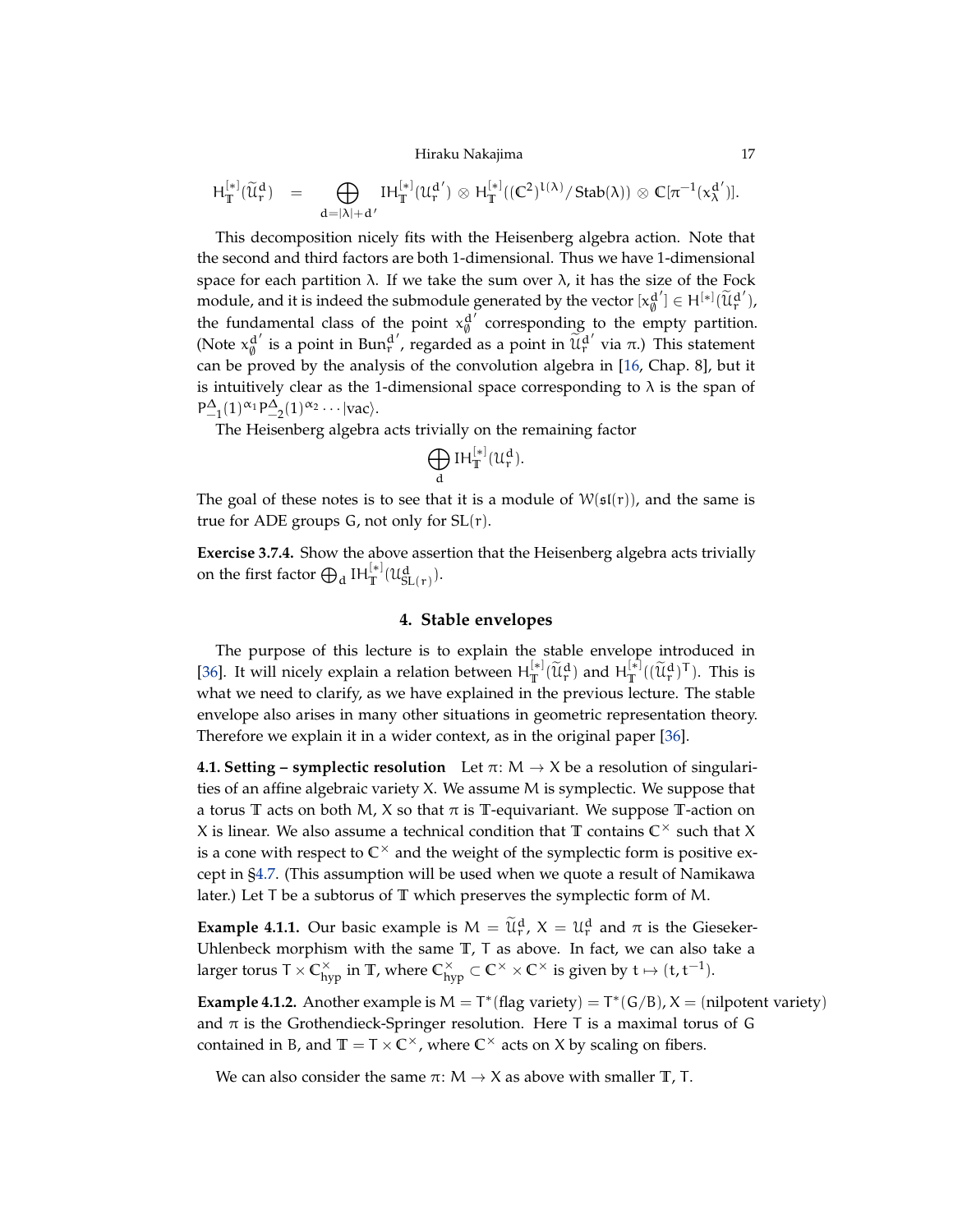$$H^{[*]}_{\mathbb{T}}(\widetilde{\mathcal{U}}^d_r) = \bigoplus_{d=|\lambda|+d'} IH^{[*]}_{\mathbb{T}}(\mathcal{U}^{d'}_r) \otimes H^{[*]}_{\mathbb{T}}((\mathbb{C}^2)^{l(\lambda)}/\operatorname{Stab}(\lambda)) \otimes \mathbb{C}[\pi^{-1}(x^{d'}_\lambda)].$$

This decomposition nicely fits with the Heisenberg algebra action. Note that the second and third factors are both 1-dimensional. Thus we have 1-dimensional space for each partition $\lambda$. If we take the sum over $\lambda$, it has the size of the Fock module, and it is indeed the submodule generated by the vector $[x^{d'}_\emptyset] \in H^{[*]}(\widetilde{\mathcal{U}}^{d'}_r)$, the fundamental class of the point $x^{d'}_\emptyset$ corresponding to the empty partition. (Note $x^{d'}_\emptyset$ is a point in $\operatorname{Bun}^{d'}_r$, regarded as a point in $\widetilde{\mathcal{U}}^{d'}_r$ via $\pi$.) This statement can be proved by the analysis of the convolution algebra in [16, Chap. 8], but it is intuitively clear as the 1-dimensional space corresponding to $\lambda$ is the span of $P^\Delta_{-1}(1)^{\alpha_1} P^\Delta_{-2}(1)^{\alpha_2} \cdots |\mathrm{vac}\rangle$.

The Heisenberg algebra acts trivially on the remaining factor

$$\bigoplus_d IH^{[*]}_{\mathbb{T}}(\mathcal{U}^d_r).$$

The goal of these notes is to see that it is a module of $\mathcal{W}(\mathfrak{sl}(r))$, and the same is true for ADE groups $G$, not only for $SL(r)$.

**Exercise 3.7.4.** Show the above assertion that the Heisenberg algebra acts trivially on the first factor $\bigoplus_d IH^{[*]}_{\mathbb{T}}(\mathcal{U}^d_{SL(r)})$.

## 4. Stable envelopes

The purpose of this lecture is to explain the stable envelope introduced in [36]. It will nicely explain a relation between $H^{[*]}_{\mathbb{T}}(\widetilde{\mathcal{U}}^d_r)$ and $H^{[*]}_{\mathbb{T}}((\widetilde{\mathcal{U}}^d_r)^T)$. This is what we need to clarify, as we have explained in the previous lecture. The stable envelope also arises in many other situations in geometric representation theory. Therefore we explain it in a wider context, as in the original paper [36].

**4.1. Setting – symplectic resolution** Let $\pi\colon M \to X$ be a resolution of singularities of an affine algebraic variety $X$. We assume $M$ is symplectic. We suppose that a torus $\mathbb{T}$ acts on both $M$, $X$ so that $\pi$ is $\mathbb{T}$-equivariant. We suppose $\mathbb{T}$-action on $X$ is linear. We also assume a technical condition that $\mathbb{T}$ contains $\mathbb{C}^\times$ such that $X$ is a cone with respect to $\mathbb{C}^\times$ and the weight of the symplectic form is positive except in §4.7. (This assumption will be used when we quote a result of Namikawa later.) Let $T$ be a subtorus of $\mathbb{T}$ which preserves the symplectic form of $M$.

**Example 4.1.1.** Our basic example is $M = \widetilde{\mathcal{U}}^d_r$, $X = \mathcal{U}^d_r$ and $\pi$ is the Gieseker-Uhlenbeck morphism with the same $\mathbb{T}$, $T$ as above. In fact, we can also take a larger torus $T \times \mathbb{C}^\times_{\mathrm{hyp}}$ in $\mathbb{T}$, where $\mathbb{C}^\times_{\mathrm{hyp}} \subset \mathbb{C}^\times \times \mathbb{C}^\times$ is given by $t \mapsto (t, t^{-1})$.

**Example 4.1.2.** Another example is $M = T^*(\text{flag variety}) = T^*(G/B)$, $X = (\text{nilpotent variety})$ and $\pi$ is the Grothendieck-Springer resolution. Here $T$ is a maximal torus of $G$ contained in $B$, and $\mathbb{T} = T \times \mathbb{C}^\times$, where $\mathbb{C}^\times$ acts on $X$ by scaling on fibers.

We can also consider the same $\pi\colon M \to X$ as above with smaller $\mathbb{T}$, $T$.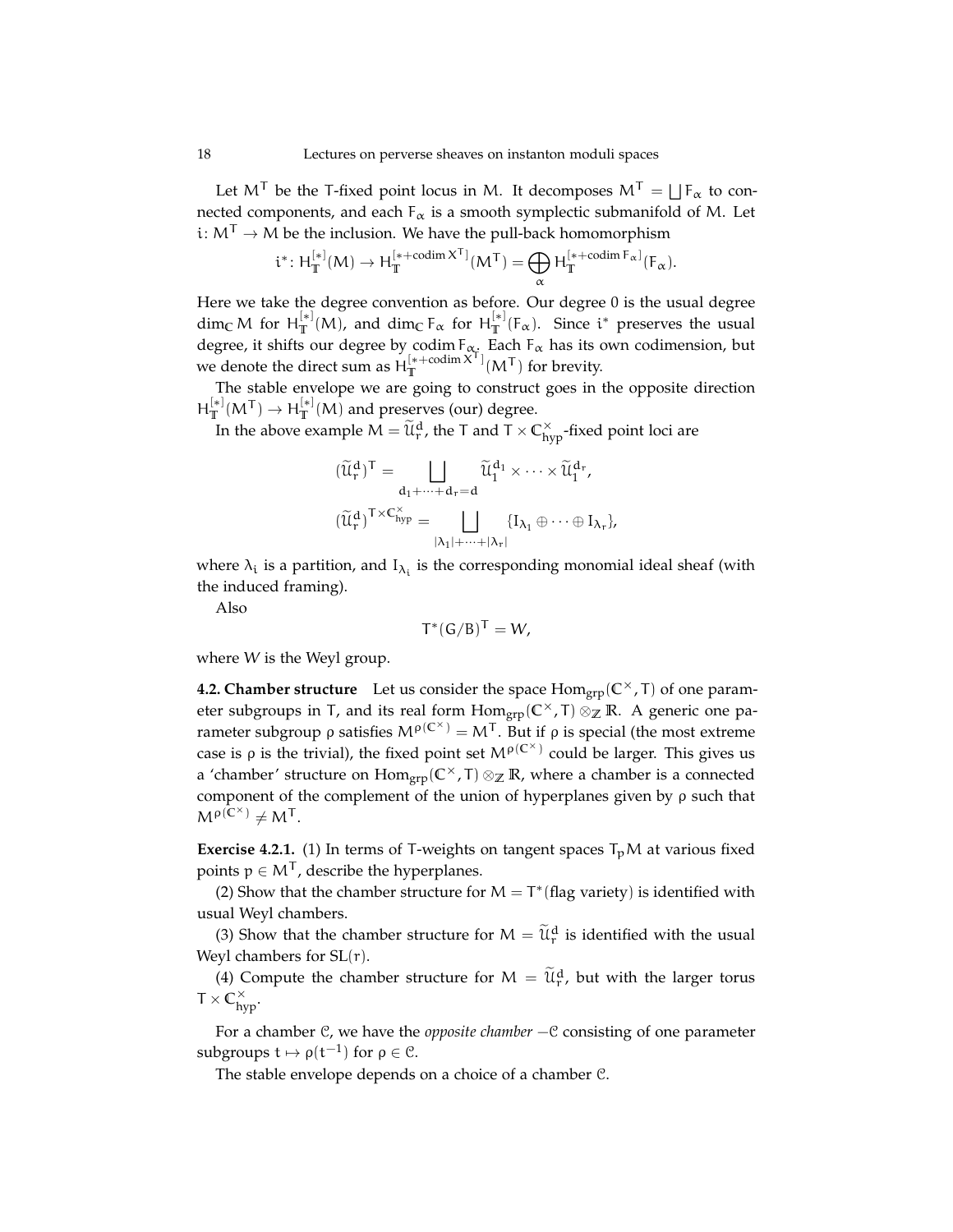Let $M^T$ be the T-fixed point locus in M. It decomposes $M^T = \bigsqcup F_\alpha$ to connected components, and each $F_\alpha$ is a smooth symplectic submanifold of M. Let $i\colon M^T \to M$ be the inclusion. We have the pull-back homomorphism

$$i^*\colon H^{[*]}_{\mathbb{T}}(M) \to H^{[*+\operatorname{codim} X^T]}_{\mathbb{T}}(M^T) = \bigoplus_\alpha H^{[*+\operatorname{codim} F_\alpha]}_{\mathbb{T}}(F_\alpha).$$

Here we take the degree convention as before. Our degree 0 is the usual degree $\dim_{\mathbb{C}} M$ for $H^{[*]}_{\mathbb{T}}(M)$, and $\dim_{\mathbb{C}} F_\alpha$ for $H^{[*]}_{\mathbb{T}}(F_\alpha)$. Since $i^*$ preserves the usual degree, it shifts our degree by $\operatorname{codim} F_\alpha$. Each $F_\alpha$ has its own codimension, but we denote the direct sum as $H^{[*+\operatorname{codim} X^T]}_{\mathbb{T}}(M^T)$ for brevity.

The stable envelope we are going to construct goes in the opposite direction $H^{[*]}_{\mathbb{T}}(M^T) \to H^{[*]}_{\mathbb{T}}(M)$ and preserves (our) degree.

In the above example $M = \widetilde{\mathcal{U}}^d_r$, the T and $T \times \mathbb{C}^\times_{\mathrm{hyp}}$-fixed point loci are

$$(\widetilde{\mathcal{U}}^d_r)^T = \bigsqcup_{d_1+\cdots+d_r=d} \widetilde{\mathcal{U}}^{d_1}_1 \times \cdots \times \widetilde{\mathcal{U}}^{d_r}_1,$$

$$(\widetilde{\mathcal{U}}^d_r)^{T\times\mathbb{C}^\times_{\mathrm{hyp}}} = \bigsqcup_{|\lambda_1|+\cdots+|\lambda_r|} \{I_{\lambda_1} \oplus \cdots \oplus I_{\lambda_r}\},$$

where $\lambda_i$ is a partition, and $I_{\lambda_i}$ is the corresponding monomial ideal sheaf (with the induced framing).

Also

$$T^*(G/B)^T = W,$$

where $W$ is the Weyl group.

**4.2. Chamber structure** Let us consider the space $\operatorname{Hom}_{\mathrm{grp}}(\mathbb{C}^\times, T)$ of one parameter subgroups in T, and its real form $\operatorname{Hom}_{\mathrm{grp}}(\mathbb{C}^\times, T) \otimes_{\mathbb{Z}} \mathbb{R}$. A generic one parameter subgroup $\rho$ satisfies $M^{\rho(\mathbb{C}^\times)} = M^T$. But if $\rho$ is special (the most extreme case is $\rho$ is the trivial), the fixed point set $M^{\rho(\mathbb{C}^\times)}$ could be larger. This gives us a 'chamber' structure on $\operatorname{Hom}_{\mathrm{grp}}(\mathbb{C}^\times, T) \otimes_{\mathbb{Z}} \mathbb{R}$, where a chamber is a connected component of the complement of the union of hyperplanes given by $\rho$ such that $M^{\rho(\mathbb{C}^\times)} \neq M^T$.

**Exercise 4.2.1.** (1) In terms of T-weights on tangent spaces $T_pM$ at various fixed points $p \in M^T$, describe the hyperplanes.

(2) Show that the chamber structure for $M = T^*(\text{flag variety})$ is identified with usual Weyl chambers.

(3) Show that the chamber structure for $M = \widetilde{\mathcal{U}}^d_r$ is identified with the usual Weyl chambers for $SL(r)$.

(4) Compute the chamber structure for $M = \widetilde{\mathcal{U}}^d_r$, but with the larger torus $T \times \mathbb{C}^\times_{\mathrm{hyp}}$.

For a chamber $\mathcal{C}$, we have the *opposite chamber* $-\mathcal{C}$ consisting of one parameter subgroups $t \mapsto \rho(t^{-1})$ for $\rho \in \mathcal{C}$.

The stable envelope depends on a choice of a chamber $\mathcal{C}$.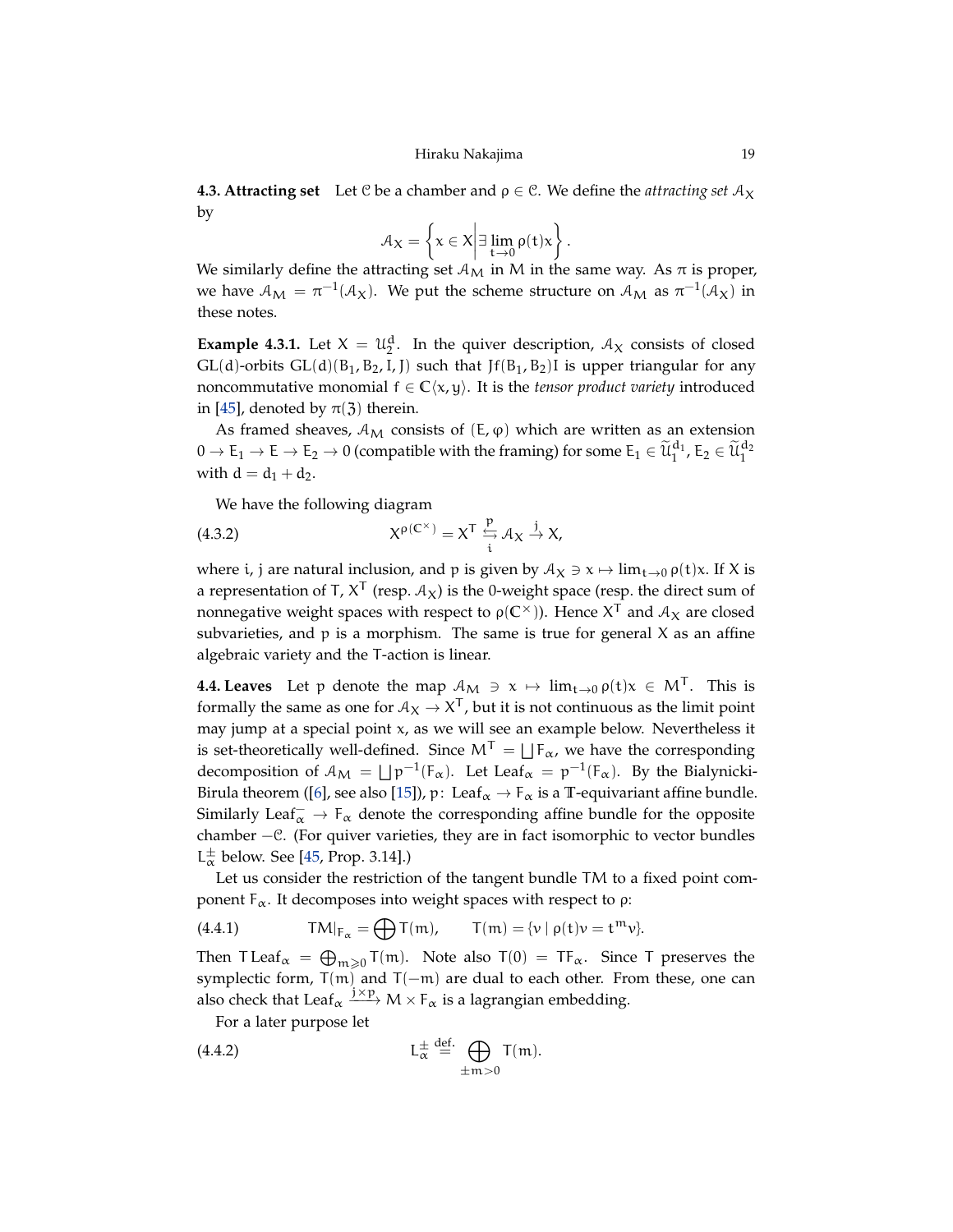**4.3. Attracting set** Let $\mathcal{C}$ be a chamber and $\rho \in \mathcal{C}$. We define the *attracting set* $\mathcal{A}_X$ by

$$\mathcal{A}_X = \left\{ x \in X \,\middle|\, \exists \lim_{t\to 0} \rho(t)x \right\}.$$

We similarly define the attracting set $\mathcal{A}_M$ in $M$ in the same way. As $\pi$ is proper, we have $\mathcal{A}_M = \pi^{-1}(\mathcal{A}_X)$. We put the scheme structure on $\mathcal{A}_M$ as $\pi^{-1}(\mathcal{A}_X)$ in these notes.

**Example 4.3.1.** Let $X = \mathcal{U}_2^d$. In the quiver description, $\mathcal{A}_X$ consists of closed $\mathrm{GL}(d)$-orbits $\mathrm{GL}(d)(B_1, B_2, I, J)$ such that $Jf(B_1, B_2)I$ is upper triangular for any noncommutative monomial $f \in \mathbb{C}\langle x, y\rangle$. It is the *tensor product variety* introduced in [45], denoted by $\pi(\mathfrak{Z})$ therein.

As framed sheaves, $\mathcal{A}_M$ consists of $(E, \varphi)$ which are written as an extension $0 \to E_1 \to E \to E_2 \to 0$ (compatible with the framing) for some $E_1 \in \widetilde{\mathcal{U}}_1^{d_1}$, $E_2 \in \widetilde{\mathcal{U}}_1^{d_2}$ with $d = d_1 + d_2$.

We have the following diagram

$$X^{\rho(\mathbb{C}^\times)} = X^T \underset{i}{\overset{p}{\leftrightarrows}} \mathcal{A}_X \xrightarrow{j} X, \tag{4.3.2}$$

where $i$, $j$ are natural inclusion, and $p$ is given by $\mathcal{A}_X \ni x \mapsto \lim_{t\to 0} \rho(t)x$. If $X$ is a representation of $T$, $X^T$ (resp. $\mathcal{A}_X$) is the 0-weight space (resp. the direct sum of nonnegative weight spaces with respect to $\rho(\mathbb{C}^\times)$). Hence $X^T$ and $\mathcal{A}_X$ are closed subvarieties, and $p$ is a morphism. The same is true for general $X$ as an affine algebraic variety and the $T$-action is linear.

**4.4. Leaves** Let $p$ denote the map $\mathcal{A}_M \ni x \mapsto \lim_{t\to 0} \rho(t)x \in M^T$. This is formally the same as one for $\mathcal{A}_X \to X^T$, but it is not continuous as the limit point may jump at a special point $x$, as we will see an example below. Nevertheless it is set-theoretically well-defined. Since $M^T = \bigsqcup F_\alpha$, we have the corresponding decomposition of $\mathcal{A}_M = \bigsqcup p^{-1}(F_\alpha)$. Let $\mathrm{Leaf}_\alpha = p^{-1}(F_\alpha)$. By the Bialynicki-Birula theorem ([6], see also [15]), $p\colon \mathrm{Leaf}_\alpha \to F_\alpha$ is a $\mathbb{T}$-equivariant affine bundle. Similarly $\mathrm{Leaf}_\alpha^- \to F_\alpha$ denote the corresponding affine bundle for the opposite chamber $-\mathcal{C}$. (For quiver varieties, they are in fact isomorphic to vector bundles $L_\alpha^\pm$ below. See [45, Prop. 3.14].)

Let us consider the restriction of the tangent bundle $TM$ to a fixed point component $F_\alpha$. It decomposes into weight spaces with respect to $\rho$:

$$TM|_{F_\alpha} = \bigoplus T(m), \qquad T(m) = \{v \mid \rho(t)v = t^m v\}. \tag{4.4.1}$$

Then $T\,\mathrm{Leaf}_\alpha = \bigoplus_{m \geqslant 0} T(m)$. Note also $T(0) = TF_\alpha$. Since $T$ preserves the symplectic form, $T(m)$ and $T(-m)$ are dual to each other. From these, one can also check that $\mathrm{Leaf}_\alpha \xrightarrow{j\times p} M \times F_\alpha$ is a lagrangian embedding.

For a later purpose let

$$L_\alpha^\pm \overset{\text{def.}}{=} \bigoplus_{\pm m > 0} T(m). \tag{4.4.2}$$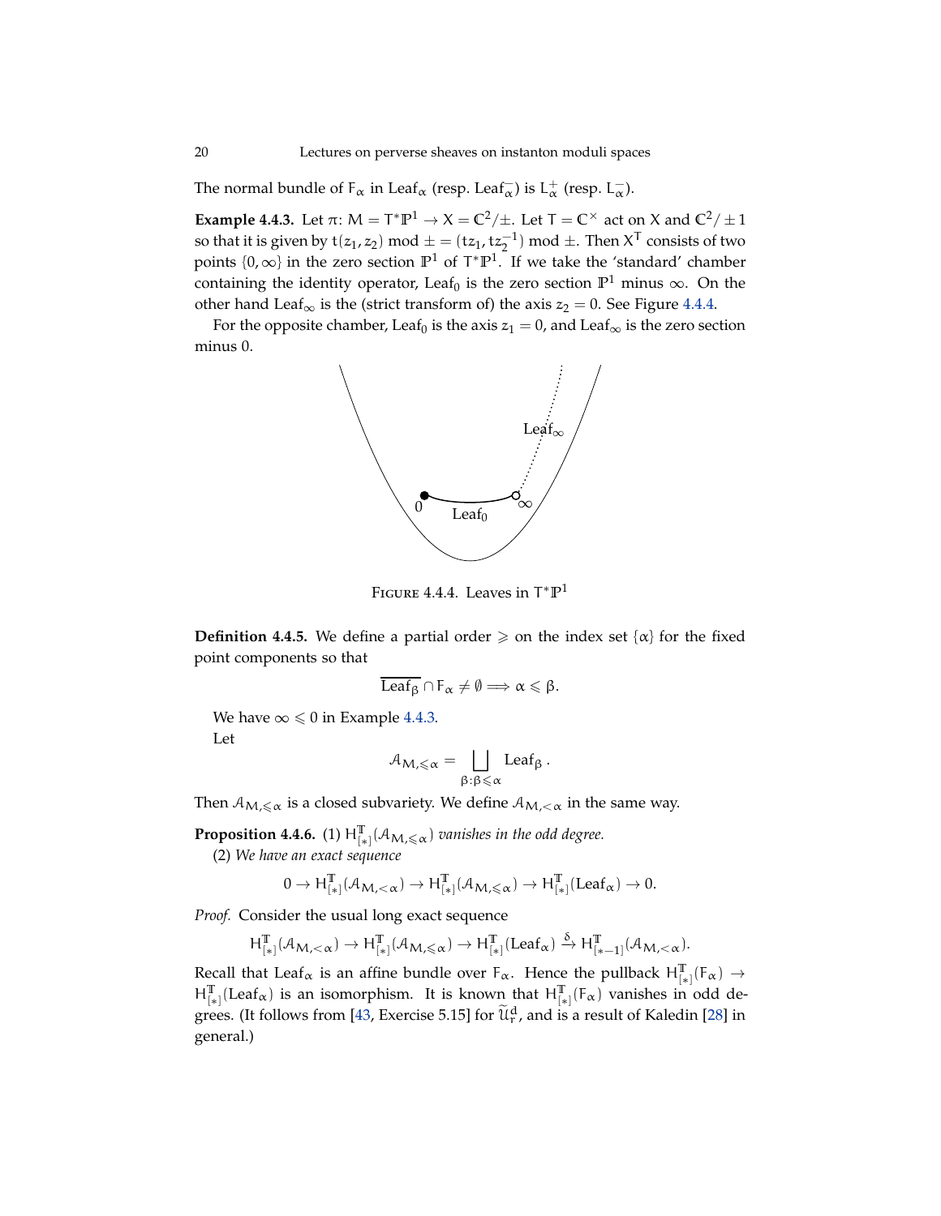The normal bundle of $F_\alpha$ in $\mathrm{Leaf}_\alpha$ (resp. $\mathrm{Leaf}^-_\alpha$) is $L^+_\alpha$ (resp. $L^-_\alpha$).

**Example 4.4.3.** Let $\pi\colon M = T^*\mathbb{P}^1 \to X = \mathbb{C}^2/\pm$. Let $T = \mathbb{C}^\times$ act on $X$ and $\mathbb{C}^2/\pm 1$ so that it is given by $t(z_1, z_2) \bmod \pm = (tz_1, tz_2^{-1}) \bmod \pm$. Then $X^T$ consists of two points $\{0, \infty\}$ in the zero section $\mathbb{P}^1$ of $T^*\mathbb{P}^1$. If we take the 'standard' chamber containing the identity operator, $\mathrm{Leaf}_0$ is the zero section $\mathbb{P}^1$ minus $\infty$. On the other hand $\mathrm{Leaf}_\infty$ is the (strict transform of) the axis $z_2 = 0$. See Figure 4.4.4.

For the opposite chamber, $\mathrm{Leaf}_0$ is the axis $z_1 = 0$, and $\mathrm{Leaf}_\infty$ is the zero section minus 0.

FIGURE 4.4.4. Leaves in $T^*\mathbb{P}^1$

**Definition 4.4.5.** We define a partial order $\geqslant$ on the index set $\{\alpha\}$ for the fixed point components so that

$$\overline{\mathrm{Leaf}_\beta} \cap F_\alpha \neq \emptyset \Longrightarrow \alpha \leqslant \beta.$$

We have $\infty \leqslant 0$ in Example 4.4.3.

Let

$$\mathcal{A}_{M,\leqslant\alpha} = \bigsqcup_{\beta:\beta\leqslant\alpha} \mathrm{Leaf}_\beta\,.$$

Then $\mathcal{A}_{M,\leqslant\alpha}$ is a closed subvariety. We define $\mathcal{A}_{M,<\alpha}$ in the same way.

**Proposition 4.4.6.** (1) *$H^{\mathbb{T}}_{[*]}(\mathcal{A}_{M,\leqslant\alpha})$ vanishes in the odd degree.*

(2) *We have an exact sequence*

$$0 \to H^{\mathbb{T}}_{[*]}(\mathcal{A}_{M,<\alpha}) \to H^{\mathbb{T}}_{[*]}(\mathcal{A}_{M,\leqslant\alpha}) \to H^{\mathbb{T}}_{[*]}(\mathrm{Leaf}_\alpha) \to 0.$$

*Proof.* Consider the usual long exact sequence

$$H^{\mathbb{T}}_{[*]}(\mathcal{A}_{M,<\alpha}) \to H^{\mathbb{T}}_{[*]}(\mathcal{A}_{M,\leqslant\alpha}) \to H^{\mathbb{T}}_{[*]}(\mathrm{Leaf}_\alpha) \xrightarrow{\delta} H^{\mathbb{T}}_{[*-1]}(\mathcal{A}_{M,<\alpha}).$$

Recall that $\mathrm{Leaf}_\alpha$ is an affine bundle over $F_\alpha$. Hence the pullback $H^{\mathbb{T}}_{[*]}(F_\alpha) \to H^{\mathbb{T}}_{[*]}(\mathrm{Leaf}_\alpha)$ is an isomorphism. It is known that $H^{\mathbb{T}}_{[*]}(F_\alpha)$ vanishes in odd degrees. (It follows from [43, Exercise 5.15] for $\widetilde{\mathcal{U}}^d_r$, and is a result of Kaledin [28] in general.)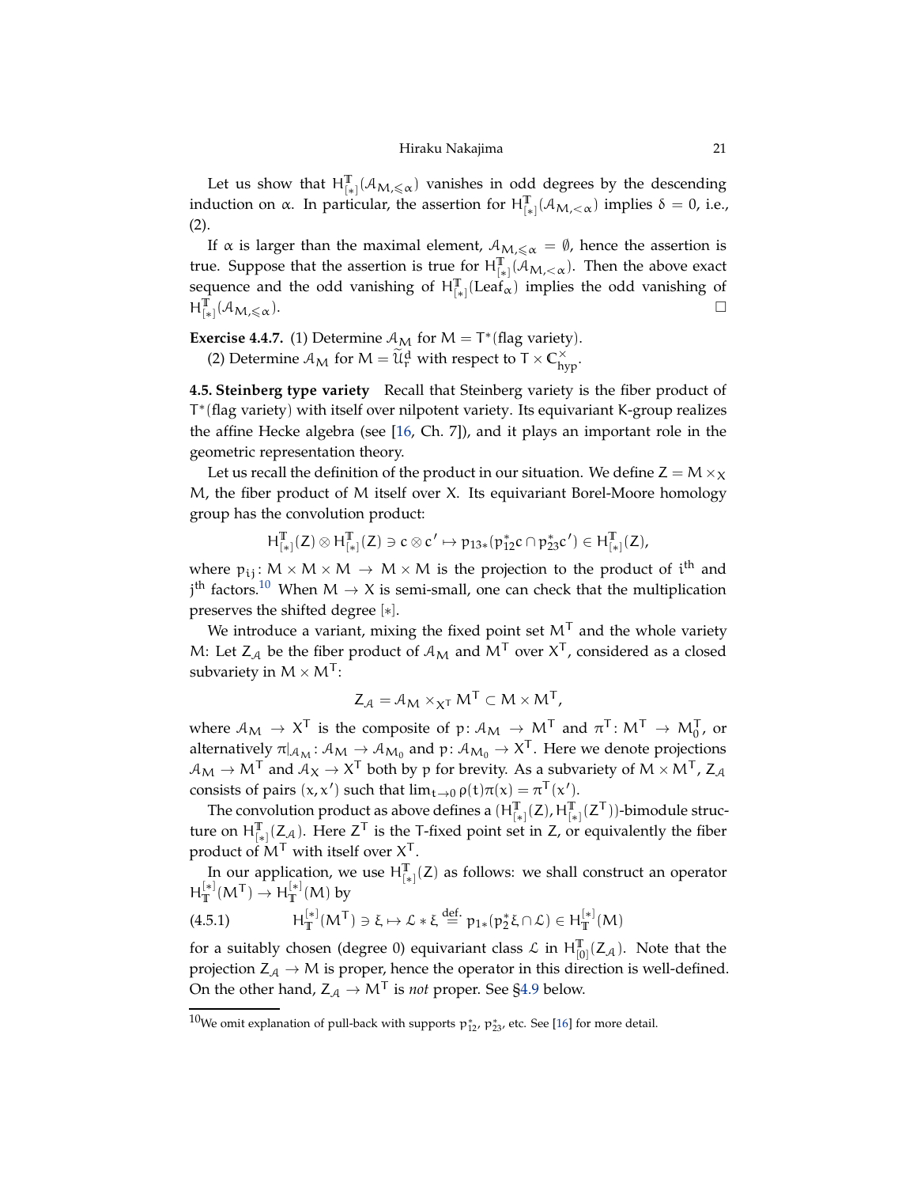Let us show that $H^{\mathbb{T}}_{[*]}(\mathcal{A}_{M,\leqslant\alpha})$ vanishes in odd degrees by the descending induction on $\alpha$. In particular, the assertion for $H^{\mathbb{T}}_{[*]}(\mathcal{A}_{M,<\alpha})$ implies $\delta = 0$, i.e., (2).

If $\alpha$ is larger than the maximal element, $\mathcal{A}_{M,\leqslant\alpha} = \emptyset$, hence the assertion is true. Suppose that the assertion is true for $H^{\mathbb{T}}_{[*]}(\mathcal{A}_{M,<\alpha})$. Then the above exact sequence and the odd vanishing of $H^{\mathbb{T}}_{[*]}(\mathrm{Leaf}_\alpha)$ implies the odd vanishing of $H^{\mathbb{T}}_{[*]}(\mathcal{A}_{M,\leqslant\alpha})$. □

**Exercise 4.4.7.** (1) Determine $\mathcal{A}_M$ for $M = T^*(\text{flag variety})$.

(2) Determine $\mathcal{A}_M$ for $M = \widetilde{\mathcal{U}}^d_r$ with respect to $T \times \mathbb{C}^\times_{\mathrm{hyp}}$.

**4.5. Steinberg type variety** Recall that Steinberg variety is the fiber product of $T^*(\text{flag variety})$ with itself over nilpotent variety. Its equivariant K-group realizes the affine Hecke algebra (see [16, Ch. 7]), and it plays an important role in the geometric representation theory.

Let us recall the definition of the product in our situation. We define $Z = M \times_X M$, the fiber product of M itself over X. Its equivariant Borel-Moore homology group has the convolution product:

$$H^{\mathbb{T}}_{[*]}(Z) \otimes H^{\mathbb{T}}_{[*]}(Z) \ni c \otimes c' \mapsto p_{13*}(p_{12}^* c \cap p_{23}^* c') \in H^{\mathbb{T}}_{[*]}(Z),$$

where $p_{ij}\colon M \times M \times M \to M \times M$ is the projection to the product of $i^{\text{th}}$ and $j^{\text{th}}$ factors.[10] When $M \to X$ is semi-small, one can check that the multiplication preserves the shifted degree $[*]$.

We introduce a variant, mixing the fixed point set $M^T$ and the whole variety M: Let $Z_{\mathcal{A}}$ be the fiber product of $\mathcal{A}_M$ and $M^T$ over $X^T$, considered as a closed subvariety in $M \times M^T$:

$$Z_{\mathcal{A}} = \mathcal{A}_M \times_{X^T} M^T \subset M \times M^T,$$

where $\mathcal{A}_M \to X^T$ is the composite of $p\colon \mathcal{A}_M \to M^T$ and $\pi^T\colon M^T \to M_0^T$, or alternatively $\pi|_{\mathcal{A}_M}\colon \mathcal{A}_M \to \mathcal{A}_{M_0}$ and $p\colon \mathcal{A}_{M_0} \to X^T$. Here we denote projections $\mathcal{A}_M \to M^T$ and $\mathcal{A}_X \to X^T$ both by p for brevity. As a subvariety of $M \times M^T$, $Z_{\mathcal{A}}$ consists of pairs $(x, x')$ such that $\lim_{t\to 0}\rho(t)\pi(x) = \pi^T(x')$.

The convolution product as above defines a $(H^{\mathbb{T}}_{[*]}(Z), H^{\mathbb{T}}_{[*]}(Z^T))$-bimodule structure on $H^{\mathbb{T}}_{[*]}(Z_{\mathcal{A}})$. Here $Z^T$ is the T-fixed point set in Z, or equivalently the fiber product of $M^T$ with itself over $X^T$.

In our application, we use $H^{\mathbb{T}}_{[*]}(Z)$ as follows: we shall construct an operator $H_{\mathbb{T}}^{[*]}(M^T) \to H_{\mathbb{T}}^{[*]}(M)$ by

$$H_{\mathbb{T}}^{[*]}(M^T) \ni \xi \mapsto \mathcal{L} * \xi \overset{\text{def.}}{=} p_{1*}(p_2^*\xi \cap \mathcal{L}) \in H_{\mathbb{T}}^{[*]}(M) \tag{4.5.1}$$

for a suitably chosen (degree 0) equivariant class $\mathcal{L}$ in $H^{\mathbb{T}}_{[0]}(Z_{\mathcal{A}})$. Note that the projection $Z_{\mathcal{A}} \to M$ is proper, hence the operator in this direction is well-defined. On the other hand, $Z_{\mathcal{A}} \to M^T$ is *not* proper. See §4.9 below.

[10] We omit explanation of pull-back with supports $p_{12}^*$, $p_{23}^*$, etc. See [16] for more detail.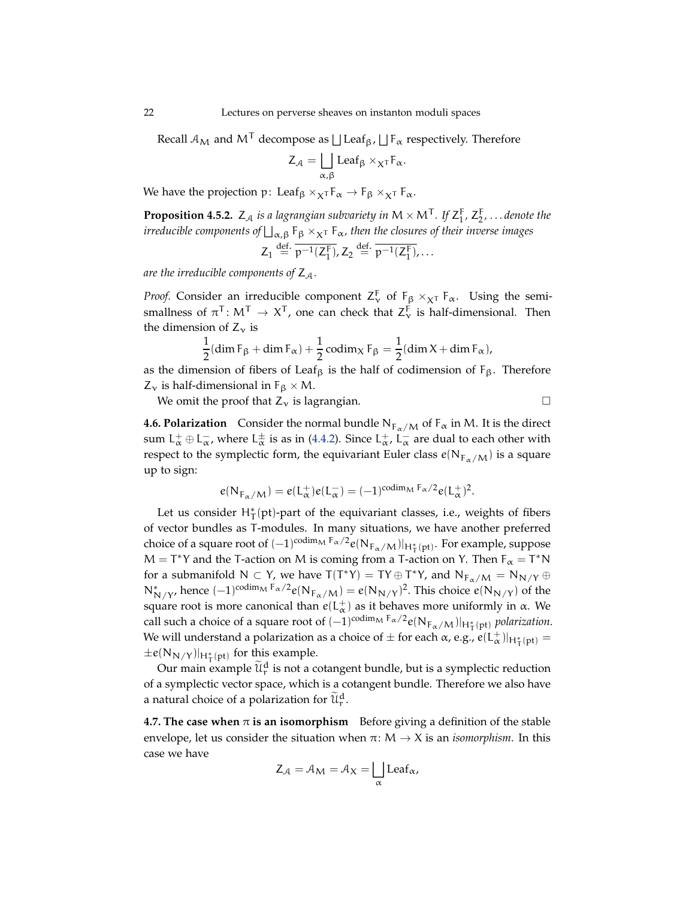Recall $\mathcal{A}_M$ and $M^T$ decompose as $\bigsqcup \mathrm{Leaf}_\beta$, $\bigsqcup F_\alpha$ respectively. Therefore

$$Z_{\mathcal{A}} = \bigsqcup_{\alpha,\beta} \mathrm{Leaf}_\beta \times_{X^T} F_\alpha.$$

We have the projection $p\colon \mathrm{Leaf}_\beta \times_{X^T} F_\alpha \to F_\beta \times_{X^T} F_\alpha$.

**Proposition 4.5.2.** *$Z_{\mathcal{A}}$ is a lagrangian subvariety in $M \times M^T$. If $Z_1^F, Z_2^F, \dots$ denote the irreducible components of $\bigsqcup_{\alpha,\beta} F_\beta \times_{X^T} F_\alpha$, then the closures of their inverse images*

$$Z_1 \overset{\text{def.}}{=} \overline{p^{-1}(Z_1^F)}, Z_2 \overset{\text{def.}}{=} \overline{p^{-1}(Z_1^F)}, \dots$$

*are the irreducible components of $Z_{\mathcal{A}}$.*

*Proof.* Consider an irreducible component $Z_\nu^F$ of $F_\beta \times_{X^T} F_\alpha$. Using the semi-smallness of $\pi^T\colon M^T \to X^T$, one can check that $Z_\nu^F$ is half-dimensional. Then the dimension of $Z_\nu$ is

$$\frac{1}{2}(\dim F_\beta + \dim F_\alpha) + \frac{1}{2}\operatorname{codim}_X F_\beta = \frac{1}{2}(\dim X + \dim F_\alpha),$$

as the dimension of fibers of $\mathrm{Leaf}_\beta$ is the half of codimension of $F_\beta$. Therefore $Z_\nu$ is half-dimensional in $F_\beta \times M$.

We omit the proof that $Z_\nu$ is lagrangian. □

**4.6. Polarization** Consider the normal bundle $N_{F_\alpha/M}$ of $F_\alpha$ in $M$. It is the direct sum $L_\alpha^+ \oplus L_\alpha^-$, where $L_\alpha^\pm$ is as in (4.4.2). Since $L_\alpha^+$, $L_\alpha^-$ are dual to each other with respect to the symplectic form, the equivariant Euler class $e(N_{F_\alpha/M})$ is a square up to sign:

$$e(N_{F_\alpha/M}) = e(L_\alpha^+)e(L_\alpha^-) = (-1)^{\operatorname{codim}_M F_\alpha/2} e(L_\alpha^+)^2.$$

Let us consider $H_T^*(\mathrm{pt})$-part of the equivariant classes, i.e., weights of fibers of vector bundles as $T$-modules. In many situations, we have another preferred choice of a square root of $(-1)^{\operatorname{codim}_M F_\alpha/2} e(N_{F_\alpha/M})|_{H_T^*(\mathrm{pt})}$. For example, suppose $M = T^*Y$ and the $T$-action on $M$ is coming from a $T$-action on $Y$. Then $F_\alpha = T^*N$ for a submanifold $N \subset Y$, we have $T(T^*Y) = TY \oplus T^*Y$, and $N_{F_\alpha/M} = N_{N/Y} \oplus N_{N/Y}^*$, hence $(-1)^{\operatorname{codim}_M F_\alpha/2} e(N_{F_\alpha/M}) = e(N_{N/Y})^2$. This choice $e(N_{N/Y})$ of the square root is more canonical than $e(L_\alpha^+)$ as it behaves more uniformly in $\alpha$. We call such a choice of a square root of $(-1)^{\operatorname{codim}_M F_\alpha/2} e(N_{F_\alpha/M})|_{H_T^*(\mathrm{pt})}$ *polarization*. We will understand a polarization as a choice of $\pm$ for each $\alpha$, e.g., $e(L_\alpha^+)|_{H_T^*(\mathrm{pt})} = \pm e(N_{N/Y})|_{H_T^*(\mathrm{pt})}$ for this example.

Our main example $\widetilde{\mathcal{U}}_r^d$ is not a cotangent bundle, but is a symplectic reduction of a symplectic vector space, which is a cotangent bundle. Therefore we also have a natural choice of a polarization for $\widetilde{\mathcal{U}}_r^d$.

**4.7. The case when $\pi$ is an isomorphism** Before giving a definition of the stable envelope, let us consider the situation when $\pi\colon M \to X$ is an *isomorphism*. In this case we have

$$Z_{\mathcal{A}} = \mathcal{A}_M = \mathcal{A}_X = \bigsqcup_\alpha \mathrm{Leaf}_\alpha,$$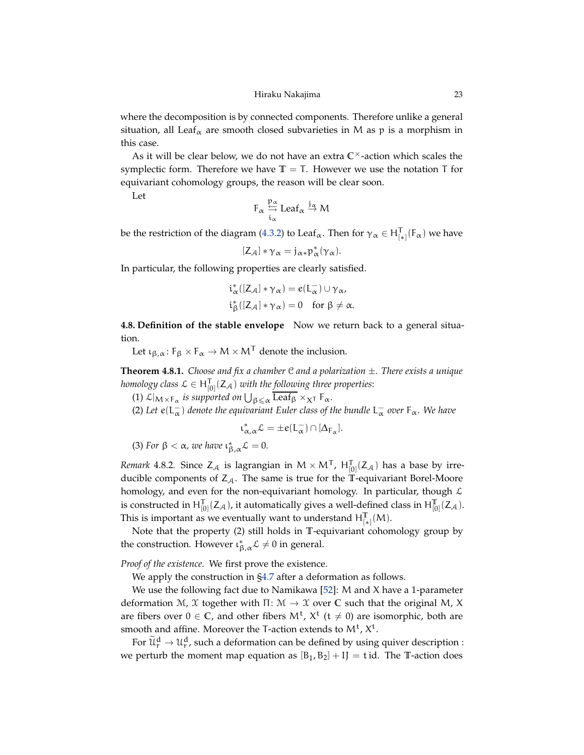where the decomposition is by connected components. Therefore unlike a general situation, all $\mathrm{Leaf}_\alpha$ are smooth closed subvarieties in $M$ as $p$ is a morphism in this case.

As it will be clear below, we do not have an extra $\mathbb{C}^\times$-action which scales the symplectic form. Therefore we have $\mathbb{T} = T$. However we use the notation $T$ for equivariant cohomology groups, the reason will be clear soon.

Let

$$F_\alpha \underset{i_\alpha}{\overset{p_\alpha}{\leftrightarrows}} \mathrm{Leaf}_\alpha \xrightarrow{j_\alpha} M$$

be the restriction of the diagram (4.3.2) to $\mathrm{Leaf}_\alpha$. Then for $\gamma_\alpha \in H^T_{[*]}(F_\alpha)$ we have

$$[Z_{\mathcal{A}}] * \gamma_\alpha = j_{\alpha *} p_\alpha^*(\gamma_\alpha).$$

In particular, the following properties are clearly satisfied.

$$i_\alpha^*([Z_{\mathcal{A}}] * \gamma_\alpha) = e(L_\alpha^-) \cup \gamma_\alpha,$$
$$i_\beta^*([Z_{\mathcal{A}}] * \gamma_\alpha) = 0 \quad \text{for } \beta \neq \alpha.$$

**4.8. Definition of the stable envelope** Now we return back to a general situation.

Let $\iota_{\beta,\alpha} \colon F_\beta \times F_\alpha \to M \times M^T$ denote the inclusion.

**Theorem 4.8.1.** *Choose and fix a chamber $\mathcal{C}$ and a polarization $\pm$. There exists a unique homology class $\mathcal{L} \in H^T_{[0]}(Z_{\mathcal{A}})$ with the following three properties*:

(1) *$\mathcal{L}|_{M \times F_\alpha}$ is supported on $\bigcup_{\beta \leqslant \alpha} \overline{\mathrm{Leaf}_\beta} \times_{X^T} F_\alpha$.*

(2) *Let $e(L_\alpha^-)$ denote the equivariant Euler class of the bundle $L_\alpha^-$ over $F_\alpha$. We have*

$$\iota_{\alpha,\alpha}^* \mathcal{L} = \pm e(L_\alpha^-) \cap [\Delta_{F_\alpha}].$$

(3) *For $\beta < \alpha$, we have $\iota_{\beta,\alpha}^* \mathcal{L} = 0$.*

*Remark* 4.8.2. Since $Z_{\mathcal{A}}$ is lagrangian in $M \times M^T$, $H^T_{[0]}(Z_{\mathcal{A}})$ has a base by irreducible components of $Z_{\mathcal{A}}$. The same is true for the $\mathbb{T}$-equivariant Borel-Moore homology, and even for the non-equivariant homology. In particular, though $\mathcal{L}$ is constructed in $H^T_{[0]}(Z_{\mathcal{A}})$, it automatically gives a well-defined class in $H^{\mathbb{T}}_{[0]}(Z_{\mathcal{A}})$. This is important as we eventually want to understand $H^{\mathbb{T}}_{[*]}(M)$.

Note that the property (2) still holds in $\mathbb{T}$-equivariant cohomology group by the construction. However $\iota_{\beta,\alpha}^* \mathcal{L} \neq 0$ in general.

*Proof of the existence.* We first prove the existence.

We apply the construction in §4.7 after a deformation as follows.

We use the following fact due to Namikawa [52]: $M$ and $X$ have a 1-parameter deformation $\mathcal{M}$, $\mathcal{X}$ together with $\Pi \colon \mathcal{M} \to \mathcal{X}$ over $\mathbb{C}$ such that the original $M$, $X$ are fibers over $0 \in \mathbb{C}$, and other fibers $M^t$, $X^t$ $(t \neq 0)$ are isomorphic, both are smooth and affine. Moreover the $T$-action extends to $M^t$, $X^t$.

For $\widetilde{\mathcal{U}}_r^d \to \mathcal{U}_r^d$, such a deformation can be defined by using quiver description : we perturb the moment map equation as $[B_1, B_2] + IJ = t\,\mathrm{id}$. The $\mathbb{T}$-action does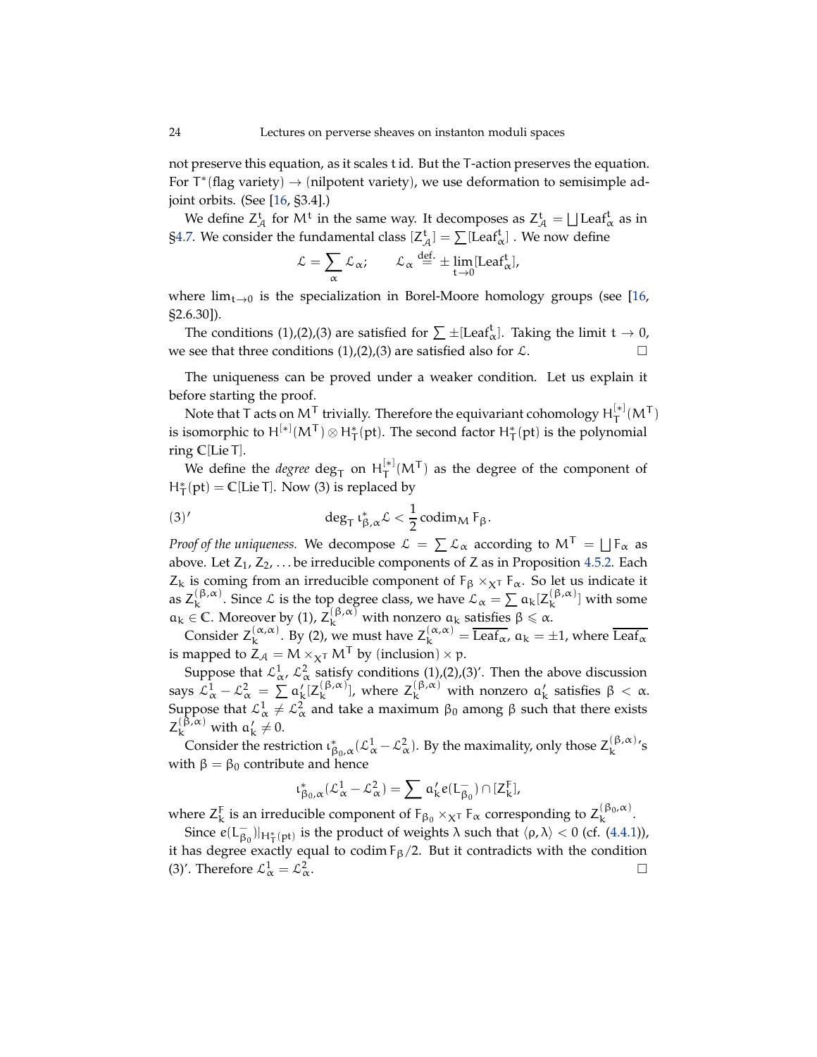not preserve this equation, as it scales $t$ id. But the $T$-action preserves the equation. For $T^*(\text{flag variety}) \to (\text{nilpotent variety})$, we use deformation to semisimple adjoint orbits. (See [16, §3.4].)

We define $Z^t_{\mathcal{A}}$ for $M^t$ in the same way. It decomposes as $Z^t_{\mathcal{A}} = \bigsqcup \mathrm{Leaf}^t_\alpha$ as in §4.7. We consider the fundamental class $[Z^t_{\mathcal{A}}] = \sum [\mathrm{Leaf}^t_\alpha]$ . We now define

$$\mathcal{L} = \sum_\alpha \mathcal{L}_\alpha; \qquad \mathcal{L}_\alpha \overset{\text{def.}}{=} \pm \lim_{t\to 0} [\mathrm{Leaf}^t_\alpha],$$

where $\lim_{t\to 0}$ is the specialization in Borel-Moore homology groups (see [16, §2.6.30]).

The conditions (1),(2),(3) are satisfied for $\sum \pm [\mathrm{Leaf}^t_\alpha]$. Taking the limit $t \to 0$, we see that three conditions (1),(2),(3) are satisfied also for $\mathcal{L}$. □

The uniqueness can be proved under a weaker condition. Let us explain it before starting the proof.

Note that $T$ acts on $M^T$ trivially. Therefore the equivariant cohomology $H^{[*]}_T(M^T)$ is isomorphic to $H^{[*]}(M^T) \otimes H^*_T(\mathrm{pt})$. The second factor $H^*_T(\mathrm{pt})$ is the polynomial ring $\mathbb{C}[\mathrm{Lie}\, T]$.

We define the *degree* $\deg_T$ on $H^{[*]}_T(M^T)$ as the degree of the component of $H^*_T(\mathrm{pt}) = \mathbb{C}[\mathrm{Lie}\, T]$. Now (3) is replaced by

$$(3)' \qquad \deg_T \iota^*_{\beta,\alpha} \mathcal{L} < \frac{1}{2} \operatorname{codim}_M F_\beta.$$

*Proof of the uniqueness.* We decompose $\mathcal{L} = \sum \mathcal{L}_\alpha$ according to $M^T = \bigsqcup F_\alpha$ as above. Let $Z_1, Z_2, \dots$ be irreducible components of $Z$ as in Proposition 4.5.2. Each $Z_k$ is coming from an irreducible component of $F_\beta \times_{X^T} F_\alpha$. So let us indicate it as $Z_k^{(\beta,\alpha)}$. Since $\mathcal{L}$ is the top degree class, we have $\mathcal{L}_\alpha = \sum a_k [Z_k^{(\beta,\alpha)}]$ with some $a_k \in \mathbb{C}$. Moreover by (1), $Z_k^{(\beta,\alpha)}$ with nonzero $a_k$ satisfies $\beta \leqslant \alpha$.

Consider $Z_k^{(\alpha,\alpha)}$. By (2), we must have $Z_k^{(\alpha,\alpha)} = \overline{\mathrm{Leaf}_\alpha}$, $a_k = \pm 1$, where $\overline{\mathrm{Leaf}_\alpha}$ is mapped to $Z_{\mathcal{A}} = M \times_{X^T} M^T$ by $(\text{inclusion}) \times p$.

Suppose that $\mathcal{L}^1_\alpha$, $\mathcal{L}^2_\alpha$ satisfy conditions (1),(2),(3)′. Then the above discussion says $\mathcal{L}^1_\alpha - \mathcal{L}^2_\alpha = \sum a'_k [Z_k^{(\beta,\alpha)}]$, where $Z_k^{(\beta,\alpha)}$ with nonzero $a'_k$ satisfies $\beta < \alpha$. Suppose that $\mathcal{L}^1_\alpha \neq \mathcal{L}^2_\alpha$ and take a maximum $\beta_0$ among $\beta$ such that there exists $Z_k^{(\beta,\alpha)}$ with $a'_k \neq 0$.

Consider the restriction $\iota^*_{\beta_0,\alpha}(\mathcal{L}^1_\alpha - \mathcal{L}^2_\alpha)$. By the maximality, only those $Z_k^{(\beta,\alpha)}$'s with $\beta = \beta_0$ contribute and hence

$$\iota^*_{\beta_0,\alpha}(\mathcal{L}^1_\alpha - \mathcal{L}^2_\alpha) = \sum a'_k e(L^-_{\beta_0}) \cap [Z^F_k],$$

where $Z^F_k$ is an irreducible component of $F_{\beta_0} \times_{X^T} F_\alpha$ corresponding to $Z_k^{(\beta_0,\alpha)}$.

Since $e(L^-_{\beta_0})|_{H^*_T(\mathrm{pt})}$ is the product of weights $\lambda$ such that $\langle \rho, \lambda \rangle < 0$ (cf. (4.4.1)), it has degree exactly equal to $\operatorname{codim} F_\beta / 2$. But it contradicts with the condition (3)′. Therefore $\mathcal{L}^1_\alpha = \mathcal{L}^2_\alpha$. □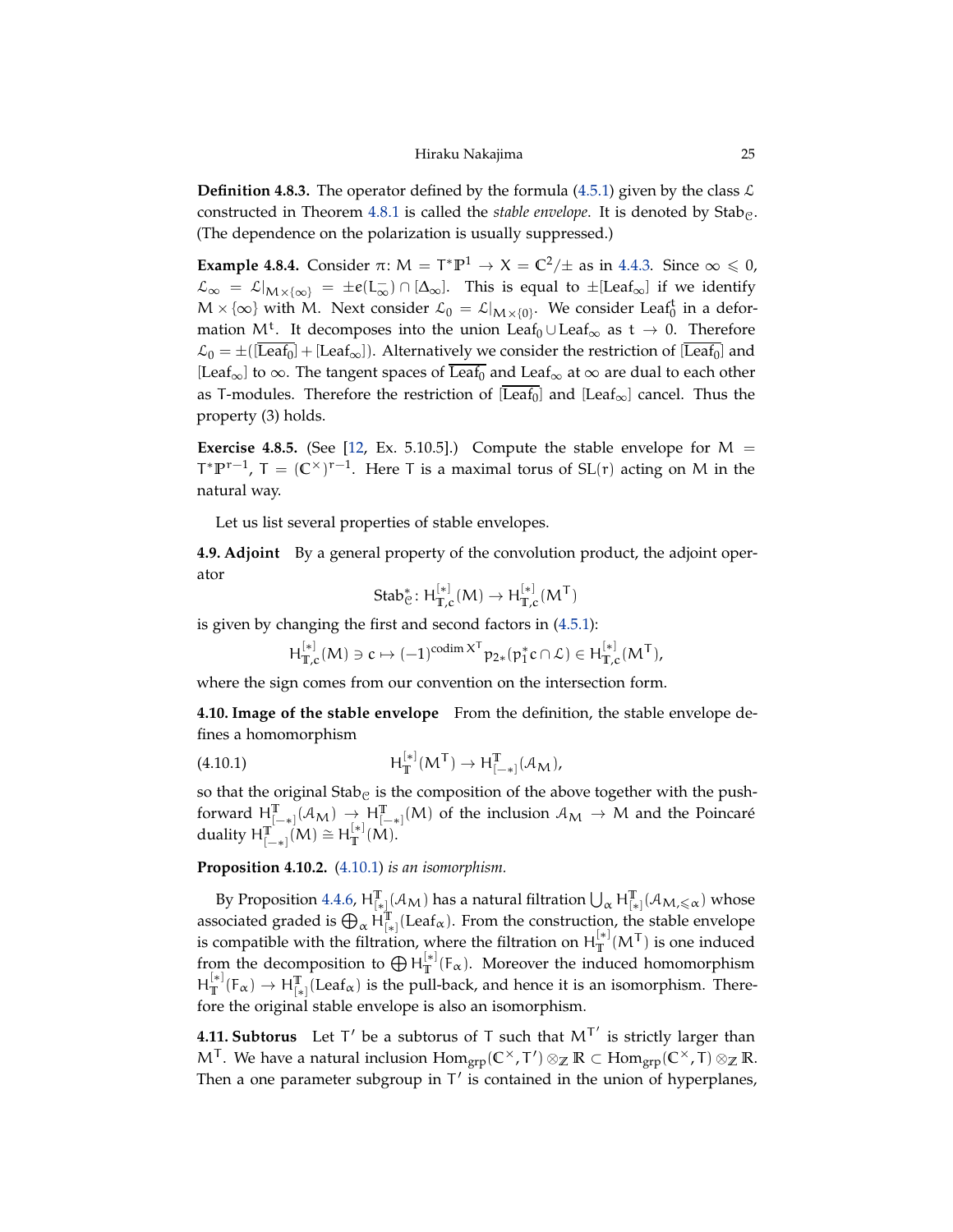**Definition 4.8.3.** The operator defined by the formula (4.5.1) given by the class $\mathcal{L}$ constructed in Theorem 4.8.1 is called the *stable envelope*. It is denoted by $\mathrm{Stab}_{\mathcal{C}}$. (The dependence on the polarization is usually suppressed.)

**Example 4.8.4.** Consider $\pi\colon M = T^*\mathbb{P}^1 \to X = \mathbb{C}^2/\pm$ as in 4.4.3. Since $\infty \leqslant 0$, $\mathcal{L}_\infty = \mathcal{L}|_{M\times\{\infty\}} = \pm e(L^-_\infty) \cap [\Delta_\infty]$. This is equal to $\pm[\mathrm{Leaf}_\infty]$ if we identify $M \times \{\infty\}$ with $M$. Next consider $\mathcal{L}_0 = \mathcal{L}|_{M\times\{0\}}$. We consider $\mathrm{Leaf}_0^t$ in a deformation $M^t$. It decomposes into the union $\mathrm{Leaf}_0 \cup \mathrm{Leaf}_\infty$ as $t \to 0$. Therefore $\mathcal{L}_0 = \pm([\overline{\mathrm{Leaf}_0}] + [\mathrm{Leaf}_\infty])$. Alternatively we consider the restriction of $[\overline{\mathrm{Leaf}_0}]$ and $[\mathrm{Leaf}_\infty]$ to $\infty$. The tangent spaces of $\overline{\mathrm{Leaf}_0}$ and $\mathrm{Leaf}_\infty$ at $\infty$ are dual to each other as $T$-modules. Therefore the restriction of $[\overline{\mathrm{Leaf}_0}]$ and $[\mathrm{Leaf}_\infty]$ cancel. Thus the property (3) holds.

**Exercise 4.8.5.** (See [12, Ex. 5.10.5].) Compute the stable envelope for $M = T^*\mathbb{P}^{r-1}$, $T = (\mathbb{C}^\times)^{r-1}$. Here $T$ is a maximal torus of $SL(r)$ acting on $M$ in the natural way.

Let us list several properties of stable envelopes.

**4.9. Adjoint** By a general property of the convolution product, the adjoint operator

$$\mathrm{Stab}^*_{\mathcal{C}}\colon H^{[*]}_{\mathbb{T},c}(M) \to H^{[*]}_{\mathbb{T},c}(M^T)$$

is given by changing the first and second factors in (4.5.1):

$$H^{[*]}_{\mathbb{T},c}(M) \ni c \mapsto (-1)^{\operatorname{codim} X^T} p_{2*}(p_1^* c \cap \mathcal{L}) \in H^{[*]}_{\mathbb{T},c}(M^T),$$

where the sign comes from our convention on the intersection form.

**4.10. Image of the stable envelope** From the definition, the stable envelope defines a homomorphism

$$H^{[*]}_{\mathbb{T}}(M^T) \to H^{\mathbb{T}}_{[-*]}(\mathcal{A}_M), \tag{4.10.1}$$

so that the original $\mathrm{Stab}_{\mathcal{C}}$ is the composition of the above together with the pushforward $H^{\mathbb{T}}_{[-*]}(\mathcal{A}_M) \to H^{\mathbb{T}}_{[-*]}(M)$ of the inclusion $\mathcal{A}_M \to M$ and the Poincaré duality $H^{\mathbb{T}}_{[-*]}(M) \cong H^{[*]}_{\mathbb{T}}(M)$.

**Proposition 4.10.2.** *(4.10.1) is an isomorphism.*

By Proposition 4.4.6, $H^{\mathbb{T}}_{[*]}(\mathcal{A}_M)$ has a natural filtration $\bigcup_\alpha H^{\mathbb{T}}_{[*]}(\mathcal{A}_{M,\leqslant\alpha})$ whose associated graded is $\bigoplus_\alpha H^{\mathbb{T}}_{[*]}(\mathrm{Leaf}_\alpha)$. From the construction, the stable envelope is compatible with the filtration, where the filtration on $H^{[*]}_{\mathbb{T}}(M^T)$ is one induced from the decomposition to $\bigoplus H^{[*]}_{\mathbb{T}}(F_\alpha)$. Moreover the induced homomorphism $H^{[*]}_{\mathbb{T}}(F_\alpha) \to H^{\mathbb{T}}_{[*]}(\mathrm{Leaf}_\alpha)$ is the pull-back, and hence it is an isomorphism. Therefore the original stable envelope is also an isomorphism.

**4.11. Subtorus** Let $T'$ be a subtorus of $T$ such that $M^{T'}$ is strictly larger than $M^T$. We have a natural inclusion $\mathrm{Hom}_{\mathrm{grp}}(\mathbb{C}^\times, T') \otimes_{\mathbb{Z}} \mathbb{R} \subset \mathrm{Hom}_{\mathrm{grp}}(\mathbb{C}^\times, T) \otimes_{\mathbb{Z}} \mathbb{R}$. Then a one parameter subgroup in $T'$ is contained in the union of hyperplanes,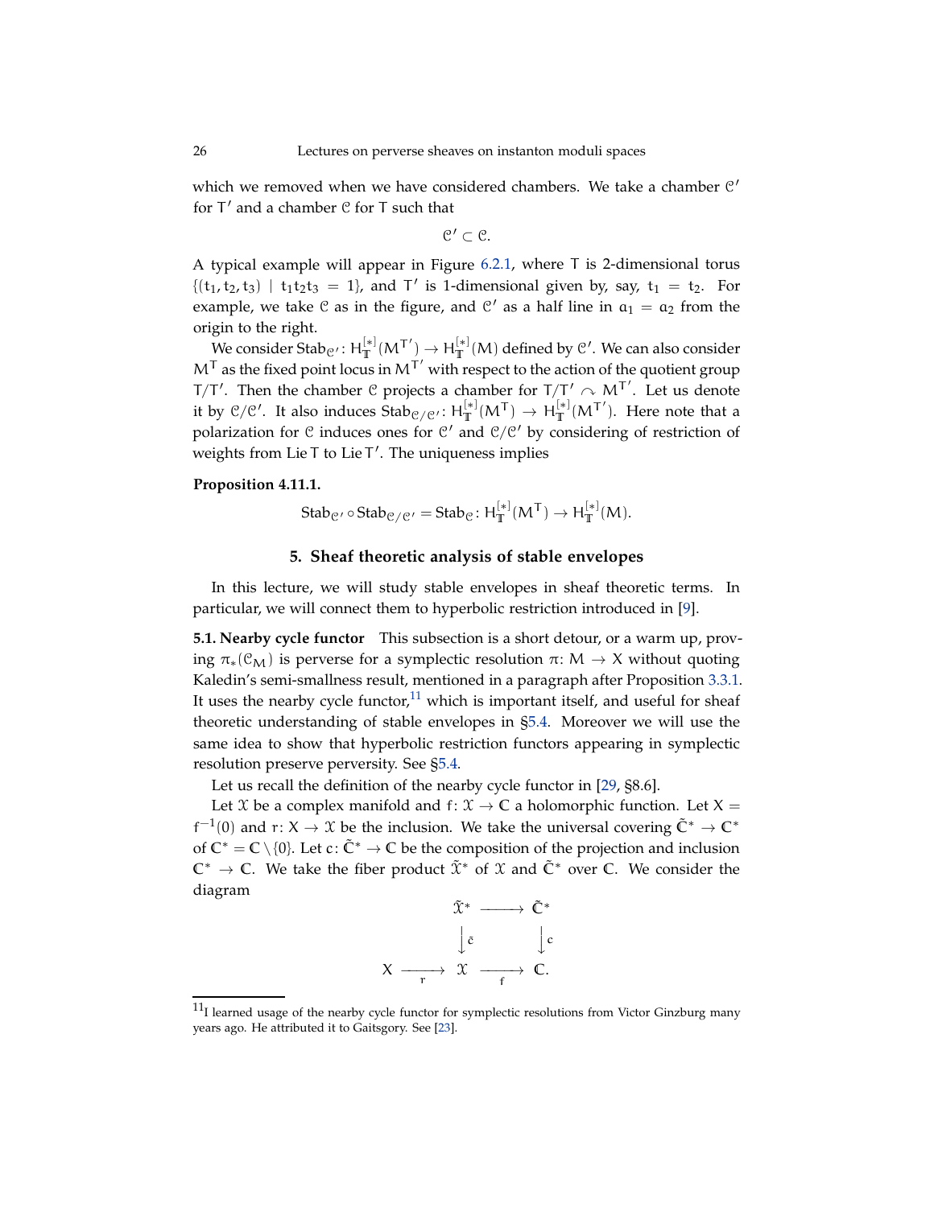which we removed when we have considered chambers. We take a chamber $\mathcal{C}'$ for $T'$ and a chamber $\mathcal{C}$ for $T$ such that

$$\mathcal{C}' \subset \mathcal{C}.$$

A typical example will appear in Figure 6.2.1, where $T$ is 2-dimensional torus $\{(t_1, t_2, t_3) \mid t_1 t_2 t_3 = 1\}$, and $T'$ is 1-dimensional given by, say, $t_1 = t_2$. For example, we take $\mathcal{C}$ as in the figure, and $\mathcal{C}'$ as a half line in $a_1 = a_2$ from the origin to the right.

We consider $\mathrm{Stab}_{\mathcal{C}'} \colon H^{[*]}_{\mathbb{T}}(M^{T'}) \to H^{[*]}_{\mathbb{T}}(M)$ defined by $\mathcal{C}'$. We can also consider $M^T$ as the fixed point locus in $M^{T'}$ with respect to the action of the quotient group $T/T'$. Then the chamber $\mathcal{C}$ projects a chamber for $T/T' \curvearrowright M^{T'}$. Let us denote it by $\mathcal{C}/\mathcal{C}'$. It also induces $\mathrm{Stab}_{\mathcal{C}/\mathcal{C}'} \colon H^{[*]}_{\mathbb{T}}(M^T) \to H^{[*]}_{\mathbb{T}}(M^{T'})$. Here note that a polarization for $\mathcal{C}$ induces ones for $\mathcal{C}'$ and $\mathcal{C}/\mathcal{C}'$ by considering of restriction of weights from $\operatorname{Lie} T$ to $\operatorname{Lie} T'$. The uniqueness implies

**Proposition 4.11.1.**

$$\mathrm{Stab}_{\mathcal{C}'} \circ \mathrm{Stab}_{\mathcal{C}/\mathcal{C}'} = \mathrm{Stab}_{\mathcal{C}} \colon H^{[*]}_{\mathbb{T}}(M^T) \to H^{[*]}_{\mathbb{T}}(M).$$

## 5. Sheaf theoretic analysis of stable envelopes

In this lecture, we will study stable envelopes in sheaf theoretic terms. In particular, we will connect them to hyperbolic restriction introduced in [9].

**5.1. Nearby cycle functor** This subsection is a short detour, or a warm up, proving $\pi_*(\mathcal{C}_M)$ is perverse for a symplectic resolution $\pi \colon M \to X$ without quoting Kaledin's semi-smallness result, mentioned in a paragraph after Proposition 3.3.1. It uses the nearby cycle functor,[11] which is important itself, and useful for sheaf theoretic understanding of stable envelopes in §5.4. Moreover we will use the same idea to show that hyperbolic restriction functors appearing in symplectic resolution preserve perversity. See §5.4.

Let us recall the definition of the nearby cycle functor in [29, §8.6].

Let $\mathcal{X}$ be a complex manifold and $f \colon \mathcal{X} \to \mathbb{C}$ a holomorphic function. Let $X = f^{-1}(0)$ and $r \colon X \to \mathcal{X}$ be the inclusion. We take the universal covering $\tilde{\mathbb{C}}^* \to \mathbb{C}^*$ of $\mathbb{C}^* = \mathbb{C} \setminus \{0\}$. Let $c \colon \tilde{\mathbb{C}}^* \to \mathbb{C}$ be the composition of the projection and inclusion $\mathbb{C}^* \to \mathbb{C}$. We take the fiber product $\tilde{\mathcal{X}}^*$ of $\mathcal{X}$ and $\tilde{\mathbb{C}}^*$ over $\mathbb{C}$. We consider the diagram

$$\begin{array}{ccccc} & & \tilde{\mathcal{X}}^* & \longrightarrow & \tilde{\mathbb{C}}^* \\ & & \downarrow{\scriptstyle \tilde{c}} & & \downarrow{\scriptstyle c} \\ X & \xrightarrow[r]{} & \mathcal{X} & \xrightarrow[f]{} & \mathbb{C}. \end{array}$$

[11] I learned usage of the nearby cycle functor for symplectic resolutions from Victor Ginzburg many years ago. He attributed it to Gaitsgory. See [23].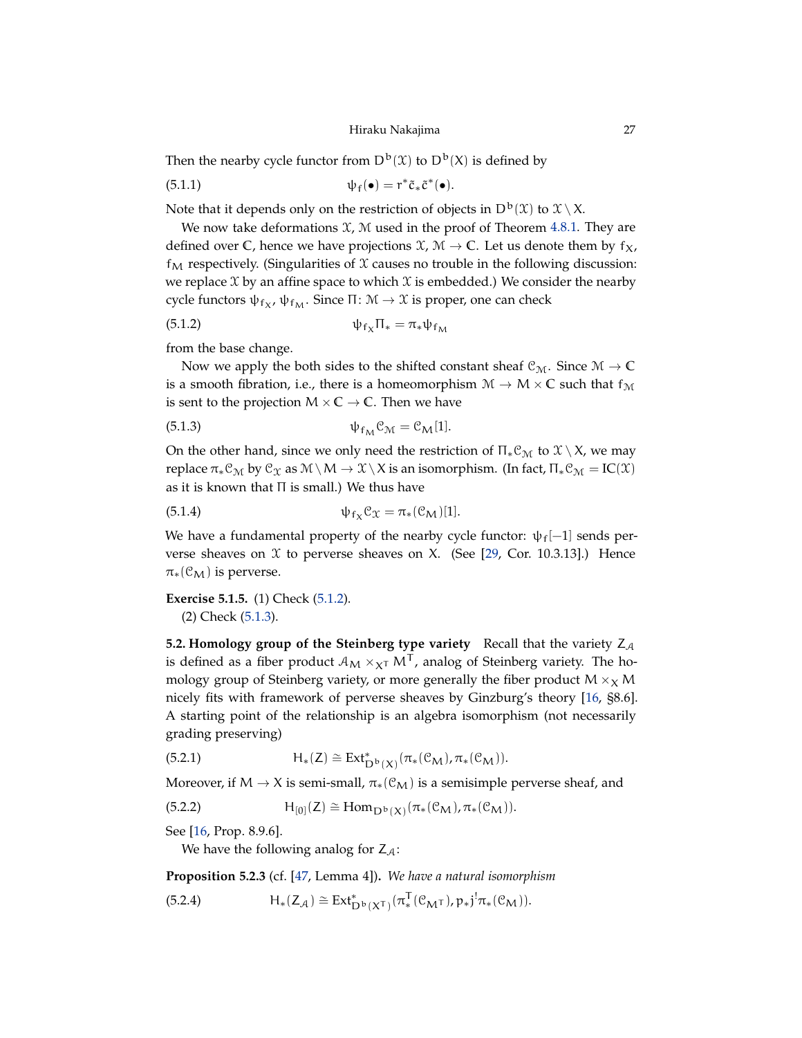Then the nearby cycle functor from $D^b(\mathfrak{X})$ to $D^b(X)$ is defined by

$$\psi_f(\bullet) = r^* \tilde{c}_* \tilde{c}^*(\bullet). \tag{5.1.1}$$

Note that it depends only on the restriction of objects in $D^b(\mathfrak{X})$ to $\mathfrak{X} \setminus X$.

We now take deformations $\mathfrak{X}$, $\mathcal{M}$ used in the proof of Theorem 4.8.1. They are defined over $\mathbb{C}$, hence we have projections $\mathfrak{X}$, $\mathcal{M} \to \mathbb{C}$. Let us denote them by $f_X$, $f_M$ respectively. (Singularities of $\mathfrak{X}$ causes no trouble in the following discussion: we replace $\mathfrak{X}$ by an affine space to which $\mathfrak{X}$ is embedded.) We consider the nearby cycle functors $\psi_{f_X}$, $\psi_{f_M}$. Since $\Pi\colon \mathcal{M} \to \mathfrak{X}$ is proper, one can check

$$\psi_{f_X} \Pi_* = \pi_* \psi_{f_M} \tag{5.1.2}$$

from the base change.

Now we apply the both sides to the shifted constant sheaf $\mathcal{C}_{\mathcal{M}}$. Since $\mathcal{M} \to \mathbb{C}$ is a smooth fibration, i.e., there is a homeomorphism $\mathcal{M} \to M \times \mathbb{C}$ such that $f_{\mathcal{M}}$ is sent to the projection $M \times \mathbb{C} \to \mathbb{C}$. Then we have

$$\psi_{f_M} \mathcal{C}_{\mathcal{M}} = \mathcal{C}_M[1]. \tag{5.1.3}$$

On the other hand, since we only need the restriction of $\Pi_* \mathcal{C}_{\mathcal{M}}$ to $\mathfrak{X} \setminus X$, we may replace $\pi_* \mathcal{C}_{\mathcal{M}}$ by $\mathcal{C}_{\mathfrak{X}}$ as $\mathcal{M} \setminus M \to \mathfrak{X} \setminus X$ is an isomorphism. (In fact, $\Pi_* \mathcal{C}_{\mathcal{M}} = IC(\mathfrak{X})$ as it is known that $\Pi$ is small.) We thus have

$$\psi_{f_X} \mathcal{C}_{\mathfrak{X}} = \pi_*(\mathcal{C}_M)[1]. \tag{5.1.4}$$

We have a fundamental property of the nearby cycle functor: $\psi_f[-1]$ sends perverse sheaves on $\mathfrak{X}$ to perverse sheaves on $X$. (See [29, Cor. 10.3.13].) Hence $\pi_*(\mathcal{C}_M)$ is perverse.

**Exercise 5.1.5.** (1) Check (5.1.2).
(2) Check (5.1.3).

**5.2. Homology group of the Steinberg type variety** Recall that the variety $Z_{\mathcal{A}}$ is defined as a fiber product $\mathcal{A}_M \times_{X^T} M^T$, analog of Steinberg variety. The homology group of Steinberg variety, or more generally the fiber product $M \times_X M$ nicely fits with framework of perverse sheaves by Ginzburg's theory [16, §8.6]. A starting point of the relationship is an algebra isomorphism (not necessarily grading preserving)

$$H_*(Z) \cong \operatorname{Ext}^*_{D^b(X)}(\pi_*(\mathcal{C}_M), \pi_*(\mathcal{C}_M)). \tag{5.2.1}$$

Moreover, if $M \to X$ is semi-small, $\pi_*(\mathcal{C}_M)$ is a semisimple perverse sheaf, and

$$H_{[0]}(Z) \cong \operatorname{Hom}_{D^b(X)}(\pi_*(\mathcal{C}_M), \pi_*(\mathcal{C}_M)). \tag{5.2.2}$$

See [16, Prop. 8.9.6].

We have the following analog for $Z_{\mathcal{A}}$:

**Proposition 5.2.3** (cf. [47, Lemma 4])**.** *We have a natural isomorphism*

$$H_*(Z_{\mathcal{A}}) \cong \operatorname{Ext}^*_{D^b(X^T)}(\pi^T_*(\mathcal{C}_{M^T}), p_* j^! \pi_*(\mathcal{C}_M)). \tag{5.2.4}$$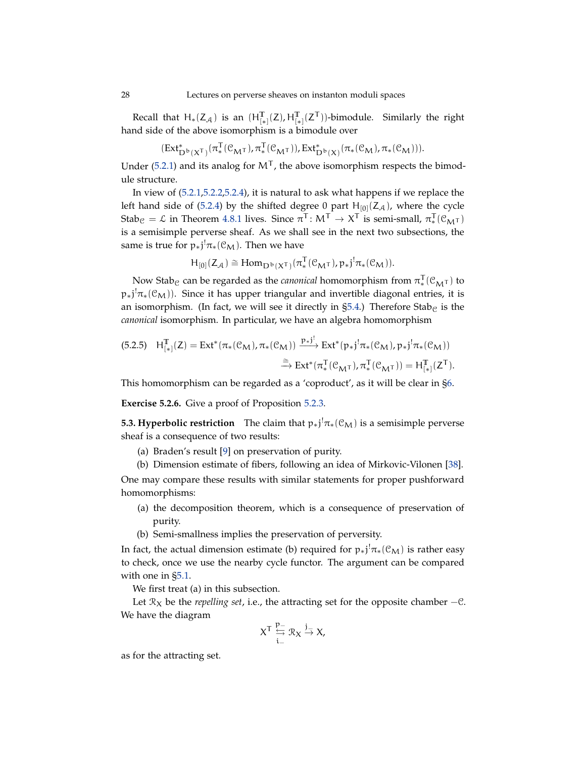Recall that $H_*(Z_{\mathcal{A}})$ is an $(H^{\mathbb{T}}_{[*]}(Z), H^{\mathbb{T}}_{[*]}(Z^T))$-bimodule. Similarly the right hand side of the above isomorphism is a bimodule over

$$(\mathrm{Ext}^*_{D^b(X^T)}(\pi^T_*(\mathcal{C}_{M^T}), \pi^T_*(\mathcal{C}_{M^T})), \mathrm{Ext}^*_{D^b(X)}(\pi_*(\mathcal{C}_M), \pi_*(\mathcal{C}_M))).$$

Under (5.2.1) and its analog for $M^T$, the above isomorphism respects the bimodule structure.

In view of (5.2.1,5.2.2,5.2.4), it is natural to ask what happens if we replace the left hand side of (5.2.4) by the shifted degree 0 part $H_{[0]}(Z_{\mathcal{A}})$, where the cycle $\mathrm{Stab}_{\mathcal{C}} = \mathcal{L}$ in Theorem 4.8.1 lives. Since $\pi^T \colon M^T \to X^T$ is semi-small, $\pi^T_*(\mathcal{C}_{M^T})$ is a semisimple perverse sheaf. As we shall see in the next two subsections, the same is true for $p_* j^! \pi_*(\mathcal{C}_M)$. Then we have

$$H_{[0]}(Z_{\mathcal{A}}) \cong \mathrm{Hom}_{D^b(X^T)}(\pi^T_*(\mathcal{C}_{M^T}), p_* j^! \pi_*(\mathcal{C}_M)).$$

Now $\mathrm{Stab}_{\mathcal{C}}$ can be regarded as the *canonical* homomorphism from $\pi^T_*(\mathcal{C}_{M^T})$ to $p_* j^! \pi_*(\mathcal{C}_M))$. Since it has upper triangular and invertible diagonal entries, it is an isomorphism. (In fact, we will see it directly in §5.4.) Therefore $\mathrm{Stab}_{\mathcal{C}}$ is the *canonical* isomorphism. In particular, we have an algebra homomorphism

$$(5.2.5) \quad H^{\mathbb{T}}_{[*]}(Z) = \mathrm{Ext}^*(\pi_*(\mathcal{C}_M), \pi_*(\mathcal{C}_M)) \xrightarrow{p_* j^!} \mathrm{Ext}^*(p_* j^! \pi_*(\mathcal{C}_M), p_* j^! \pi_*(\mathcal{C}_M))$$
$$\xrightarrow{\cong} \mathrm{Ext}^*(\pi^T_*(\mathcal{C}_{M^T}), \pi^T_*(\mathcal{C}_{M^T})) = H^{\mathbb{T}}_{[*]}(Z^T).$$

This homomorphism can be regarded as a 'coproduct', as it will be clear in §6.

**Exercise 5.2.6.** Give a proof of Proposition 5.2.3.

**5.3. Hyperbolic restriction** The claim that $p_* j^! \pi_*(\mathcal{C}_M)$ is a semisimple perverse sheaf is a consequence of two results:

(a) Braden's result [9] on preservation of purity.

(b) Dimension estimate of fibers, following an idea of Mirkovic-Vilonen [38].

One may compare these results with similar statements for proper pushforward homomorphisms:

(a) the decomposition theorem, which is a consequence of preservation of purity.

(b) Semi-smallness implies the preservation of perversity.

In fact, the actual dimension estimate (b) required for $p_* j^! \pi_*(\mathcal{C}_M)$ is rather easy to check, once we use the nearby cycle functor. The argument can be compared with one in §5.1.

We first treat (a) in this subsection.

Let $\mathcal{R}_X$ be the *repelling set*, i.e., the attracting set for the opposite chamber $-\mathcal{C}$. We have the diagram

$$X^T \underset{i_-}{\overset{p_-}{\leftrightarrows}} \mathcal{R}_X \xrightarrow{j_-} X,$$

as for the attracting set.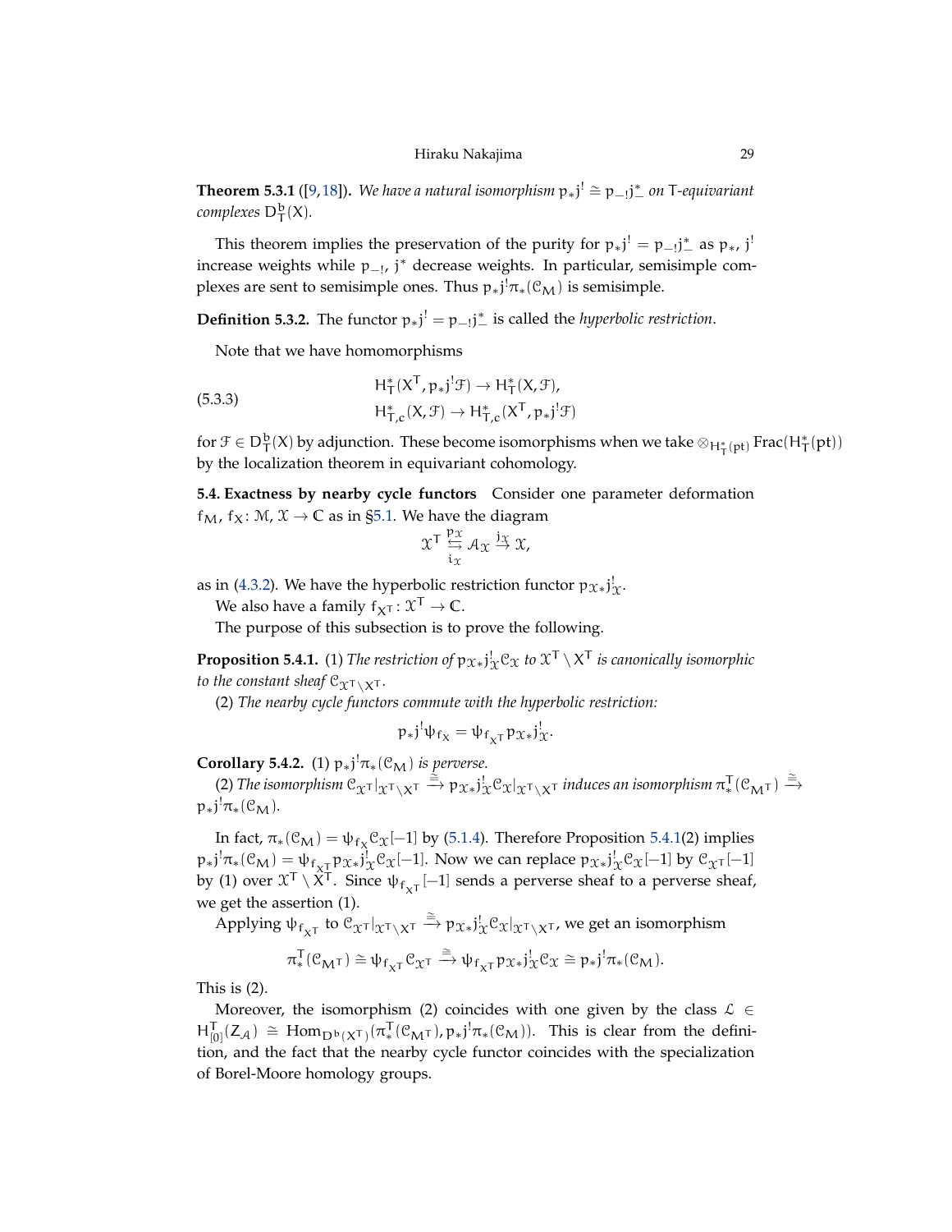**Theorem 5.3.1** ([9,18]). *We have a natural isomorphism $p_* j^! \cong p_{-!} j_-^*$ on $T$-equivariant complexes $D^b_T(X)$.*

This theorem implies the preservation of the purity for $p_* j^! = p_{-!} j_-^*$ as $p_*$, $j^!$ increase weights while $p_{-!}$, $j^*$ decrease weights. In particular, semisimple complexes are sent to semisimple ones. Thus $p_* j^! \pi_*(\mathcal{C}_M)$ is semisimple.

**Definition 5.3.2.** The functor $p_* j^! = p_{-!} j_-^*$ is called the *hyperbolic restriction*.

Note that we have homomorphisms

$$
\begin{aligned}
&H^*_T(X^T, p_* j^! \mathcal{F}) \to H^*_T(X, \mathcal{F}), \\
&H^*_{T,c}(X, \mathcal{F}) \to H^*_{T,c}(X^T, p_* j^! \mathcal{F})
\end{aligned}
\tag{5.3.3}
$$

for $\mathcal{F} \in D^b_T(X)$ by adjunction. These become isomorphisms when we take $\otimes_{H^*_T(\mathrm{pt})} \mathrm{Frac}(H^*_T(\mathrm{pt}))$ by the localization theorem in equivariant cohomology.

**5.4. Exactness by nearby cycle functors** Consider one parameter deformation $f_M$, $f_X \colon \mathcal{M}, \mathcal{X} \to \mathbb{C}$ as in §5.1. We have the diagram

$$
\mathcal{X}^T \underset{i_{\mathcal{X}}}{\overset{p_{\mathcal{X}}}{\leftrightarrows}} \mathcal{A}_{\mathcal{X}} \overset{j_{\mathcal{X}}}{\to} \mathcal{X},
$$

as in (4.3.2). We have the hyperbolic restriction functor $p_{\mathcal{X}*} j^!_{\mathcal{X}}$.

We also have a family $f_{X^T} \colon \mathcal{X}^T \to \mathbb{C}$.

The purpose of this subsection is to prove the following.

**Proposition 5.4.1.** (1) *The restriction of $p_{\mathcal{X}*} j^!_{\mathcal{X}} \mathcal{C}_{\mathcal{X}}$ to $\mathcal{X}^T \setminus X^T$ is canonically isomorphic to the constant sheaf $\mathcal{C}_{\mathcal{X}^T \setminus X^T}$.*

(2) *The nearby cycle functors commute with the hyperbolic restriction:*

$$
p_* j^! \psi_{f_X} = \psi_{f_{X^T}} p_{\mathcal{X}*} j^!_{\mathcal{X}}.
$$

**Corollary 5.4.2.** (1) *$p_* j^! \pi_*(\mathcal{C}_M)$ is perverse.*

(2) *The isomorphism $\mathcal{C}_{\mathcal{X}^T}|_{\mathcal{X}^T \setminus X^T} \xrightarrow{\cong} p_{\mathcal{X}*} j^!_{\mathcal{X}} \mathcal{C}_{\mathcal{X}}|_{\mathcal{X}^T \setminus X^T}$ induces an isomorphism $\pi^T_*(\mathcal{C}_{M^T}) \xrightarrow{\cong} p_* j^! \pi_*(\mathcal{C}_M)$.*

In fact, $\pi_*(\mathcal{C}_M) = \psi_{f_X} \mathcal{C}_{\mathcal{X}}[-1]$ by (5.1.4). Therefore Proposition 5.4.1(2) implies $p_* j^! \pi_*(\mathcal{C}_M) = \psi_{f_{X^T}} p_{\mathcal{X}*} j^!_{\mathcal{X}} \mathcal{C}_{\mathcal{X}}[-1]$. Now we can replace $p_{\mathcal{X}*} j^!_{\mathcal{X}} \mathcal{C}_{\mathcal{X}}[-1]$ by $\mathcal{C}_{\mathcal{X}^T}[-1]$ by (1) over $\mathcal{X}^T \setminus X^T$. Since $\psi_{f_{X^T}}[-1]$ sends a perverse sheaf to a perverse sheaf, we get the assertion (1).

Applying $\psi_{f_{X^T}}$ to $\mathcal{C}_{\mathcal{X}^T}|_{\mathcal{X}^T \setminus X^T} \xrightarrow{\cong} p_{\mathcal{X}*} j^!_{\mathcal{X}} \mathcal{C}_{\mathcal{X}}|_{\mathcal{X}^T \setminus X^T}$, we get an isomorphism

$$
\pi^T_*(\mathcal{C}_{M^T}) \cong \psi_{f_{X^T}} \mathcal{C}_{\mathcal{X}^T} \xrightarrow{\cong} \psi_{f_{X^T}} p_{\mathcal{X}*} j^!_{\mathcal{X}} \mathcal{C}_{\mathcal{X}} \cong p_* j^! \pi_*(\mathcal{C}_M).
$$

This is (2).

Moreover, the isomorphism (2) coincides with one given by the class $\mathcal{L} \in H^T_{[0]}(Z_{\mathcal{A}}) \cong \mathrm{Hom}_{D^b(X^T)}(\pi^T_*(\mathcal{C}_{M^T}), p_* j^! \pi_*(\mathcal{C}_M))$. This is clear from the definition, and the fact that the nearby cycle functor coincides with the specialization of Borel-Moore homology groups.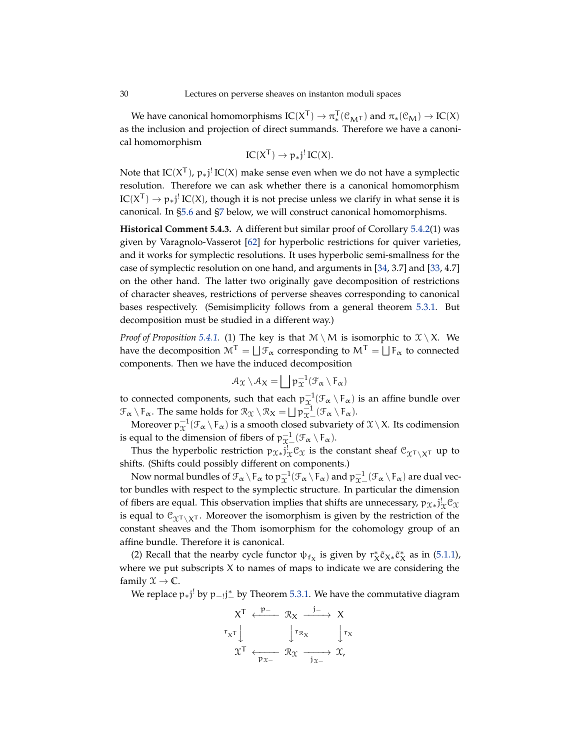We have canonical homomorphisms $\mathrm{IC}(X^T) \to \pi^T_*(\mathcal{C}_{M^T})$ and $\pi_*(\mathcal{C}_M) \to \mathrm{IC}(X)$ as the inclusion and projection of direct summands. Therefore we have a canonical homomorphism

$$\mathrm{IC}(X^T) \to p_* j^! \, \mathrm{IC}(X).$$

Note that $\mathrm{IC}(X^T)$, $p_* j^! \, \mathrm{IC}(X)$ make sense even when we do not have a symplectic resolution. Therefore we can ask whether there is a canonical homomorphism $\mathrm{IC}(X^T) \to p_* j^! \, \mathrm{IC}(X)$, though it is not precise unless we clarify in what sense it is canonical. In §5.6 and §7 below, we will construct canonical homomorphisms.

**Historical Comment 5.4.3.** A different but similar proof of Corollary 5.4.2(1) was given by Varagnolo-Vasserot [62] for hyperbolic restrictions for quiver varieties, and it works for symplectic resolutions. It uses hyperbolic semi-smallness for the case of symplectic resolution on one hand, and arguments in [34, 3.7] and [33, 4.7] on the other hand. The latter two originally gave decomposition of restrictions of character sheaves, restrictions of perverse sheaves corresponding to canonical bases respectively. (Semisimplicity follows from a general theorem 5.3.1. But decomposition must be studied in a different way.)

*Proof of Proposition 5.4.1.* (1) The key is that $\mathcal{M} \setminus M$ is isomorphic to $\mathcal{X} \setminus X$. We have the decomposition $\mathcal{M}^T = \bigsqcup \mathcal{F}_\alpha$ corresponding to $M^T = \bigsqcup F_\alpha$ to connected components. Then we have the induced decomposition

$$\mathcal{A}_{\mathcal{X}} \setminus \mathcal{A}_X = \bigsqcup p_{\mathcal{X}}^{-1}(\mathcal{F}_\alpha \setminus F_\alpha)$$

to connected components, such that each $p_{\mathcal{X}}^{-1}(\mathcal{F}_\alpha \setminus F_\alpha)$ is an affine bundle over $\mathcal{F}_\alpha \setminus F_\alpha$. The same holds for $\mathcal{R}_{\mathcal{X}} \setminus \mathcal{R}_X = \bigsqcup p_{\mathcal{X}-}^{-1}(\mathcal{F}_\alpha \setminus F_\alpha)$.

Moreover $p_{\mathcal{X}}^{-1}(\mathcal{F}_\alpha \setminus F_\alpha)$ is a smooth closed subvariety of $\mathcal{X} \setminus X$. Its codimension is equal to the dimension of fibers of $p_{\mathcal{X}-}^{-1}(\mathcal{F}_\alpha \setminus F_\alpha)$.

Thus the hyperbolic restriction $p_{\mathcal{X}*} j_{\mathcal{X}}^! \mathcal{C}_{\mathcal{X}}$ is the constant sheaf $\mathcal{C}_{\mathcal{X}^T \setminus X^T}$ up to shifts. (Shifts could possibly different on components.)

Now normal bundles of $\mathcal{F}_\alpha \setminus F_\alpha$ to $p_{\mathcal{X}}^{-1}(\mathcal{F}_\alpha \setminus F_\alpha)$ and $p_{\mathcal{X}-}^{-1}(\mathcal{F}_\alpha \setminus F_\alpha)$ are dual vector bundles with respect to the symplectic structure. In particular the dimension of fibers are equal. This observation implies that shifts are unnecessary, $p_{\mathcal{X}*} j_{\mathcal{X}}^! \mathcal{C}_{\mathcal{X}}$ is equal to $\mathcal{C}_{\mathcal{X}^T \setminus X^T}$. Moreover the isomorphism is given by the restriction of the constant sheaves and the Thom isomorphism for the cohomology group of an affine bundle. Therefore it is canonical.

(2) Recall that the nearby cycle functor $\psi_{f_X}$ is given by $r_X^* \tilde{c}_{X*} \tilde{c}_X^*$ as in (5.1.1), where we put subscripts $X$ to names of maps to indicate we are considering the family $\mathcal{X} \to \mathbb{C}$.

We replace $p_* j^!$ by $p_{-!} j_-^*$ by Theorem 5.3.1. We have the commutative diagram

$$\begin{array}{ccccc}
X^T & \xleftarrow{p_-} & \mathcal{R}_X & \xrightarrow{j_-} & X \\
{\scriptstyle r_{X^T}}\downarrow & & \downarrow{\scriptstyle r_{\mathcal{R}_X}} & & \downarrow{\scriptstyle r_X} \\
\mathcal{X}^T & \xleftarrow[p_{\mathcal{X}-}]{} & \mathcal{R}_{\mathcal{X}} & \xrightarrow[j_{\mathcal{X}-}]{} & \mathcal{X},
\end{array}$$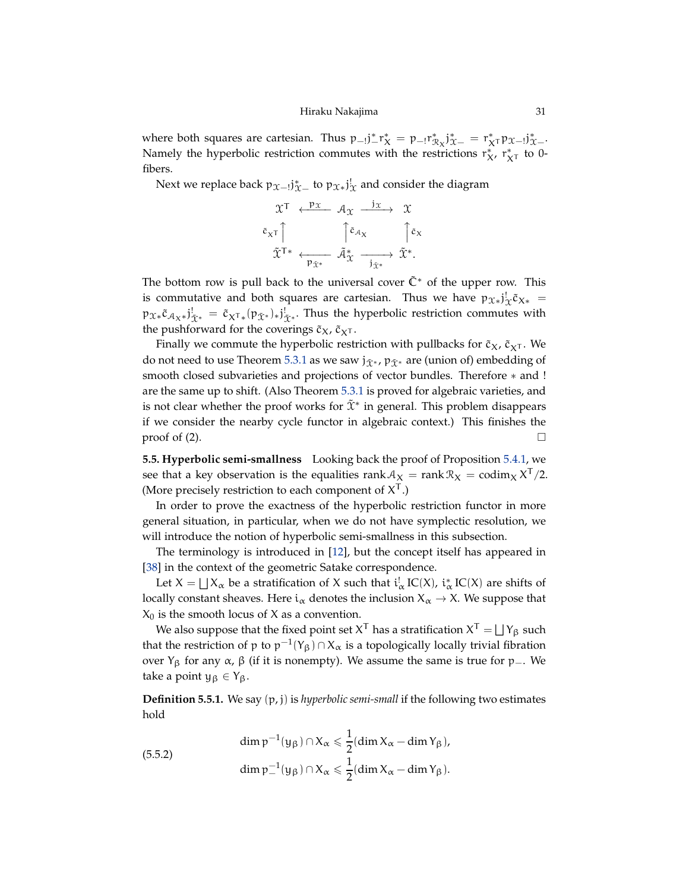where both squares are cartesian. Thus $p_{-!}j_-^* r_X^* = p_{-!}r_{\mathcal{R}_X}^* j_{\mathfrak{X}-}^* = r_{X^T}^* p_{\mathfrak{X}-!}j_{\mathfrak{X}-}^*$. Namely the hyperbolic restriction commutes with the restrictions $r_X^*$, $r_{X^T}^*$ to 0-fibers.

Next we replace back $p_{\mathfrak{X}-!}j_{\mathfrak{X}-}^*$ to $p_{\mathfrak{X}*}j_{\mathfrak{X}}^!$ and consider the diagram

$$\begin{array}{ccccc}
\mathfrak{X}^T & \xleftarrow{p_{\mathfrak{X}}} & \mathcal{A}_{\mathfrak{X}} & \xrightarrow{j_{\mathfrak{X}}} & \mathfrak{X} \\
\tilde{c}_{X^T}\uparrow & & \uparrow \tilde{c}_{\mathcal{A}_X} & & \uparrow \tilde{c}_X \\
\tilde{\mathfrak{X}}^{T*} & \xleftarrow[p_{\tilde{\mathfrak{X}}^*}]{} & \tilde{\mathcal{A}}_{\mathfrak{X}}^* & \xrightarrow[j_{\tilde{\mathfrak{X}}^*}]{} & \tilde{\mathfrak{X}}^*.
\end{array}$$

The bottom row is pull back to the universal cover $\tilde{\mathbb{C}}^*$ of the upper row. This is commutative and both squares are cartesian. Thus we have $p_{\mathfrak{X}*}j_{\mathfrak{X}}^!\tilde{c}_{X*} = p_{\mathfrak{X}*}\tilde{c}_{\mathcal{A}_X*}j_{\tilde{\mathfrak{X}}^*}^! = \tilde{c}_{X^T*}(p_{\tilde{\mathfrak{X}}^*})_*j_{\tilde{\mathfrak{X}}^*}^!$. Thus the hyperbolic restriction commutes with the pushforward for the coverings $\tilde{c}_X$, $\tilde{c}_{X^T}$.

Finally we commute the hyperbolic restriction with pullbacks for $\tilde{c}_X$, $\tilde{c}_{X^T}$. We do not need to use Theorem 5.3.1 as we saw $j_{\tilde{\mathfrak{X}}^*}$, $p_{\tilde{\mathfrak{X}}^*}$ are (union of) embedding of smooth closed subvarieties and projections of vector bundles. Therefore $*$ and ! are the same up to shift. (Also Theorem 5.3.1 is proved for algebraic varieties, and is not clear whether the proof works for $\tilde{\mathfrak{X}}^*$ in general. This problem disappears if we consider the nearby cycle functor in algebraic context.) This finishes the proof of (2). □

**5.5. Hyperbolic semi-smallness** Looking back the proof of Proposition 5.4.1, we see that a key observation is the equalities $\operatorname{rank}\mathcal{A}_X = \operatorname{rank}\mathcal{R}_X = \operatorname{codim}_X X^T/2$. (More precisely restriction to each component of $X^T$.)

In order to prove the exactness of the hyperbolic restriction functor in more general situation, in particular, when we do not have symplectic resolution, we will introduce the notion of hyperbolic semi-smallness in this subsection.

The terminology is introduced in [12], but the concept itself has appeared in [38] in the context of the geometric Satake correspondence.

Let $X = \bigsqcup X_\alpha$ be a stratification of $X$ such that $i_\alpha^! \operatorname{IC}(X)$, $i_\alpha^* \operatorname{IC}(X)$ are shifts of locally constant sheaves. Here $i_\alpha$ denotes the inclusion $X_\alpha \to X$. We suppose that $X_0$ is the smooth locus of $X$ as a convention.

We also suppose that the fixed point set $X^T$ has a stratification $X^T = \bigsqcup Y_\beta$ such that the restriction of $p$ to $p^{-1}(Y_\beta) \cap X_\alpha$ is a topologically locally trivial fibration over $Y_\beta$ for any $\alpha$, $\beta$ (if it is nonempty). We assume the same is true for $p_-$. We take a point $y_\beta \in Y_\beta$.

**Definition 5.5.1.** We say $(p, j)$ is *hyperbolic semi-small* if the following two estimates hold

$$\begin{aligned}
\dim p^{-1}(y_\beta) \cap X_\alpha &\leqslant \frac{1}{2}(\dim X_\alpha - \dim Y_\beta), \\
\dim p_-^{-1}(y_\beta) \cap X_\alpha &\leqslant \frac{1}{2}(\dim X_\alpha - \dim Y_\beta).
\end{aligned} \tag{5.5.2}$$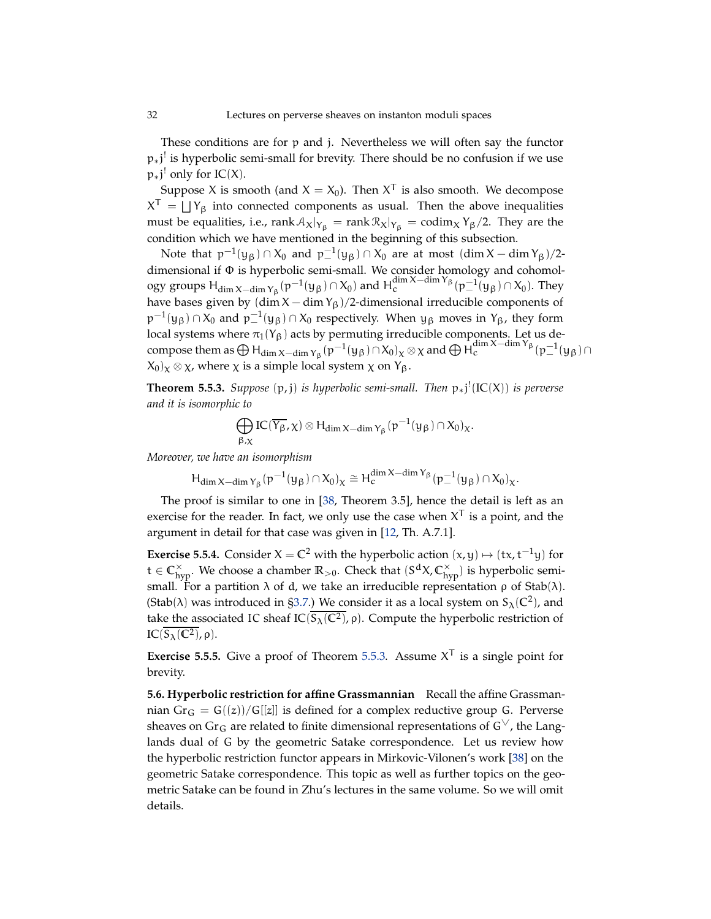These conditions are for $p$ and $j$. Nevertheless we will often say the functor $p_* j^!$ is hyperbolic semi-small for brevity. There should be no confusion if we use $p_* j^!$ only for $\mathrm{IC}(X)$.

Suppose $X$ is smooth (and $X = X_0$). Then $X^T$ is also smooth. We decompose $X^T = \bigsqcup Y_\beta$ into connected components as usual. Then the above inequalities must be equalities, i.e., $\operatorname{rank} \mathcal{A}_X|_{Y_\beta} = \operatorname{rank} \mathcal{R}_X|_{Y_\beta} = \operatorname{codim}_X Y_\beta / 2$. They are the condition which we have mentioned in the beginning of this subsection.

Note that $p^{-1}(y_\beta) \cap X_0$ and $p_-^{-1}(y_\beta) \cap X_0$ are at most $(\dim X - \dim Y_\beta)/2$-dimensional if $\Phi$ is hyperbolic semi-small. We consider homology and cohomology groups $H_{\dim X - \dim Y_\beta}(p^{-1}(y_\beta) \cap X_0)$ and $H_c^{\dim X - \dim Y_\beta}(p_-^{-1}(y_\beta) \cap X_0)$. They have bases given by $(\dim X - \dim Y_\beta)/2$-dimensional irreducible components of $p^{-1}(y_\beta) \cap X_0$ and $p_-^{-1}(y_\beta) \cap X_0$ respectively. When $y_\beta$ moves in $Y_\beta$, they form local systems where $\pi_1(Y_\beta)$ acts by permuting irreducible components. Let us decompose them as $\bigoplus H_{\dim X - \dim Y_\beta}(p^{-1}(y_\beta) \cap X_0)_\chi \otimes \chi$ and $\bigoplus H_c^{\dim X - \dim Y_\beta}(p_-^{-1}(y_\beta) \cap X_0)_\chi \otimes \chi$, where $\chi$ is a simple local system $\chi$ on $Y_\beta$.

**Theorem 5.5.3.** *Suppose $(p, j)$ is hyperbolic semi-small. Then $p_* j^!(\mathrm{IC}(X))$ is perverse and it is isomorphic to*

$$\bigoplus_{\beta, \chi} \mathrm{IC}(\overline{Y_\beta}, \chi) \otimes H_{\dim X - \dim Y_\beta}(p^{-1}(y_\beta) \cap X_0)_\chi.$$

*Moreover, we have an isomorphism*

$$H_{\dim X - \dim Y_\beta}(p^{-1}(y_\beta) \cap X_0)_\chi \cong H_c^{\dim X - \dim Y_\beta}(p_-^{-1}(y_\beta) \cap X_0)_\chi.$$

The proof is similar to one in [38, Theorem 3.5], hence the detail is left as an exercise for the reader. In fact, we only use the case when $X^T$ is a point, and the argument in detail for that case was given in [12, Th. A.7.1].

**Exercise 5.5.4.** Consider $X = \mathbb{C}^2$ with the hyperbolic action $(x, y) \mapsto (tx, t^{-1}y)$ for $t \in \mathbb{C}^\times_{\mathrm{hyp}}$. We choose a chamber $\mathbb{R}_{>0}$. Check that $(S^d X, \mathbb{C}^\times_{\mathrm{hyp}})$ is hyperbolic semi-small. For a partition $\lambda$ of $d$, we take an irreducible representation $\rho$ of $\mathrm{Stab}(\lambda)$. ($\mathrm{Stab}(\lambda)$ was introduced in §3.7.) We consider it as a local system on $S_\lambda(\mathbb{C}^2)$, and take the associated IC sheaf $\mathrm{IC}(\overline{S_\lambda(\mathbb{C}^2)}, \rho)$. Compute the hyperbolic restriction of $\mathrm{IC}(\overline{S_\lambda(\mathbb{C}^2)}, \rho)$.

**Exercise 5.5.5.** Give a proof of Theorem 5.5.3. Assume $X^T$ is a single point for brevity.

**5.6. Hyperbolic restriction for affine Grassmannian** Recall the affine Grassmannian $\mathrm{Gr}_G = G((z))/G[[z]]$ is defined for a complex reductive group $G$. Perverse sheaves on $\mathrm{Gr}_G$ are related to finite dimensional representations of $G^\vee$, the Langlands dual of $G$ by the geometric Satake correspondence. Let us review how the hyperbolic restriction functor appears in Mirkovic-Vilonen's work [38] on the geometric Satake correspondence. This topic as well as further topics on the geometric Satake can be found in Zhu's lectures in the same volume. So we will omit details.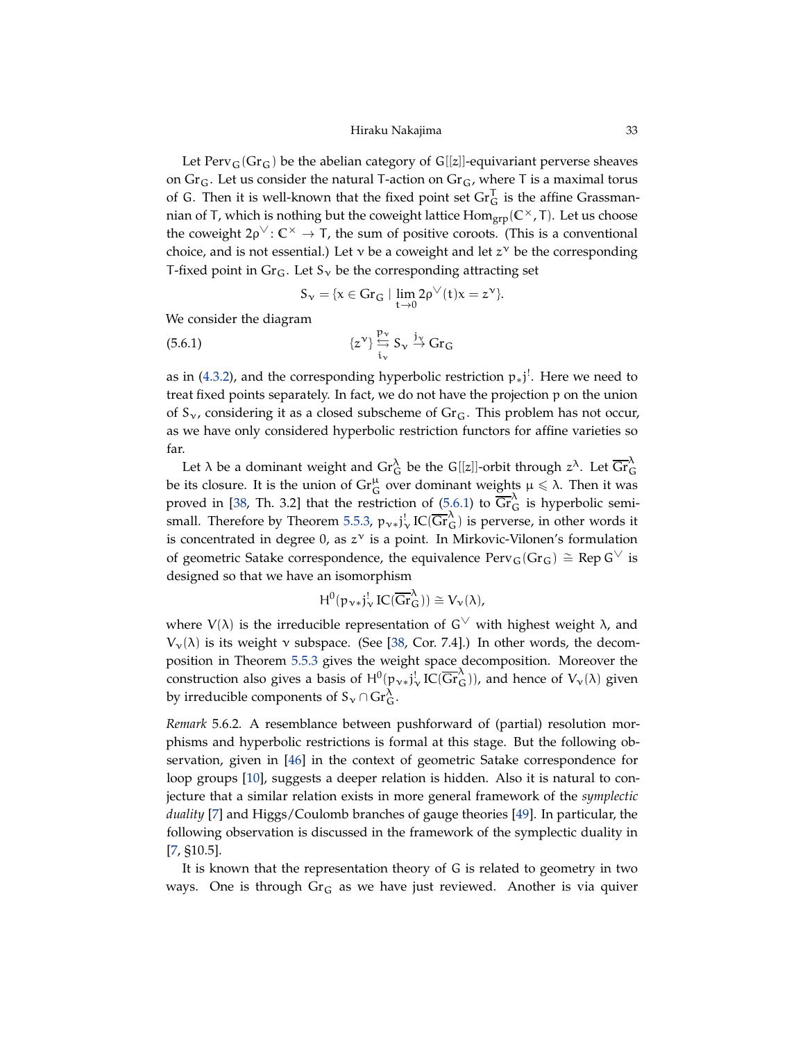Let $\mathrm{Perv}_G(\mathrm{Gr}_G)$ be the abelian category of $G[[z]]$-equivariant perverse sheaves on $\mathrm{Gr}_G$. Let us consider the natural $T$-action on $\mathrm{Gr}_G$, where $T$ is a maximal torus of $G$. Then it is well-known that the fixed point set $\mathrm{Gr}_G^T$ is the affine Grassmannian of $T$, which is nothing but the coweight lattice $\mathrm{Hom}_{\mathrm{grp}}(\mathbb{C}^\times, T)$. Let us choose the coweight $2\rho^\vee\colon \mathbb{C}^\times \to T$, the sum of positive coroots. (This is a conventional choice, and is not essential.) Let $\nu$ be a coweight and let $z^\nu$ be the corresponding $T$-fixed point in $\mathrm{Gr}_G$. Let $S_\nu$ be the corresponding attracting set

$$S_\nu = \{x \in \mathrm{Gr}_G \mid \lim_{t\to 0} 2\rho^\vee(t)x = z^\nu\}.$$

We consider the diagram

$$\{z^\nu\} \underset{i_\nu}{\overset{p_\nu}{\leftrightarrows}} S_\nu \xrightarrow{j_\nu} \mathrm{Gr}_G \tag{5.6.1}$$

as in (4.3.2), and the corresponding hyperbolic restriction $p_* j^!$. Here we need to treat fixed points separately. In fact, we do not have the projection $p$ on the union of $S_\nu$, considering it as a closed subscheme of $\mathrm{Gr}_G$. This problem has not occur, as we have only considered hyperbolic restriction functors for affine varieties so far.

Let $\lambda$ be a dominant weight and $\mathrm{Gr}_G^\lambda$ be the $G[[z]]$-orbit through $z^\lambda$. Let $\overline{\mathrm{Gr}}{}_G^\lambda$ be its closure. It is the union of $\mathrm{Gr}_G^\mu$ over dominant weights $\mu \leqslant \lambda$. Then it was proved in [38, Th. 3.2] that the restriction of (5.6.1) to $\overline{\mathrm{Gr}}{}_G^\lambda$ is hyperbolic semi-small. Therefore by Theorem 5.5.3, $p_{\nu*} j_\nu^! \mathrm{IC}(\overline{\mathrm{Gr}}{}_G^\lambda)$ is perverse, in other words it is concentrated in degree 0, as $z^\nu$ is a point. In Mirkovic-Vilonen's formulation of geometric Satake correspondence, the equivalence $\mathrm{Perv}_G(\mathrm{Gr}_G) \cong \mathrm{Rep}\, G^\vee$ is designed so that we have an isomorphism

$$H^0(p_{\nu*} j_\nu^! \mathrm{IC}(\overline{\mathrm{Gr}}{}_G^\lambda)) \cong V_\nu(\lambda),$$

where $V(\lambda)$ is the irreducible representation of $G^\vee$ with highest weight $\lambda$, and $V_\nu(\lambda)$ is its weight $\nu$ subspace. (See [38, Cor. 7.4].) In other words, the decomposition in Theorem 5.5.3 gives the weight space decomposition. Moreover the construction also gives a basis of $H^0(p_{\nu*} j_\nu^! \mathrm{IC}(\overline{\mathrm{Gr}}{}_G^\lambda))$, and hence of $V_\nu(\lambda)$ given by irreducible components of $S_\nu \cap \mathrm{Gr}_G^\lambda$.

*Remark* 5.6.2. A resemblance between pushforward of (partial) resolution morphisms and hyperbolic restrictions is formal at this stage. But the following observation, given in [46] in the context of geometric Satake correspondence for loop groups [10], suggests a deeper relation is hidden. Also it is natural to conjecture that a similar relation exists in more general framework of the *symplectic duality* [7] and Higgs/Coulomb branches of gauge theories [49]. In particular, the following observation is discussed in the framework of the symplectic duality in [7, §10.5].

It is known that the representation theory of $G$ is related to geometry in two ways. One is through $\mathrm{Gr}_G$ as we have just reviewed. Another is via quiver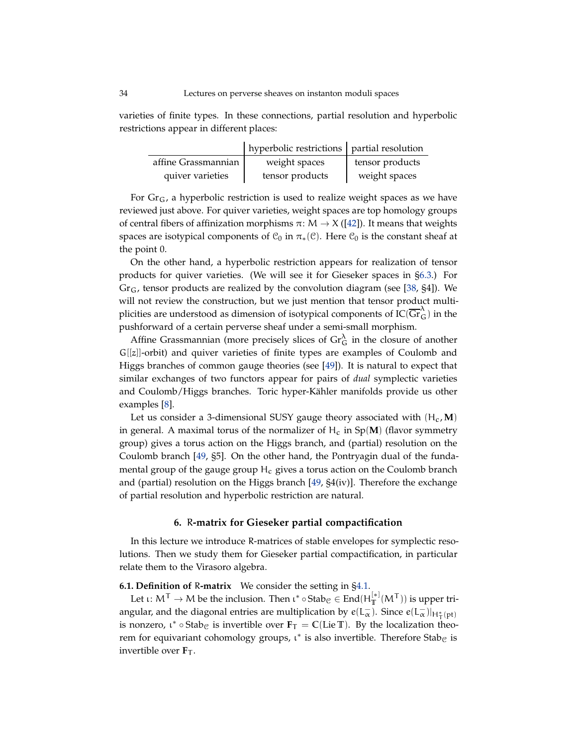varieties of finite types. In these connections, partial resolution and hyperbolic restrictions appear in different places:

| | hyperbolic restrictions | partial resolution |
|---|---|---|
| affine Grassmannian | weight spaces | tensor products |
| quiver varieties | tensor products | weight spaces |

For $\mathrm{Gr}_G$, a hyperbolic restriction is used to realize weight spaces as we have reviewed just above. For quiver varieties, weight spaces are top homology groups of central fibers of affinization morphisms $\pi\colon M \to X$ ([42]). It means that weights spaces are isotypical components of $\mathcal{C}_0$ in $\pi_*(\mathcal{C})$. Here $\mathcal{C}_0$ is the constant sheaf at the point 0.

On the other hand, a hyperbolic restriction appears for realization of tensor products for quiver varieties. (We will see it for Gieseker spaces in §6.3.) For $\mathrm{Gr}_G$, tensor products are realized by the convolution diagram (see [38, §4]). We will not review the construction, but we just mention that tensor product multiplicities are understood as dimension of isotypical components of $\mathrm{IC}(\overline{\mathrm{Gr}}_G^\lambda)$ in the pushforward of a certain perverse sheaf under a semi-small morphism.

Affine Grassmannian (more precisely slices of $\mathrm{Gr}_G^\lambda$ in the closure of another $G[[z]]$-orbit) and quiver varieties of finite types are examples of Coulomb and Higgs branches of common gauge theories (see [49]). It is natural to expect that similar exchanges of two functors appear for pairs of *dual* symplectic varieties and Coulomb/Higgs branches. Toric hyper-Kähler manifolds provide us other examples [8].

Let us consider a 3-dimensional SUSY gauge theory associated with $(H_c, \mathbf{M})$ in general. A maximal torus of the normalizer of $H_c$ in $\mathrm{Sp}(\mathbf{M})$ (flavor symmetry group) gives a torus action on the Higgs branch, and (partial) resolution on the Coulomb branch [49, §5]. On the other hand, the Pontryagin dual of the fundamental group of the gauge group $H_c$ gives a torus action on the Coulomb branch and (partial) resolution on the Higgs branch [49, §4(iv)]. Therefore the exchange of partial resolution and hyperbolic restriction are natural.

## 6. R-matrix for Gieseker partial compactification

In this lecture we introduce R-matrices of stable envelopes for symplectic resolutions. Then we study them for Gieseker partial compactification, in particular relate them to the Virasoro algebra.

**6.1. Definition of R-matrix** We consider the setting in §4.1.

Let $\iota\colon M^T \to M$ be the inclusion. Then $\iota^* \circ \mathrm{Stab}_{\mathcal{C}} \in \mathrm{End}(H_{\mathbb{T}}^{[*]}(M^T))$ is upper triangular, and the diagonal entries are multiplication by $e(L_\alpha^-)$. Since $e(L_\alpha^-)|_{H_T^*(\mathrm{pt})}$ is nonzero, $\iota^* \circ \mathrm{Stab}_{\mathcal{C}}$ is invertible over $\mathbf{F}_T = \mathbb{C}(\mathrm{Lie}\,\mathbb{T})$. By the localization theorem for equivariant cohomology groups, $\iota^*$ is also invertible. Therefore $\mathrm{Stab}_{\mathcal{C}}$ is invertible over $\mathbf{F}_T$.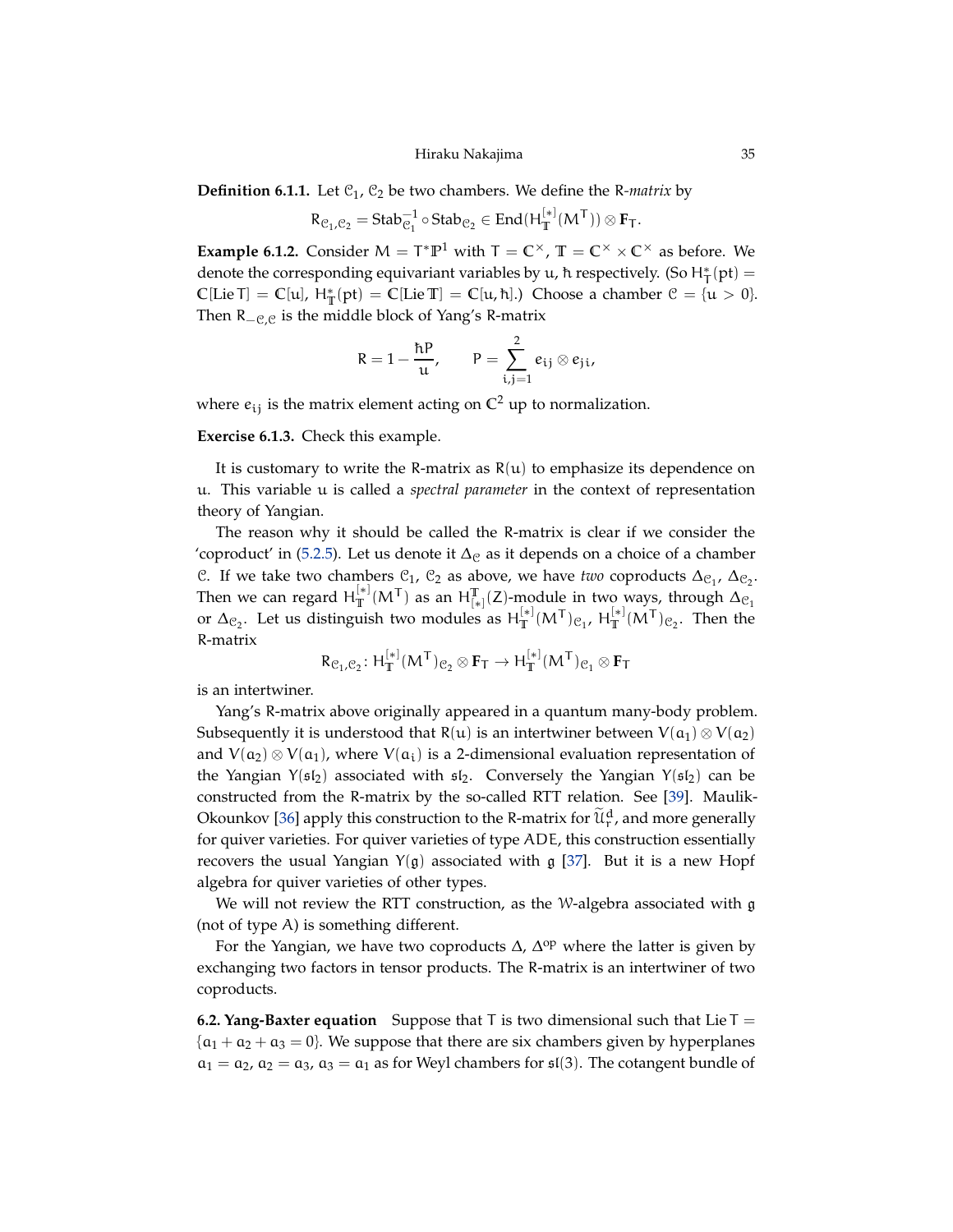**Definition 6.1.1.** Let $\mathcal{C}_1$, $\mathcal{C}_2$ be two chambers. We define the R-*matrix* by

$$R_{\mathcal{C}_1,\mathcal{C}_2} = \mathrm{Stab}_{\mathcal{C}_1}^{-1} \circ \mathrm{Stab}_{\mathcal{C}_2} \in \mathrm{End}(H^{[*]}_{\mathbb{T}}(M^{\mathsf{T}})) \otimes \mathbf{F}_{\mathsf{T}}.$$

**Example 6.1.2.** Consider $M = T^*\mathbb{P}^1$ with $\mathsf{T} = \mathbb{C}^\times$, $\mathbb{T} = \mathbb{C}^\times \times \mathbb{C}^\times$ as before. We denote the corresponding equivariant variables by $u$, $\hbar$ respectively. (So $H^*_{\mathsf{T}}(\mathrm{pt}) = \mathbb{C}[\mathrm{Lie}\,\mathsf{T}] = \mathbb{C}[u]$, $H^*_{\mathbb{T}}(\mathrm{pt}) = \mathbb{C}[\mathrm{Lie}\,\mathbb{T}] = \mathbb{C}[u,\hbar]$.) Choose a chamber $\mathcal{C} = \{u > 0\}$. Then $R_{-\mathcal{C},\mathcal{C}}$ is the middle block of Yang's R-matrix

$$R = 1 - \frac{\hbar P}{u}, \qquad P = \sum_{i,j=1}^{2} e_{ij} \otimes e_{ji},$$

where $e_{ij}$ is the matrix element acting on $\mathbb{C}^2$ up to normalization.

**Exercise 6.1.3.** Check this example.

It is customary to write the R-matrix as $R(u)$ to emphasize its dependence on $u$. This variable $u$ is called a *spectral parameter* in the context of representation theory of Yangian.

The reason why it should be called the R-matrix is clear if we consider the 'coproduct' in (5.2.5). Let us denote it $\Delta_{\mathcal{C}}$ as it depends on a choice of a chamber $\mathcal{C}$. If we take two chambers $\mathcal{C}_1$, $\mathcal{C}_2$ as above, we have *two* coproducts $\Delta_{\mathcal{C}_1}$, $\Delta_{\mathcal{C}_2}$. Then we can regard $H^{[*]}_{\mathbb{T}}(M^{\mathsf{T}})$ as an $H^{\mathbb{T}}_{[*]}(Z)$-module in two ways, through $\Delta_{\mathcal{C}_1}$ or $\Delta_{\mathcal{C}_2}$. Let us distinguish two modules as $H^{[*]}_{\mathbb{T}}(M^{\mathsf{T}})_{\mathcal{C}_1}$, $H^{[*]}_{\mathbb{T}}(M^{\mathsf{T}})_{\mathcal{C}_2}$. Then the R-matrix

$$R_{\mathcal{C}_1,\mathcal{C}_2} \colon H^{[*]}_{\mathbb{T}}(M^{\mathsf{T}})_{\mathcal{C}_2} \otimes \mathbf{F}_{\mathsf{T}} \to H^{[*]}_{\mathbb{T}}(M^{\mathsf{T}})_{\mathcal{C}_1} \otimes \mathbf{F}_{\mathsf{T}}$$

is an intertwiner.

Yang's R-matrix above originally appeared in a quantum many-body problem. Subsequently it is understood that $R(u)$ is an intertwiner between $V(a_1) \otimes V(a_2)$ and $V(a_2) \otimes V(a_1)$, where $V(a_i)$ is a 2-dimensional evaluation representation of the Yangian $Y(\mathfrak{sl}_2)$ associated with $\mathfrak{sl}_2$. Conversely the Yangian $Y(\mathfrak{sl}_2)$ can be constructed from the R-matrix by the so-called RTT relation. See [39]. Maulik-Okounkov [36] apply this construction to the R-matrix for $\widetilde{\mathcal{U}}^d_r$, and more generally for quiver varieties. For quiver varieties of type $ADE$, this construction essentially recovers the usual Yangian $Y(\mathfrak{g})$ associated with $\mathfrak{g}$ [37]. But it is a new Hopf algebra for quiver varieties of other types.

We will not review the RTT construction, as the $\mathcal{W}$-algebra associated with $\mathfrak{g}$ (not of type $A$) is something different.

For the Yangian, we have two coproducts $\Delta$, $\Delta^{\mathrm{op}}$ where the latter is given by exchanging two factors in tensor products. The R-matrix is an intertwiner of two coproducts.

**6.2. Yang-Baxter equation** Suppose that $\mathsf{T}$ is two dimensional such that $\mathrm{Lie}\,\mathsf{T} = \{a_1 + a_2 + a_3 = 0\}$. We suppose that there are six chambers given by hyperplanes $a_1 = a_2$, $a_2 = a_3$, $a_3 = a_1$ as for Weyl chambers for $\mathfrak{sl}(3)$. The cotangent bundle of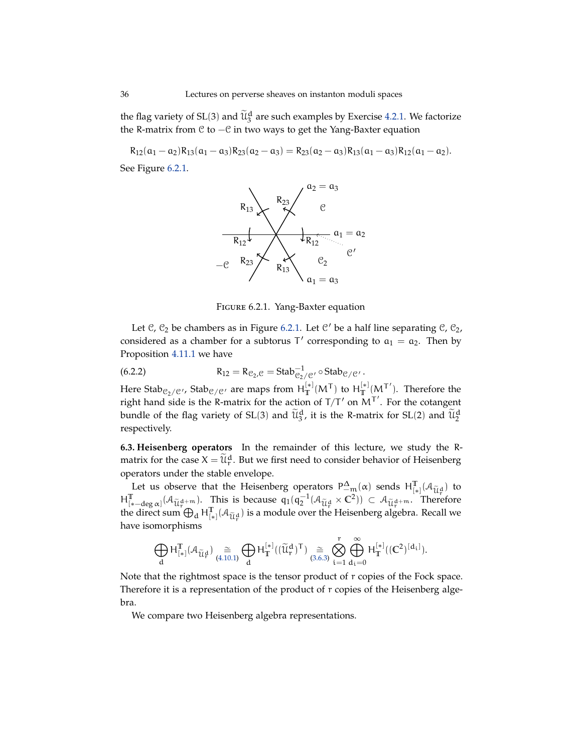the flag variety of SL(3) and $\widetilde{\mathcal{U}}_3^d$ are such examples by Exercise 4.2.1. We factorize the R-matrix from $\mathcal{C}$ to $-\mathcal{C}$ in two ways to get the Yang-Baxter equation

$$R_{12}(a_1 - a_2)R_{13}(a_1 - a_3)R_{23}(a_2 - a_3) = R_{23}(a_2 - a_3)R_{13}(a_1 - a_3)R_{12}(a_1 - a_2).$$

See Figure 6.2.1.

FIGURE 6.2.1. Yang-Baxter equation

Let $\mathcal{C}$, $\mathcal{C}_2$ be chambers as in Figure 6.2.1. Let $\mathcal{C}'$ be a half line separating $\mathcal{C}$, $\mathcal{C}_2$, considered as a chamber for a subtorus $T'$ corresponding to $a_1 = a_2$. Then by Proposition 4.11.1 we have

$$R_{12} = R_{\mathcal{C}_2,\mathcal{C}} = \operatorname{Stab}^{-1}_{\mathcal{C}_2/\mathcal{C}'} \circ \operatorname{Stab}_{\mathcal{C}/\mathcal{C}'}. \tag{6.2.2}$$

Here $\operatorname{Stab}_{\mathcal{C}_2/\mathcal{C}'}$, $\operatorname{Stab}_{\mathcal{C}/\mathcal{C}'}$ are maps from $H^{[*]}_{\mathbb{T}}(M^T)$ to $H^{[*]}_{\mathbb{T}}(M^{T'})$. Therefore the right hand side is the R-matrix for the action of $T/T'$ on $M^{T'}$. For the cotangent bundle of the flag variety of SL(3) and $\widetilde{\mathcal{U}}_3^d$, it is the R-matrix for SL(2) and $\widetilde{\mathcal{U}}_2^d$ respectively.

**6.3. Heisenberg operators** In the remainder of this lecture, we study the R-matrix for the case $X = \widetilde{\mathcal{U}}_r^d$. But we first need to consider behavior of Heisenberg operators under the stable envelope.

Let us observe that the Heisenberg operators $P^{\Delta}_{-m}(\alpha)$ sends $H^{\mathbb{T}}_{[*]}(\mathcal{A}_{\widetilde{\mathcal{U}}_r^d})$ to $H^{\mathbb{T}}_{[*-\deg\alpha]}(\mathcal{A}_{\widetilde{\mathcal{U}}_r^{d+m}})$. This is because $q_1(q_2^{-1}(\mathcal{A}_{\widetilde{\mathcal{U}}_r^d} \times \mathbb{C}^2)) \subset \mathcal{A}_{\widetilde{\mathcal{U}}_r^{d+m}}$. Therefore the direct sum $\bigoplus_d H^{\mathbb{T}}_{[*]}(\mathcal{A}_{\widetilde{\mathcal{U}}_r^d})$ is a module over the Heisenberg algebra. Recall we have isomorphisms

$$\bigoplus_d H^{\mathbb{T}}_{[*]}(\mathcal{A}_{\widetilde{\mathcal{U}}_r^d}) \underset{(4.10.1)}{\cong} \bigoplus_d H^{[*]}_{\mathbb{T}}((\widetilde{\mathcal{U}}_r^d)^T) \underset{(3.6.3)}{\cong} \bigotimes_{i=1}^{r} \bigoplus_{d_i=0}^{\infty} H^{[*]}_{\mathbb{T}}((\mathbb{C}^2)^{[d_i]}).$$

Note that the rightmost space is the tensor product of $r$ copies of the Fock space. Therefore it is a representation of the product of $r$ copies of the Heisenberg algebra.

We compare two Heisenberg algebra representations.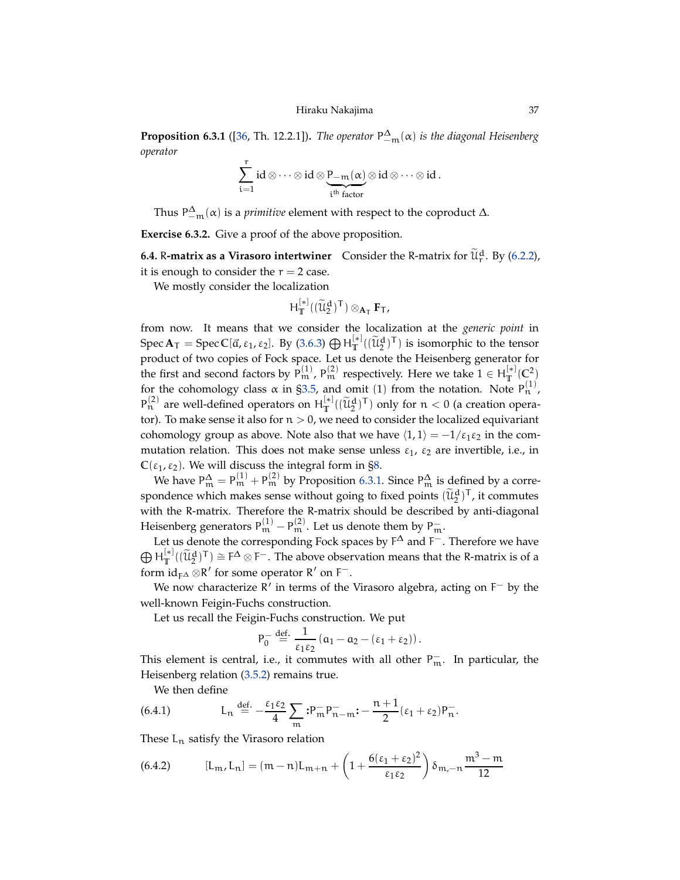**Proposition 6.3.1** ([36, Th. 12.2.1])**.** *The operator $P^{\Delta}_{-m}(\alpha)$ is the diagonal Heisenberg operator*

$$\sum_{i=1}^{r} \mathrm{id} \otimes \cdots \otimes \mathrm{id} \otimes \underbrace{P_{-m}(\alpha)}_{i^{\text{th}} \text{ factor}} \otimes \mathrm{id} \otimes \cdots \otimes \mathrm{id}.$$

Thus $P^{\Delta}_{-m}(\alpha)$ is a *primitive* element with respect to the coproduct $\Delta$.

**Exercise 6.3.2.** Give a proof of the above proposition.

**6.4. R-matrix as a Virasoro intertwiner** Consider the R-matrix for $\widetilde{\mathcal{U}}^d_r$. By (6.2.2), it is enough to consider the $r = 2$ case.

We mostly consider the localization

$$H^{[*]}_{\mathbb{T}}((\widetilde{\mathcal{U}}^d_2)^{\mathsf{T}}) \otimes_{\mathbf{A}_{\mathsf{T}}} \mathbf{F}_{\mathsf{T}},$$

from now. It means that we consider the localization at the *generic point* in $\operatorname{Spec} \mathbf{A}_{\mathsf{T}} = \operatorname{Spec} \mathbb{C}[\vec{a}, \varepsilon_1, \varepsilon_2]$. By (3.6.3) $\bigoplus H^{[*]}_{\mathbb{T}}((\widetilde{\mathcal{U}}^d_2)^{\mathsf{T}})$ is isomorphic to the tensor product of two copies of Fock space. Let us denote the Heisenberg generator for the first and second factors by $P^{(1)}_m$, $P^{(2)}_m$ respectively. Here we take $1 \in H^{[*]}_{\mathbb{T}}(\mathbb{C}^2)$ for the cohomology class $\alpha$ in §3.5, and omit (1) from the notation. Note $P^{(1)}_n$, $P^{(2)}_n$ are well-defined operators on $H^{[*]}_{\mathbb{T}}((\widetilde{\mathcal{U}}^d_2)^{\mathsf{T}})$ only for $n < 0$ (a creation operator). To make sense it also for $n > 0$, we need to consider the localized equivariant cohomology group as above. Note also that we have $\langle 1, 1 \rangle = -1/\varepsilon_1\varepsilon_2$ in the commutation relation. This does not make sense unless $\varepsilon_1$, $\varepsilon_2$ are invertible, i.e., in $\mathbb{C}(\varepsilon_1, \varepsilon_2)$. We will discuss the integral form in §8.

We have $P^{\Delta}_m = P^{(1)}_m + P^{(2)}_m$ by Proposition 6.3.1. Since $P^{\Delta}_m$ is defined by a correspondence which makes sense without going to fixed points $(\widetilde{\mathcal{U}}^d_2)^{\mathsf{T}}$, it commutes with the R-matrix. Therefore the R-matrix should be described by anti-diagonal Heisenberg generators $P^{(1)}_m - P^{(2)}_m$. Let us denote them by $P^-_m$.

Let us denote the corresponding Fock spaces by $F^{\Delta}$ and $F^-$. Therefore we have $\bigoplus H^{[*]}_{\mathbb{T}}((\widetilde{\mathcal{U}}^d_2)^{\mathsf{T}}) \cong F^{\Delta} \otimes F^-$. The above observation means that the R-matrix is of a form $\mathrm{id}_{F^{\Delta}} \otimes R'$ for some operator $R'$ on $F^-$.

We now characterize $R'$ in terms of the Virasoro algebra, acting on $F^-$ by the well-known Feigin-Fuchs construction.

Let us recall the Feigin-Fuchs construction. We put

$$P^-_0 \overset{\text{def.}}{=} \frac{1}{\varepsilon_1\varepsilon_2}\left(a_1 - a_2 - (\varepsilon_1 + \varepsilon_2)\right).$$

This element is central, i.e., it commutes with all other $P^-_m$. In particular, the Heisenberg relation (3.5.2) remains true.

We then define

$$L_n \overset{\text{def.}}{=} -\frac{\varepsilon_1\varepsilon_2}{4} \sum_m {:}P^-_m P^-_{n-m}{:} - \frac{n+1}{2}(\varepsilon_1 + \varepsilon_2) P^-_n. \tag{6.4.1}$$

These $L_n$ satisfy the Virasoro relation

$$[L_m, L_n] = (m - n) L_{m+n} + \left(1 + \frac{6(\varepsilon_1 + \varepsilon_2)^2}{\varepsilon_1\varepsilon_2}\right) \delta_{m,-n} \frac{m^3 - m}{12} \tag{6.4.2}$$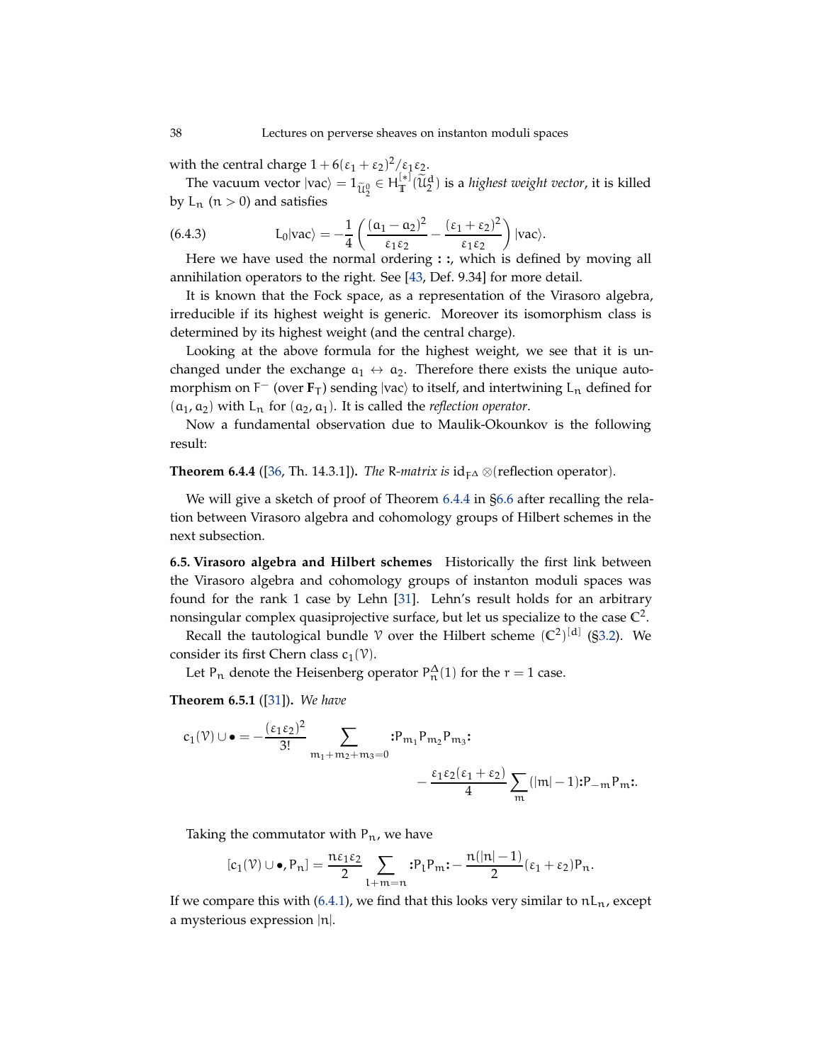with the central charge $1 + 6(\varepsilon_1 + \varepsilon_2)^2/\varepsilon_1\varepsilon_2$.

The vacuum vector $|\mathrm{vac}\rangle = 1_{\widetilde{\mathcal{U}}_2^0} \in H^{[*]}_{\mathbb{T}}(\widetilde{\mathcal{U}}_2^d)$ is a *highest weight vector*, it is killed by $L_n$ ($n > 0$) and satisfies

$$L_0|\mathrm{vac}\rangle = -\frac{1}{4}\left(\frac{(a_1 - a_2)^2}{\varepsilon_1\varepsilon_2} - \frac{(\varepsilon_1+\varepsilon_2)^2}{\varepsilon_1\varepsilon_2}\right)|\mathrm{vac}\rangle. \tag{6.4.3}$$

Here we have used the normal ordering $:\ :$, which is defined by moving all annihilation operators to the right. See [43, Def. 9.34] for more detail.

It is known that the Fock space, as a representation of the Virasoro algebra, irreducible if its highest weight is generic. Moreover its isomorphism class is determined by its highest weight (and the central charge).

Looking at the above formula for the highest weight, we see that it is unchanged under the exchange $a_1 \leftrightarrow a_2$. Therefore there exists the unique automorphism on $F^-$ (over $\mathbf{F}_T$) sending $|\mathrm{vac}\rangle$ to itself, and intertwining $L_n$ defined for $(a_1, a_2)$ with $L_n$ for $(a_2, a_1)$. It is called the *reflection operator*.

Now a fundamental observation due to Maulik-Okounkov is the following result:

**Theorem 6.4.4** ([36, Th. 14.3.1]). *The $R$-matrix is* $\mathrm{id}_{F^\Delta} \otimes (\text{reflection operator})$.

We will give a sketch of proof of Theorem 6.4.4 in §6.6 after recalling the relation between Virasoro algebra and cohomology groups of Hilbert schemes in the next subsection.

**6.5. Virasoro algebra and Hilbert schemes** Historically the first link between the Virasoro algebra and cohomology groups of instanton moduli spaces was found for the rank 1 case by Lehn [31]. Lehn's result holds for an arbitrary nonsingular complex quasiprojective surface, but let us specialize to the case $\mathbb{C}^2$.

Recall the tautological bundle $\mathcal{V}$ over the Hilbert scheme $(\mathbb{C}^2)^{[d]}$ (§3.2). We consider its first Chern class $c_1(\mathcal{V})$.

Let $P_n$ denote the Heisenberg operator $P^\Delta_n(1)$ for the $r = 1$ case.

**Theorem 6.5.1** ([31]). *We have*

$$c_1(\mathcal{V}) \cup \bullet = -\frac{(\varepsilon_1\varepsilon_2)^2}{3!}\sum_{m_1+m_2+m_3=0} :P_{m_1}P_{m_2}P_{m_3}: \\ - \frac{\varepsilon_1\varepsilon_2(\varepsilon_1+\varepsilon_2)}{4}\sum_m (|m|-1) :P_{-m}P_m:.$$

Taking the commutator with $P_n$, we have

$$[c_1(\mathcal{V}) \cup \bullet, P_n] = \frac{n\varepsilon_1\varepsilon_2}{2}\sum_{l+m=n} :P_l P_m: - \frac{n(|n|-1)}{2}(\varepsilon_1+\varepsilon_2)P_n.$$

If we compare this with (6.4.1), we find that this looks very similar to $nL_n$, except a mysterious expression $|n|$.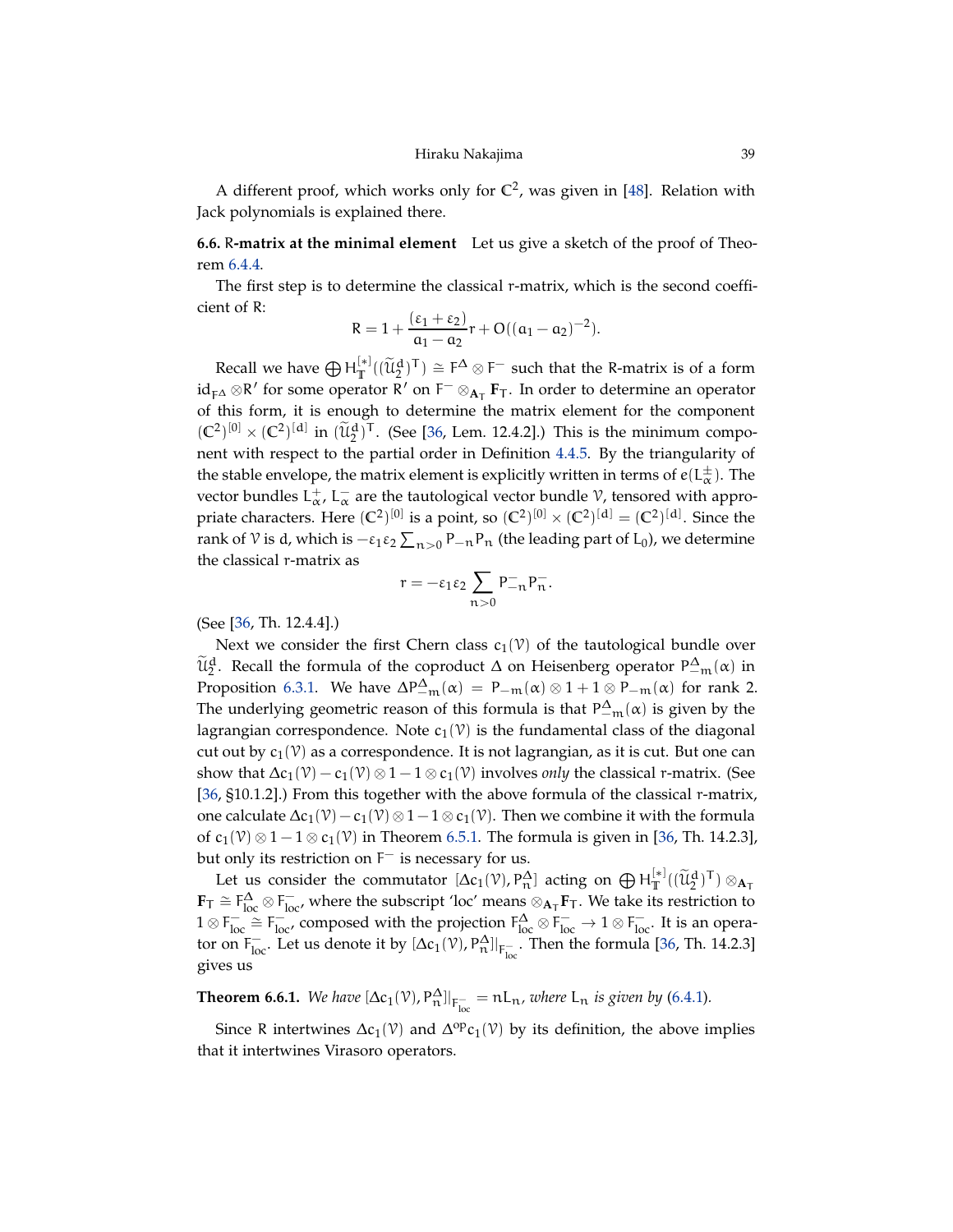A different proof, which works only for $\mathbb{C}^2$, was given in [48]. Relation with Jack polynomials is explained there.

**6.6. R-matrix at the minimal element** Let us give a sketch of the proof of Theorem 6.4.4.

The first step is to determine the classical $r$-matrix, which is the second coefficient of $R$:

$$R = 1 + \frac{(\varepsilon_1 + \varepsilon_2)}{a_1 - a_2} r + O((a_1 - a_2)^{-2}).$$

Recall we have $\bigoplus H_{\mathbb{T}}^{[*]}((\widetilde{\mathcal{U}}_2^d)^T) \cong F^\Delta \otimes F^-$ such that the R-matrix is of a form $\mathrm{id}_{F^\Delta} \otimes R'$ for some operator $R'$ on $F^- \otimes_{\mathbf{A}_T} \mathbf{F}_T$. In order to determine an operator of this form, it is enough to determine the matrix element for the component $(\mathbb{C}^2)^{[0]} \times (\mathbb{C}^2)^{[d]}$ in $(\widetilde{\mathcal{U}}_2^d)^T$. (See [36, Lem. 12.4.2].) This is the minimum component with respect to the partial order in Definition 4.4.5. By the triangularity of the stable envelope, the matrix element is explicitly written in terms of $e(L_\alpha^\pm)$. The vector bundles $L_\alpha^+$, $L_\alpha^-$ are the tautological vector bundle $\mathcal{V}$, tensored with appropriate characters. Here $(\mathbb{C}^2)^{[0]}$ is a point, so $(\mathbb{C}^2)^{[0]} \times (\mathbb{C}^2)^{[d]} = (\mathbb{C}^2)^{[d]}$. Since the rank of $\mathcal{V}$ is $d$, which is $-\varepsilon_1\varepsilon_2 \sum_{n>0} P_{-n} P_n$ (the leading part of $L_0$), we determine the classical $r$-matrix as

$$r = -\varepsilon_1 \varepsilon_2 \sum_{n>0} P_{-n}^- P_n^-.$$

(See [36, Th. 12.4.4].)

Next we consider the first Chern class $c_1(\mathcal{V})$ of the tautological bundle over $\widetilde{\mathcal{U}}_2^d$. Recall the formula of the coproduct $\Delta$ on Heisenberg operator $P_{-m}^\Delta(\alpha)$ in Proposition 6.3.1. We have $\Delta P_{-m}^\Delta(\alpha) = P_{-m}(\alpha) \otimes 1 + 1 \otimes P_{-m}(\alpha)$ for rank 2. The underlying geometric reason of this formula is that $P_{-m}^\Delta(\alpha)$ is given by the lagrangian correspondence. Note $c_1(\mathcal{V})$ is the fundamental class of the diagonal cut out by $c_1(\mathcal{V})$ as a correspondence. It is not lagrangian, as it is cut. But one can show that $\Delta c_1(\mathcal{V}) - c_1(\mathcal{V}) \otimes 1 - 1 \otimes c_1(\mathcal{V})$ involves *only* the classical $r$-matrix. (See [36, §10.1.2].) From this together with the above formula of the classical $r$-matrix, one calculate $\Delta c_1(\mathcal{V}) - c_1(\mathcal{V}) \otimes 1 - 1 \otimes c_1(\mathcal{V})$. Then we combine it with the formula of $c_1(\mathcal{V}) \otimes 1 - 1 \otimes c_1(\mathcal{V})$ in Theorem 6.5.1. The formula is given in [36, Th. 14.2.3], but only its restriction on $F^-$ is necessary for us.

Let us consider the commutator $[\Delta c_1(\mathcal{V}), P_n^\Delta]$ acting on $\bigoplus H_{\mathbb{T}}^{[*]}((\widetilde{\mathcal{U}}_2^d)^T) \otimes_{\mathbf{A}_T} \mathbf{F}_T \cong F_{\mathrm{loc}}^\Delta \otimes F_{\mathrm{loc}}^-$, where the subscript 'loc' means $\otimes_{\mathbf{A}_T} \mathbf{F}_T$. We take its restriction to $1 \otimes F_{\mathrm{loc}}^- \cong F_{\mathrm{loc}}^-$, composed with the projection $F_{\mathrm{loc}}^\Delta \otimes F_{\mathrm{loc}}^- \to 1 \otimes F_{\mathrm{loc}}^-$. It is an operator on $F_{\mathrm{loc}}^-$. Let us denote it by $[\Delta c_1(\mathcal{V}), P_n^\Delta]|_{F_{\mathrm{loc}}^-}$. Then the formula [36, Th. 14.2.3] gives us

**Theorem 6.6.1.** *We have* $[\Delta c_1(\mathcal{V}), P_n^\Delta]|_{F_{\mathrm{loc}}^-} = n L_n$, *where* $L_n$ *is given by* (6.4.1).

Since $R$ intertwines $\Delta c_1(\mathcal{V})$ and $\Delta^{\mathrm{op}} c_1(\mathcal{V})$ by its definition, the above implies that it intertwines Virasoro operators.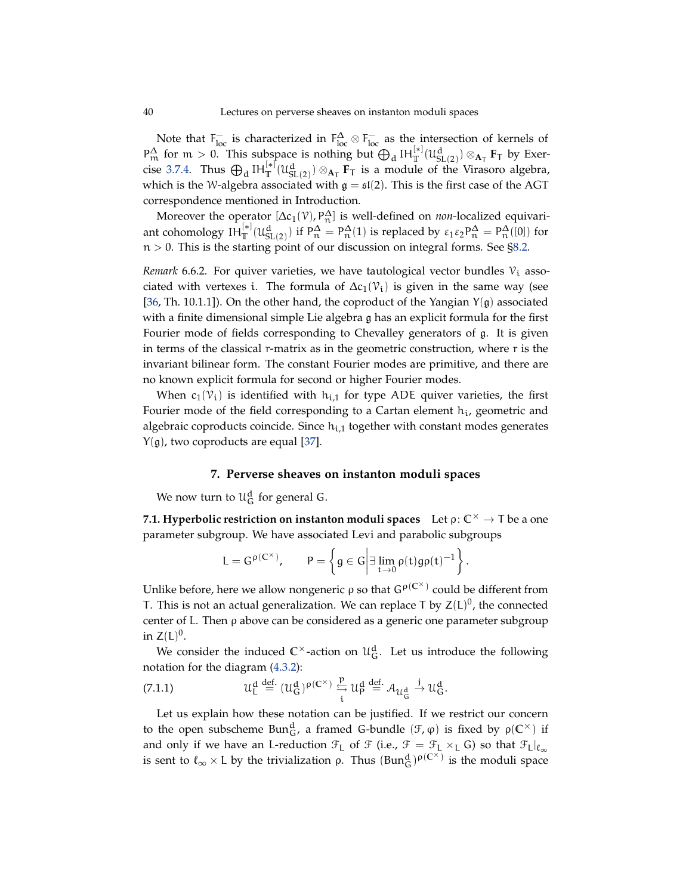Note that $F^-_{\mathrm{loc}}$ is characterized in $F^\Delta_{\mathrm{loc}} \otimes F^-_{\mathrm{loc}}$ as the intersection of kernels of $P^\Delta_m$ for $m > 0$. This subspace is nothing but $\bigoplus_d IH^{[*]}_{\mathbb{T}}(\mathcal{U}^d_{SL(2)}) \otimes_{\mathbf{A}_T} \mathbf{F}_T$ by Exercise 3.7.4. Thus $\bigoplus_d IH^{[*]}_{\mathbb{T}}(\mathcal{U}^d_{SL(2)}) \otimes_{\mathbf{A}_T} \mathbf{F}_T$ is a module of the Virasoro algebra, which is the $\mathcal{W}$-algebra associated with $\mathfrak{g} = \mathfrak{sl}(2)$. This is the first case of the AGT correspondence mentioned in Introduction.

Moreover the operator $[\Delta c_1(\mathcal{V}), P^\Delta_n]$ is well-defined on *non*-localized equivariant cohomology $IH^{[*]}_{\mathbb{T}}(\mathcal{U}^d_{SL(2)})$ if $P^\Delta_n = P^\Delta_n(1)$ is replaced by $\varepsilon_1\varepsilon_2 P^\Delta_n = P^\Delta_n([0])$ for $n > 0$. This is the starting point of our discussion on integral forms. See §8.2.

*Remark* 6.6.2. For quiver varieties, we have tautological vector bundles $\mathcal{V}_i$ associated with vertexes $i$. The formula of $\Delta c_1(\mathcal{V}_i)$ is given in the same way (see [36, Th. 10.1.1]). On the other hand, the coproduct of the Yangian $Y(\mathfrak{g})$ associated with a finite dimensional simple Lie algebra $\mathfrak{g}$ has an explicit formula for the first Fourier mode of fields corresponding to Chevalley generators of $\mathfrak{g}$. It is given in terms of the classical $r$-matrix as in the geometric construction, where $r$ is the invariant bilinear form. The constant Fourier modes are primitive, and there are no known explicit formula for second or higher Fourier modes.

When $c_1(\mathcal{V}_i)$ is identified with $h_{i,1}$ for type $ADE$ quiver varieties, the first Fourier mode of the field corresponding to a Cartan element $h_i$, geometric and algebraic coproducts coincide. Since $h_{i,1}$ together with constant modes generates $Y(\mathfrak{g})$, two coproducts are equal [37].

## 7. Perverse sheaves on instanton moduli spaces

We now turn to $\mathcal{U}^d_G$ for general $G$.

**7.1. Hyperbolic restriction on instanton moduli spaces** Let $\rho\colon \mathbb{C}^\times \to T$ be a one parameter subgroup. We have associated Levi and parabolic subgroups

$$L = G^{\rho(\mathbb{C}^\times)}, \qquad P = \left\{ g \in G \,\middle|\, \exists \lim_{t\to 0} \rho(t) g \rho(t)^{-1} \right\}.$$

Unlike before, here we allow nongeneric $\rho$ so that $G^{\rho(\mathbb{C}^\times)}$ could be different from $T$. This is not an actual generalization. We can replace $T$ by $Z(L)^0$, the connected center of $L$. Then $\rho$ above can be considered as a generic one parameter subgroup in $Z(L)^0$.

We consider the induced $\mathbb{C}^\times$-action on $\mathcal{U}^d_G$. Let us introduce the following notation for the diagram (4.3.2):

$$\mathcal{U}^d_L \overset{\text{def.}}{=} (\mathcal{U}^d_G)^{\rho(\mathbb{C}^\times)} \underset{i}{\overset{p}{\leftrightarrows}} \mathcal{U}^d_P \overset{\text{def.}}{=} \mathcal{A}_{\mathcal{U}^d_G} \xrightarrow{j} \mathcal{U}^d_G. \tag{7.1.1}$$

Let us explain how these notation can be justified. If we restrict our concern to the open subscheme $\mathrm{Bun}^d_G$, a framed $G$-bundle $(\mathcal{F}, \varphi)$ is fixed by $\rho(\mathbb{C}^\times)$ if and only if we have an $L$-reduction $\mathcal{F}_L$ of $\mathcal{F}$ (i.e., $\mathcal{F} = \mathcal{F}_L \times_L G$) so that $\mathcal{F}_L|_{\ell_\infty}$ is sent to $\ell_\infty \times L$ by the trivialization $\rho$. Thus $(\mathrm{Bun}^d_G)^{\rho(\mathbb{C}^\times)}$ is the moduli space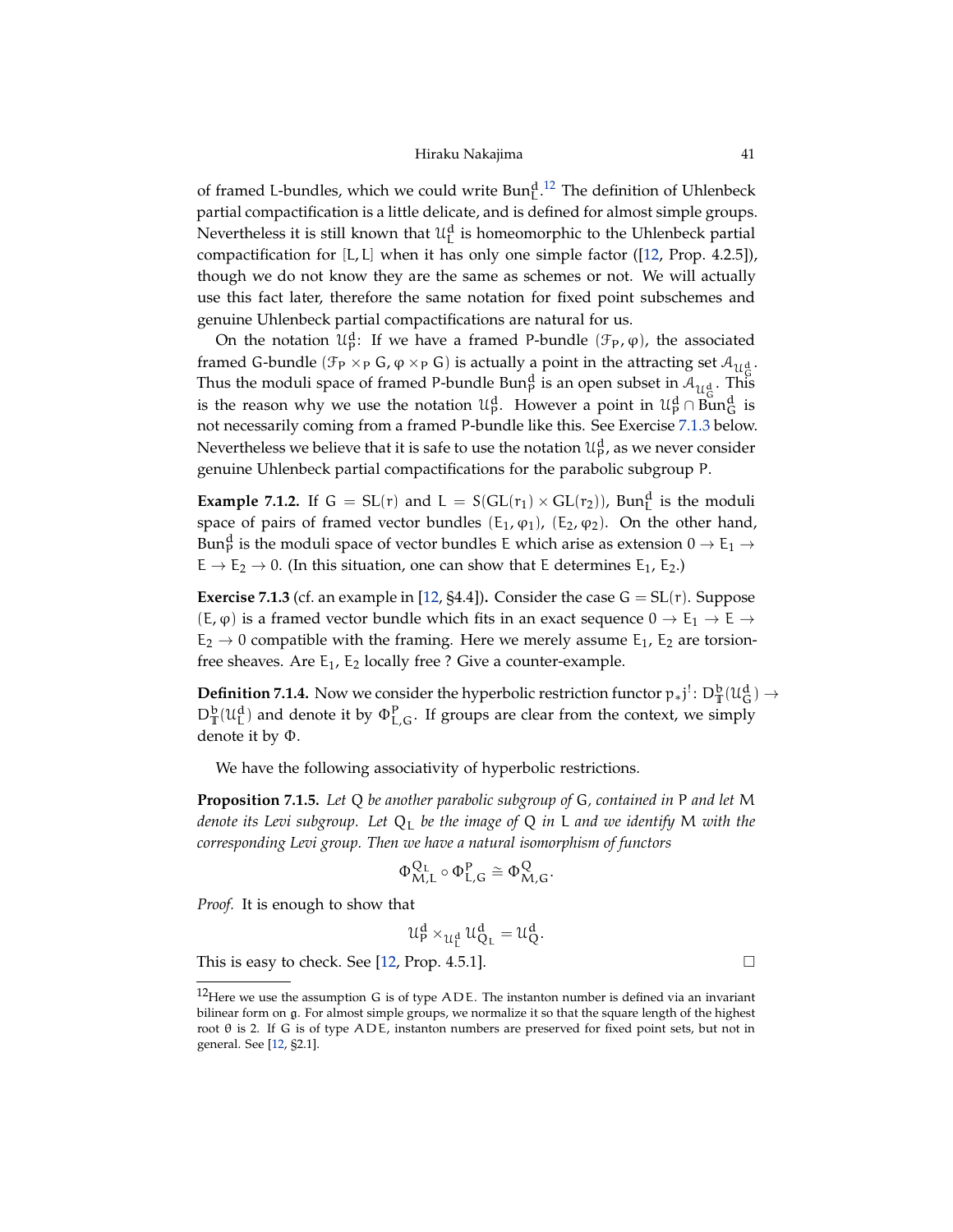of framed L-bundles, which we could write $\mathrm{Bun}^d_L$.[12] The definition of Uhlenbeck partial compactification is a little delicate, and is defined for almost simple groups. Nevertheless it is still known that $\mathcal{U}^d_L$ is homeomorphic to the Uhlenbeck partial compactification for $[L, L]$ when it has only one simple factor ([12, Prop. 4.2.5]), though we do not know they are the same as schemes or not. We will actually use this fact later, therefore the same notation for fixed point subschemes and genuine Uhlenbeck partial compactifications are natural for us.

On the notation $\mathcal{U}^d_P$: If we have a framed P-bundle $(\mathcal{F}_P, \varphi)$, the associated framed G-bundle $(\mathcal{F}_P \times_P G, \varphi \times_P G)$ is actually a point in the attracting set $\mathcal{A}_{\mathcal{U}^d_G}$. Thus the moduli space of framed P-bundle $\mathrm{Bun}^d_P$ is an open subset in $\mathcal{A}_{\mathcal{U}^d_G}$. This is the reason why we use the notation $\mathcal{U}^d_P$. However a point in $\mathcal{U}^d_P \cap \mathrm{Bun}^d_G$ is not necessarily coming from a framed P-bundle like this. See Exercise 7.1.3 below. Nevertheless we believe that it is safe to use the notation $\mathcal{U}^d_P$, as we never consider genuine Uhlenbeck partial compactifications for the parabolic subgroup P.

**Example 7.1.2.** If $G = \mathrm{SL}(r)$ and $L = S(\mathrm{GL}(r_1) \times \mathrm{GL}(r_2))$, $\mathrm{Bun}^d_L$ is the moduli space of pairs of framed vector bundles $(E_1, \varphi_1)$, $(E_2, \varphi_2)$. On the other hand, $\mathrm{Bun}^d_P$ is the moduli space of vector bundles E which arise as extension $0 \to E_1 \to E \to E_2 \to 0$. (In this situation, one can show that E determines $E_1$, $E_2$.)

**Exercise 7.1.3** (cf. an example in [12, §4.4])**.** Consider the case $G = \mathrm{SL}(r)$. Suppose $(E, \varphi)$ is a framed vector bundle which fits in an exact sequence $0 \to E_1 \to E \to E_2 \to 0$ compatible with the framing. Here we merely assume $E_1$, $E_2$ are torsion-free sheaves. Are $E_1$, $E_2$ locally free ? Give a counter-example.

**Definition 7.1.4.** Now we consider the hyperbolic restriction functor $p_* j^! \colon D^b_{\mathbb{T}}(\mathcal{U}^d_G) \to D^b_{\mathbb{T}}(\mathcal{U}^d_L)$ and denote it by $\Phi^P_{L,G}$. If groups are clear from the context, we simply denote it by $\Phi$.

We have the following associativity of hyperbolic restrictions.

**Proposition 7.1.5.** *Let Q be another parabolic subgroup of G, contained in P and let M denote its Levi subgroup. Let $Q_L$ be the image of Q in L and we identify M with the corresponding Levi group. Then we have a natural isomorphism of functors*

$$\Phi^{Q_L}_{M,L} \circ \Phi^P_{L,G} \cong \Phi^Q_{M,G}.$$

*Proof.* It is enough to show that

$$\mathcal{U}^d_P \times_{\mathcal{U}^d_L} \mathcal{U}^d_{Q_L} = \mathcal{U}^d_Q.$$

This is easy to check. See [12, Prop. 4.5.1]. □

---

[12] Here we use the assumption G is of type ADE. The instanton number is defined via an invariant bilinear form on $\mathfrak{g}$. For almost simple groups, we normalize it so that the square length of the highest root $\theta$ is 2. If G is of type ADE, instanton numbers are preserved for fixed point sets, but not in general. See [12, §2.1].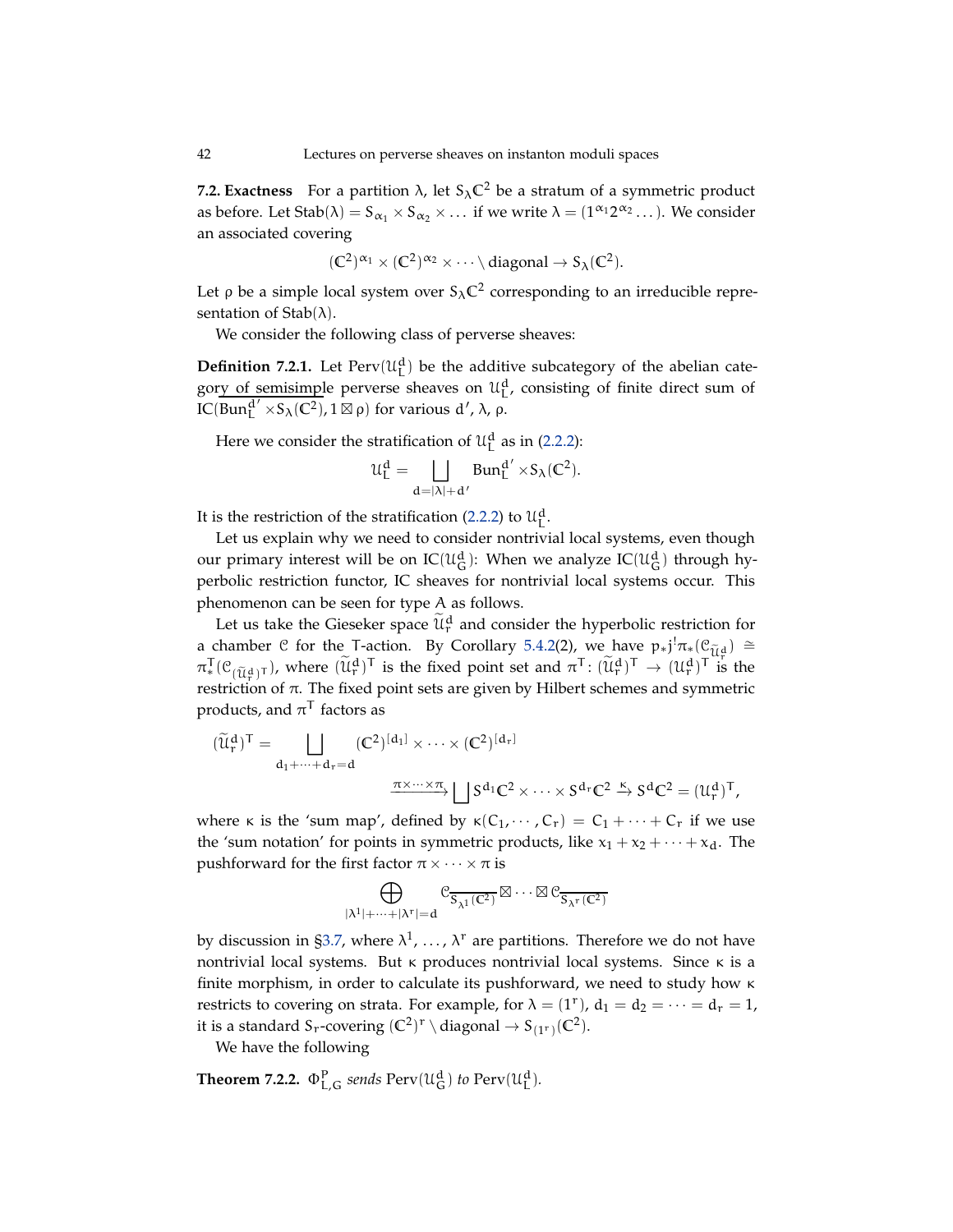**7.2. Exactness** For a partition $\lambda$, let $S_\lambda\mathbb{C}^2$ be a stratum of a symmetric product as before. Let $\mathrm{Stab}(\lambda) = S_{\alpha_1} \times S_{\alpha_2} \times \dots$ if we write $\lambda = (1^{\alpha_1}2^{\alpha_2}\dots)$. We consider an associated covering

$$(\mathbb{C}^2)^{\alpha_1} \times (\mathbb{C}^2)^{\alpha_2} \times \cdots \setminus \text{diagonal} \to S_\lambda(\mathbb{C}^2).$$

Let $\rho$ be a simple local system over $S_\lambda\mathbb{C}^2$ corresponding to an irreducible representation of $\mathrm{Stab}(\lambda)$.

We consider the following class of perverse sheaves:

**Definition 7.2.1.** Let $\mathrm{Perv}(\mathcal{U}_L^d)$ be the additive subcategory of the abelian category of semisimple perverse sheaves on $\mathcal{U}_L^d$, consisting of finite direct sum of $\mathrm{IC}(\mathrm{Bun}_L^{d'} \times S_\lambda(\mathbb{C}^2), 1 \boxtimes \rho)$ for various $d'$, $\lambda$, $\rho$.

Here we consider the stratification of $\mathcal{U}_L^d$ as in (2.2.2):

$$\mathcal{U}_L^d = \bigsqcup_{d=|\lambda|+d'} \mathrm{Bun}_L^{d'} \times S_\lambda(\mathbb{C}^2).$$

It is the restriction of the stratification (2.2.2) to $\mathcal{U}_L^d$.

Let us explain why we need to consider nontrivial local systems, even though our primary interest will be on $\mathrm{IC}(\mathcal{U}_G^d)$: When we analyze $\mathrm{IC}(\mathcal{U}_G^d)$ through hyperbolic restriction functor, IC sheaves for nontrivial local systems occur. This phenomenon can be seen for type A as follows.

Let us take the Gieseker space $\widetilde{\mathcal{U}}_r^d$ and consider the hyperbolic restriction for a chamber $\mathcal{C}$ for the T-action. By Corollary 5.4.2(2), we have $p_* j^! \pi_*(\mathcal{C}_{\widetilde{\mathcal{U}}_r^d}) \cong \pi_*^T(\mathcal{C}_{(\widetilde{\mathcal{U}}_r^d)^T})$, where $(\widetilde{\mathcal{U}}_r^d)^T$ is the fixed point set and $\pi^T \colon (\widetilde{\mathcal{U}}_r^d)^T \to (\mathcal{U}_r^d)^T$ is the restriction of $\pi$. The fixed point sets are given by Hilbert schemes and symmetric products, and $\pi^T$ factors as

$$(\widetilde{\mathcal{U}}_r^d)^T = \bigsqcup_{d_1+\cdots+d_r=d} (\mathbb{C}^2)^{[d_1]} \times \cdots \times (\mathbb{C}^2)^{[d_r]}$$
$$\xrightarrow{\pi\times\cdots\times\pi} \bigsqcup S^{d_1}\mathbb{C}^2 \times \cdots \times S^{d_r}\mathbb{C}^2 \xrightarrow{\kappa} S^d\mathbb{C}^2 = (\mathcal{U}_r^d)^T,$$

where $\kappa$ is the 'sum map', defined by $\kappa(C_1, \cdots, C_r) = C_1 + \cdots + C_r$ if we use the 'sum notation' for points in symmetric products, like $x_1 + x_2 + \cdots + x_d$. The pushforward for the first factor $\pi \times \cdots \times \pi$ is

$$\bigoplus_{|\lambda^1|+\cdots+|\lambda^r|=d} \mathcal{C}_{\overline{S_{\lambda^1}(\mathbb{C}^2)}} \boxtimes \cdots \boxtimes \mathcal{C}_{\overline{S_{\lambda^r}(\mathbb{C}^2)}}$$

by discussion in §3.7, where $\lambda^1, \dots, \lambda^r$ are partitions. Therefore we do not have nontrivial local systems. But $\kappa$ produces nontrivial local systems. Since $\kappa$ is a finite morphism, in order to calculate its pushforward, we need to study how $\kappa$ restricts to covering on strata. For example, for $\lambda = (1^r)$, $d_1 = d_2 = \cdots = d_r = 1$, it is a standard $S_r$-covering $(\mathbb{C}^2)^r \setminus \text{diagonal} \to S_{(1^r)}(\mathbb{C}^2)$.

We have the following

**Theorem 7.2.2.** *$\Phi_{L,G}^P$ sends $\mathrm{Perv}(\mathcal{U}_G^d)$ to $\mathrm{Perv}(\mathcal{U}_L^d)$.*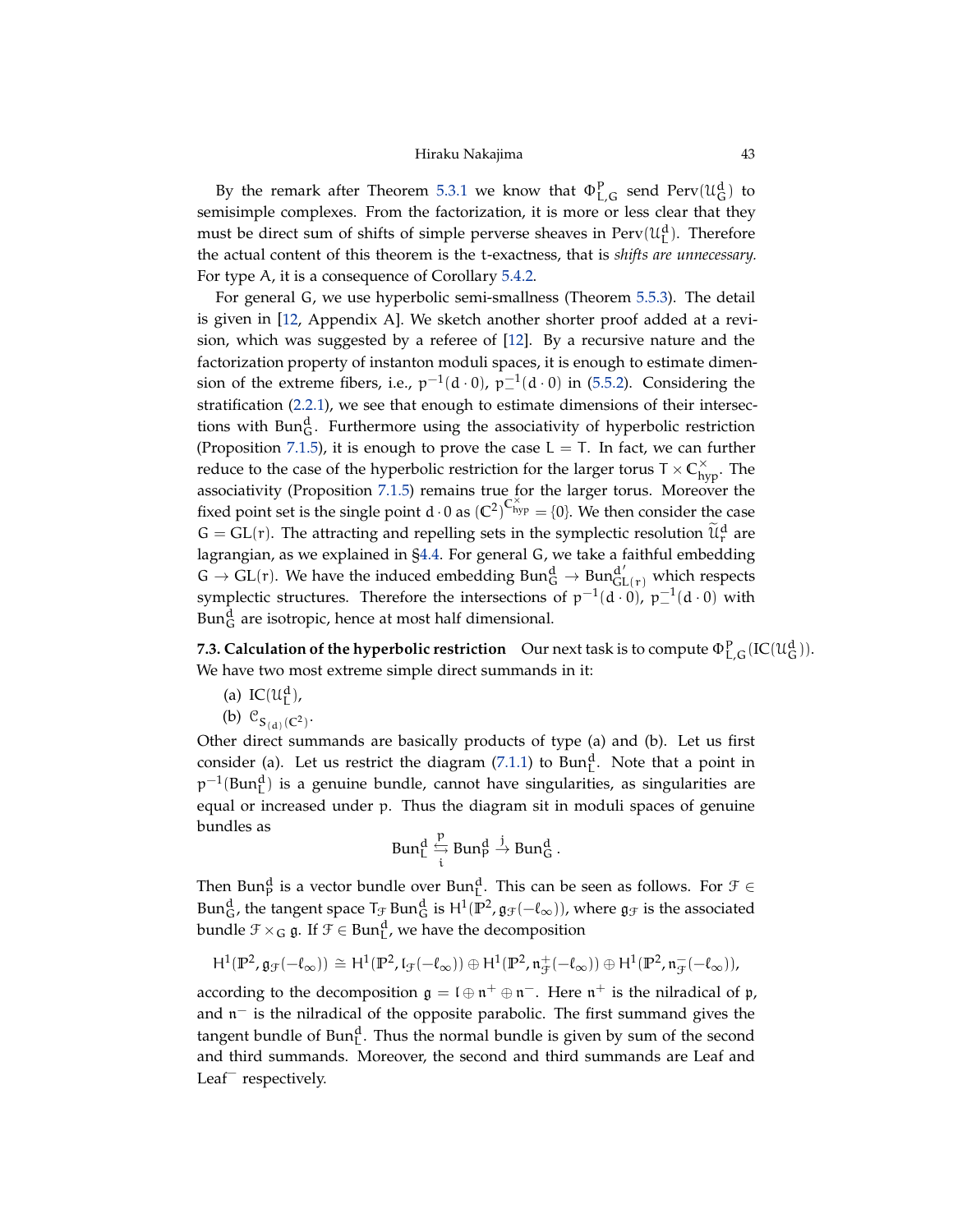By the remark after Theorem 5.3.1 we know that $\Phi^P_{L,G}$ send $\mathrm{Perv}(\mathcal{U}^d_G)$ to semisimple complexes. From the factorization, it is more or less clear that they must be direct sum of shifts of simple perverse sheaves in $\mathrm{Perv}(\mathcal{U}^d_L)$. Therefore the actual content of this theorem is the t-exactness, that is *shifts are unnecessary.* For type A, it is a consequence of Corollary 5.4.2.

For general G, we use hyperbolic semi-smallness (Theorem 5.5.3). The detail is given in [12, Appendix A]. We sketch another shorter proof added at a revision, which was suggested by a referee of [12]. By a recursive nature and the factorization property of instanton moduli spaces, it is enough to estimate dimension of the extreme fibers, i.e., $p^{-1}(d\cdot 0)$, $p_-^{-1}(d\cdot 0)$ in (5.5.2). Considering the stratification (2.2.1), we see that enough to estimate dimensions of their intersections with $\mathrm{Bun}^d_G$. Furthermore using the associativity of hyperbolic restriction (Proposition 7.1.5), it is enough to prove the case $L = T$. In fact, we can further reduce to the case of the hyperbolic restriction for the larger torus $T\times\mathbb{C}^\times_{\mathrm{hyp}}$. The associativity (Proposition 7.1.5) remains true for the larger torus. Moreover the fixed point set is the single point $d\cdot 0$ as $(\mathbb{C}^2)^{\mathbb{C}^\times_{\mathrm{hyp}}} = \{0\}$. We then consider the case $G = \mathrm{GL}(r)$. The attracting and repelling sets in the symplectic resolution $\widetilde{\mathcal{U}}^d_r$ are lagrangian, as we explained in §4.4. For general G, we take a faithful embedding $G\to\mathrm{GL}(r)$. We have the induced embedding $\mathrm{Bun}^d_G\to\mathrm{Bun}^{d'}_{\mathrm{GL}(r)}$ which respects symplectic structures. Therefore the intersections of $p^{-1}(d\cdot 0)$, $p_-^{-1}(d\cdot 0)$ with $\mathrm{Bun}^d_G$ are isotropic, hence at most half dimensional.

**7.3. Calculation of the hyperbolic restriction** Our next task is to compute $\Phi^P_{L,G}(\mathrm{IC}(\mathcal{U}^d_G))$. We have two most extreme simple direct summands in it:

(a) $\mathrm{IC}(\mathcal{U}^d_L)$,

(b) $\mathcal{C}_{S_{(d)}(\mathbb{C}^2)}$.

Other direct summands are basically products of type (a) and (b). Let us first consider (a). Let us restrict the diagram (7.1.1) to $\mathrm{Bun}^d_L$. Note that a point in $p^{-1}(\mathrm{Bun}^d_L)$ is a genuine bundle, cannot have singularities, as singularities are equal or increased under $p$. Thus the diagram sit in moduli spaces of genuine bundles as

$$\mathrm{Bun}^d_L \overset{p}{\underset{i}{\leftrightarrows}} \mathrm{Bun}^d_P \xrightarrow{j} \mathrm{Bun}^d_G .$$

Then $\mathrm{Bun}^d_P$ is a vector bundle over $\mathrm{Bun}^d_L$. This can be seen as follows. For $\mathcal{F}\in\mathrm{Bun}^d_G$, the tangent space $T_{\mathcal{F}}\mathrm{Bun}^d_G$ is $H^1(\mathbb{P}^2,\mathfrak{g}_{\mathcal{F}}(-\ell_\infty))$, where $\mathfrak{g}_{\mathcal{F}}$ is the associated bundle $\mathcal{F}\times_G\mathfrak{g}$. If $\mathcal{F}\in\mathrm{Bun}^d_L$, we have the decomposition

$$H^1(\mathbb{P}^2,\mathfrak{g}_{\mathcal{F}}(-\ell_\infty)) \cong H^1(\mathbb{P}^2,\mathfrak{l}_{\mathcal{F}}(-\ell_\infty))\oplus H^1(\mathbb{P}^2,\mathfrak{n}^+_{\mathcal{F}}(-\ell_\infty))\oplus H^1(\mathbb{P}^2,\mathfrak{n}^-_{\mathcal{F}}(-\ell_\infty)),$$

according to the decomposition $\mathfrak{g} = \mathfrak{l}\oplus\mathfrak{n}^+\oplus\mathfrak{n}^-$. Here $\mathfrak{n}^+$ is the nilradical of $\mathfrak{p}$, and $\mathfrak{n}^-$ is the nilradical of the opposite parabolic. The first summand gives the tangent bundle of $\mathrm{Bun}^d_L$. Thus the normal bundle is given by sum of the second and third summands. Moreover, the second and third summands are Leaf and $\mathrm{Leaf}^-$ respectively.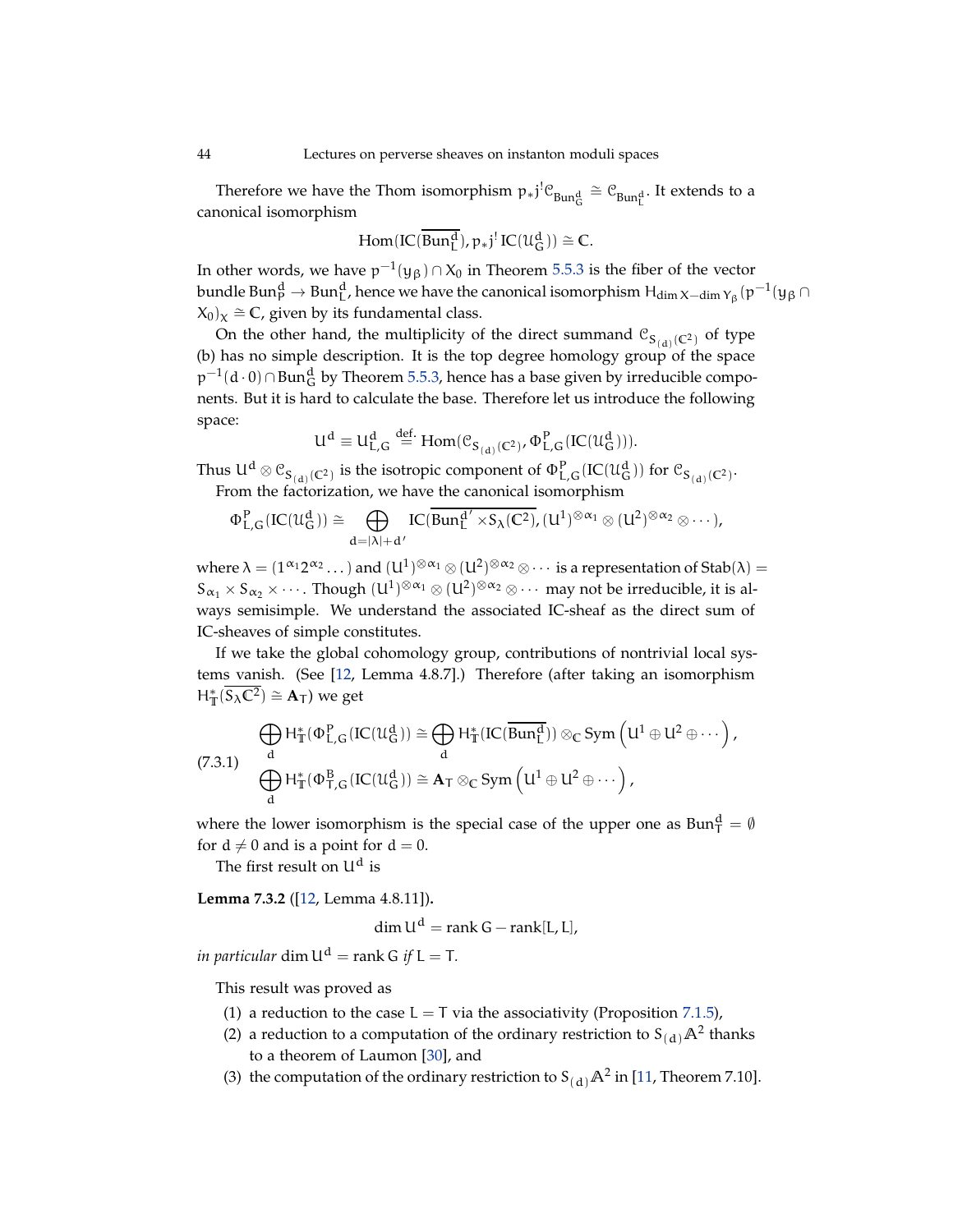Therefore we have the Thom isomorphism $p_* j^! \mathcal{C}_{\mathrm{Bun}_G^d} \cong \mathcal{C}_{\mathrm{Bun}_L^d}$. It extends to a canonical isomorphism

$$\mathrm{Hom}(\mathrm{IC}(\overline{\mathrm{Bun}_L^d}), p_* j^! \,\mathrm{IC}(\mathcal{U}_G^d)) \cong \mathbb{C}.$$

In other words, we have $p^{-1}(y_\beta) \cap X_0$ in Theorem 5.5.3 is the fiber of the vector bundle $\mathrm{Bun}_P^d \to \mathrm{Bun}_L^d$, hence we have the canonical isomorphism $H_{\dim X - \dim Y_\beta}(p^{-1}(y_\beta \cap X_0)_x \cong \mathbb{C}$, given by its fundamental class.

On the other hand, the multiplicity of the direct summand $\mathcal{C}_{S_{(d)}(\mathbb{C}^2)}$ of type (b) has no simple description. It is the top degree homology group of the space $p^{-1}(d \cdot 0) \cap \mathrm{Bun}_G^d$ by Theorem 5.5.3, hence has a base given by irreducible components. But it is hard to calculate the base. Therefore let us introduce the following space:

$$U^d \equiv U^d_{L,G} \stackrel{\text{def.}}{=} \mathrm{Hom}(\mathcal{C}_{S_{(d)}(\mathbb{C}^2)}, \Phi^P_{L,G}(\mathrm{IC}(\mathcal{U}^d_G))).$$

Thus $U^d \otimes \mathcal{C}_{S_{(d)}(\mathbb{C}^2)}$ is the isotropic component of $\Phi^P_{L,G}(\mathrm{IC}(\mathcal{U}^d_G))$ for $\mathcal{C}_{S_{(d)}(\mathbb{C}^2)}$.

From the factorization, we have the canonical isomorphism

$$\Phi^P_{L,G}(\mathrm{IC}(\mathcal{U}^d_G)) \cong \bigoplus_{d=|\lambda|+d'} \mathrm{IC}(\overline{\mathrm{Bun}_L^{d'} \times S_\lambda(\mathbb{C}^2)}, (U^1)^{\otimes\alpha_1} \otimes (U^2)^{\otimes\alpha_2} \otimes \cdots),$$

where $\lambda = (1^{\alpha_1} 2^{\alpha_2} \dots)$ and $(U^1)^{\otimes\alpha_1} \otimes (U^2)^{\otimes\alpha_2} \otimes \cdots$ is a representation of $\mathrm{Stab}(\lambda) = S_{\alpha_1} \times S_{\alpha_2} \times \cdots$. Though $(U^1)^{\otimes\alpha_1} \otimes (U^2)^{\otimes\alpha_2} \otimes \cdots$ may not be irreducible, it is always semisimple. We understand the associated IC-sheaf as the direct sum of IC-sheaves of simple constitutes.

If we take the global cohomology group, contributions of nontrivial local systems vanish. (See [12, Lemma 4.8.7].) Therefore (after taking an isomorphism $H^*_{\mathbb{T}}(\overline{S_\lambda \mathbb{C}^2}) \cong \mathbf{A}_T$) we get

$$\begin{aligned}
&\bigoplus_d H^*_{\mathbb{T}}(\Phi^P_{L,G}(\mathrm{IC}(\mathcal{U}^d_G)) \cong \bigoplus_d H^*_{\mathbb{T}}(\mathrm{IC}(\overline{\mathrm{Bun}_L^d})) \otimes_{\mathbb{C}} \mathrm{Sym}\left(U^1 \oplus U^2 \oplus \cdots\right), \\
&\bigoplus_d H^*_{\mathbb{T}}(\Phi^B_{T,G}(\mathrm{IC}(\mathcal{U}^d_G)) \cong \mathbf{A}_T \otimes_{\mathbb{C}} \mathrm{Sym}\left(U^1 \oplus U^2 \oplus \cdots\right),
\end{aligned} \tag{7.3.1}$$

where the lower isomorphism is the special case of the upper one as $\mathrm{Bun}_T^d = \emptyset$ for $d \neq 0$ and is a point for $d = 0$.

The first result on $U^d$ is

**Lemma 7.3.2** ([12, Lemma 4.8.11])**.**

$$\dim U^d = \operatorname{rank} G - \operatorname{rank}[L, L],$$

*in particular* $\dim U^d = \operatorname{rank} G$ *if* $L = T$.

This result was proved as

1. a reduction to the case $L = T$ via the associativity (Proposition 7.1.5),
2. a reduction to a computation of the ordinary restriction to $S_{(d)}\mathbb{A}^2$ thanks to a theorem of Laumon [30], and
3. the computation of the ordinary restriction to $S_{(d)}\mathbb{A}^2$ in [11, Theorem 7.10].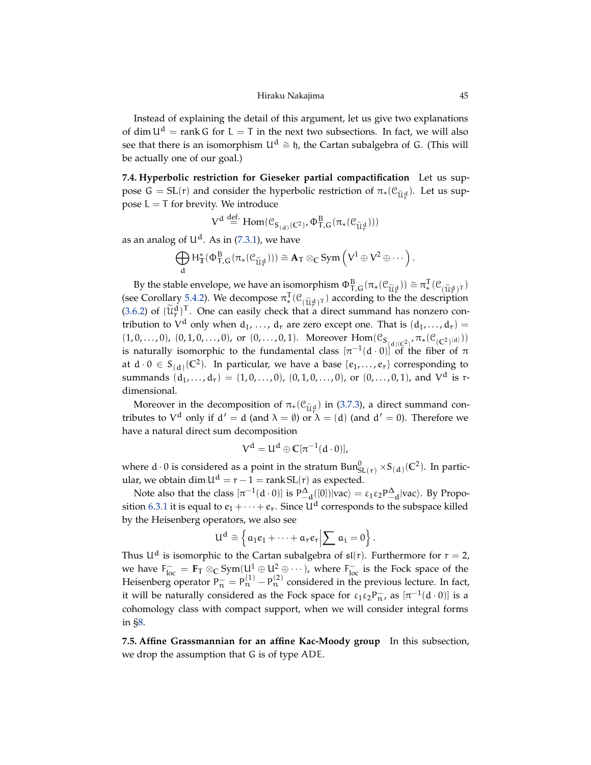Instead of explaining the detail of this argument, let us give two explanations of $\dim U^d = \operatorname{rank} G$ for $L = T$ in the next two subsections. In fact, we will also see that there is an isomorphism $U^d \cong \mathfrak{h}$, the Cartan subalgebra of $G$. (This will be actually one of our goal.)

**7.4. Hyperbolic restriction for Gieseker partial compactification** Let us suppose $G = SL(r)$ and consider the hyperbolic restriction of $\pi_*(\mathcal{C}_{\widetilde{\mathcal{U}}_r^d})$. Let us suppose $L = T$ for brevity. We introduce

$$V^d \overset{\text{def.}}{=} \operatorname{Hom}(\mathcal{C}_{S_{(d)}(\mathbb{C}^2)}, \Phi^B_{T,G}(\pi_*(\mathcal{C}_{\widetilde{\mathcal{U}}_r^d})))$$

as an analog of $U^d$. As in (7.3.1), we have

$$\bigoplus_d H^*_{\mathbb{T}}(\Phi^B_{T,G}(\pi_*(\mathcal{C}_{\widetilde{\mathcal{U}}_r^d}))) \cong \mathbf{A}_T \otimes_{\mathbb{C}} \operatorname{Sym}\left(V^1 \oplus V^2 \oplus \cdots\right).$$

By the stable envelope, we have an isomorphism $\Phi^B_{T,G}(\pi_*(\mathcal{C}_{\widetilde{\mathcal{U}}_r^d})) \cong \pi^T_*(\mathcal{C}_{(\widetilde{\mathcal{U}}_r^d)^T})$ (see Corollary 5.4.2). We decompose $\pi^T_*(\mathcal{C}_{(\widetilde{\mathcal{U}}_r^d)^T})$ according to the the description (3.6.2) of $(\widetilde{\mathcal{U}}_r^d)^T$. One can easily check that a direct summand has nonzero contribution to $V^d$ only when $d_1, \dots, d_r$ are zero except one. That is $(d_1, \dots, d_r) = (1, 0, \dots, 0)$, $(0, 1, 0, \dots, 0)$, or $(0, \dots, 0, 1)$. Moreover $\operatorname{Hom}(\mathcal{C}_{S_{(d)}(\mathbb{C}^2)}, \pi_*(\mathcal{C}_{(\mathbb{C}^2)^{[d]}}))$ is naturally isomorphic to the fundamental class $[\pi^{-1}(d \cdot 0)]$ of the fiber of $\pi$ at $d \cdot 0 \in S_{(d)}(\mathbb{C}^2)$. In particular, we have a base $\{e_1, \dots, e_r\}$ corresponding to summands $(d_1, \dots, d_r) = (1, 0, \dots, 0)$, $(0, 1, 0, \dots, 0)$, or $(0, \dots, 0, 1)$, and $V^d$ is $r$-dimensional.

Moreover in the decomposition of $\pi_*(\mathcal{C}_{\widetilde{\mathcal{U}}_r^d})$ in (3.7.3), a direct summand contributes to $V^d$ only if $d' = d$ (and $\lambda = \emptyset$) or $\lambda = (d)$ (and $d' = 0$). Therefore we have a natural direct sum decomposition

$$V^d = U^d \oplus \mathbb{C}[\pi^{-1}(d \cdot 0)],$$

where $d \cdot 0$ is considered as a point in the stratum $\operatorname{Bun}^0_{SL(r)} \times S_{(d)}(\mathbb{C}^2)$. In particular, we obtain $\dim U^d = r - 1 = \operatorname{rank} SL(r)$ as expected.

Note also that the class $[\pi^{-1}(d \cdot 0)]$ is $P^{\Delta}_{-d}([0])|\mathrm{vac}\rangle = \varepsilon_1\varepsilon_2 P^{\Delta}_{-d}|\mathrm{vac}\rangle$. By Proposition 6.3.1 it is equal to $e_1 + \cdots + e_r$. Since $U^d$ corresponds to the subspace killed by the Heisenberg operators, we also see

$$U^d \cong \left\{ a_1 e_1 + \cdots + a_r e_r \,\middle|\, \sum a_i = 0 \right\}.$$

Thus $U^d$ is isomorphic to the Cartan subalgebra of $\mathfrak{sl}(r)$. Furthermore for $r = 2$, we have $F^-_{\mathrm{loc}} = \mathbf{F}_T \otimes_{\mathbb{C}} \operatorname{Sym}(U^1 \oplus U^2 \oplus \cdots)$, where $F^-_{\mathrm{loc}}$ is the Fock space of the Heisenberg operator $P^-_n = P^{(1)}_n - P^{(2)}_n$ considered in the previous lecture. In fact, it will be naturally considered as the Fock space for $\varepsilon_1\varepsilon_2 P^-_n$, as $[\pi^{-1}(d \cdot 0)]$ is a cohomology class with compact support, when we will consider integral forms in §8.

**7.5. Affine Grassmannian for an affine Kac-Moody group** In this subsection, we drop the assumption that $G$ is of type $ADE$.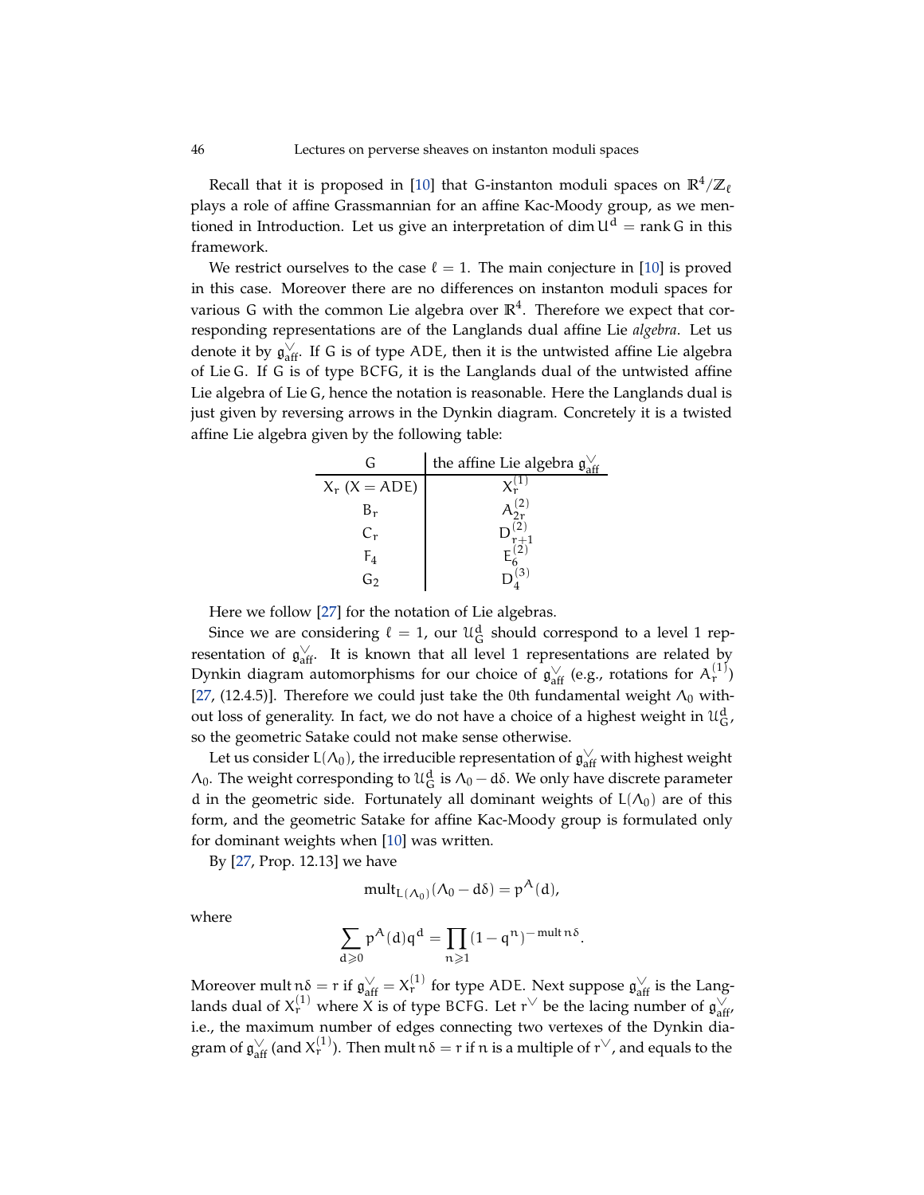Recall that it is proposed in [10] that G-instanton moduli spaces on $\mathbb{R}^4/\mathbb{Z}_\ell$ plays a role of affine Grassmannian for an affine Kac-Moody group, as we mentioned in Introduction. Let us give an interpretation of $\dim U^d = \operatorname{rank} G$ in this framework.

We restrict ourselves to the case $\ell = 1$. The main conjecture in [10] is proved in this case. Moreover there are no differences on instanton moduli spaces for various G with the common Lie algebra over $\mathbb{R}^4$. Therefore we expect that corresponding representations are of the Langlands dual affine Lie *algebra*. Let us denote it by $\mathfrak{g}_{\mathrm{aff}}^\vee$. If G is of type ADE, then it is the untwisted affine Lie algebra of Lie G. If G is of type BCFG, it is the Langlands dual of the untwisted affine Lie algebra of Lie G, hence the notation is reasonable. Here the Langlands dual is just given by reversing arrows in the Dynkin diagram. Concretely it is a twisted affine Lie algebra given by the following table:

| G | the affine Lie algebra $\mathfrak{g}_{\mathrm{aff}}^\vee$ |
|---|---|
| $X_r$ ($X = ADE$) | $X_r^{(1)}$ |
| $B_r$ | $A_{2r}^{(2)}$ |
| $C_r$ | $D_{r+1}^{(2)}$ |
| $F_4$ | $E_6^{(2)}$ |
| $G_2$ | $D_4^{(3)}$ |

Here we follow [27] for the notation of Lie algebras.

Since we are considering $\ell = 1$, our $\mathcal{U}_G^d$ should correspond to a level 1 representation of $\mathfrak{g}_{\mathrm{aff}}^\vee$. It is known that all level 1 representations are related by Dynkin diagram automorphisms for our choice of $\mathfrak{g}_{\mathrm{aff}}^\vee$ (e.g., rotations for $A_r^{(1)}$) [27, (12.4.5)]. Therefore we could just take the 0th fundamental weight $\Lambda_0$ without loss of generality. In fact, we do not have a choice of a highest weight in $\mathcal{U}_G^d$, so the geometric Satake could not make sense otherwise.

Let us consider $L(\Lambda_0)$, the irreducible representation of $\mathfrak{g}_{\mathrm{aff}}^\vee$ with highest weight $\Lambda_0$. The weight corresponding to $\mathcal{U}_G^d$ is $\Lambda_0 - d\delta$. We only have discrete parameter $d$ in the geometric side. Fortunately all dominant weights of $L(\Lambda_0)$ are of this form, and the geometric Satake for affine Kac-Moody group is formulated only for dominant weights when [10] was written.

By [27, Prop. 12.13] we have

$$\operatorname{mult}_{L(\Lambda_0)}(\Lambda_0 - d\delta) = p^A(d),$$

where

$$\sum_{d\geqslant 0} p^A(d) q^d = \prod_{n\geqslant 1} (1-q^n)^{-\operatorname{mult} n\delta}.$$

Moreover $\operatorname{mult} n\delta = r$ if $\mathfrak{g}_{\mathrm{aff}}^\vee = X_r^{(1)}$ for type ADE. Next suppose $\mathfrak{g}_{\mathrm{aff}}^\vee$ is the Langlands dual of $X_r^{(1)}$ where X is of type BCFG. Let $r^\vee$ be the lacing number of $\mathfrak{g}_{\mathrm{aff}}^\vee$, i.e., the maximum number of edges connecting two vertexes of the Dynkin diagram of $\mathfrak{g}_{\mathrm{aff}}^\vee$ (and $X_r^{(1)}$). Then $\operatorname{mult} n\delta = r$ if $n$ is a multiple of $r^\vee$, and equals to the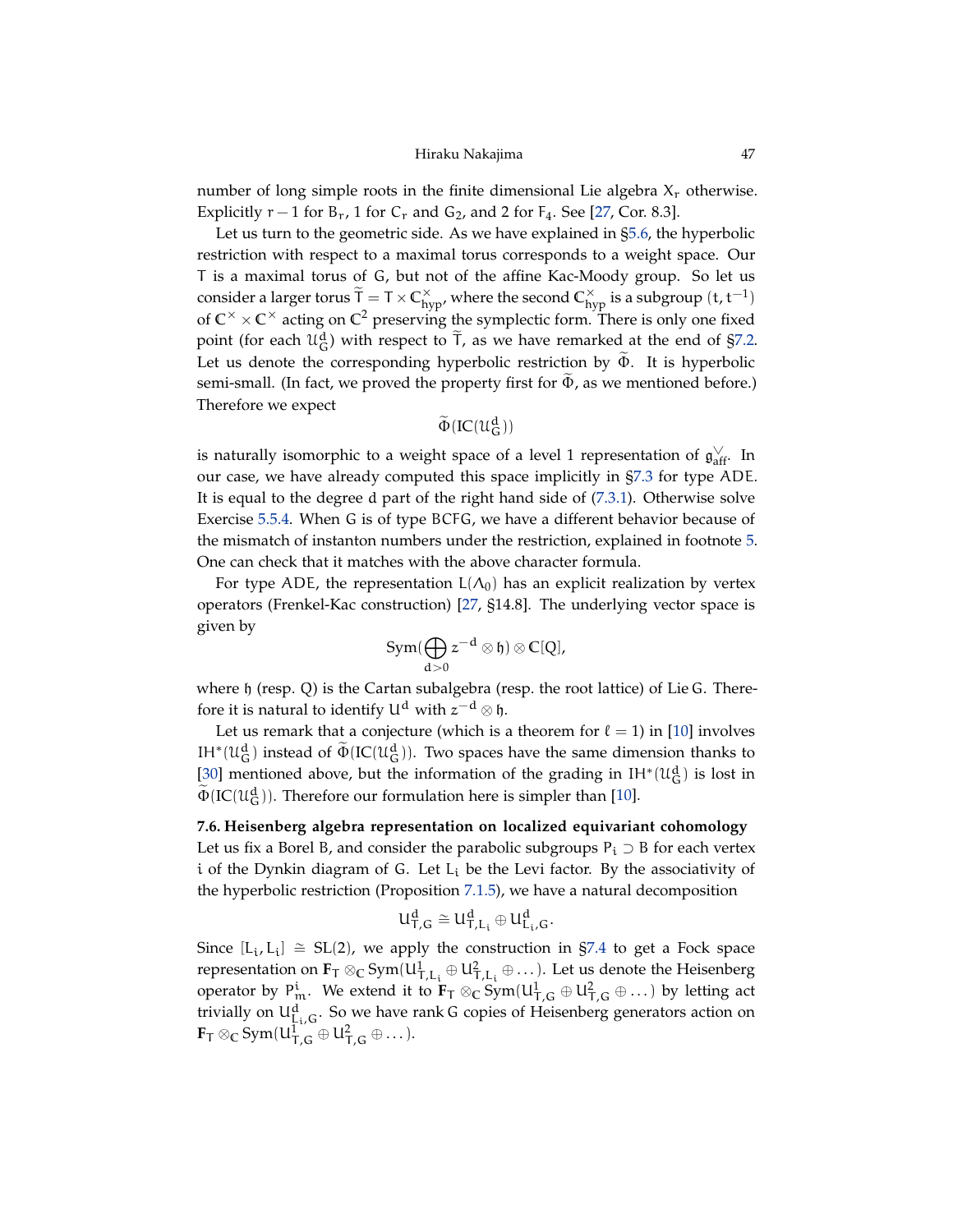number of long simple roots in the finite dimensional Lie algebra $X_r$ otherwise. Explicitly $r-1$ for $B_r$, 1 for $C_r$ and $G_2$, and 2 for $F_4$. See [27, Cor. 8.3].

Let us turn to the geometric side. As we have explained in §5.6, the hyperbolic restriction with respect to a maximal torus corresponds to a weight space. Our $T$ is a maximal torus of $G$, but not of the affine Kac-Moody group. So let us consider a larger torus $\widetilde{T} = T \times \mathbb{C}^\times_{\mathrm{hyp}}$, where the second $\mathbb{C}^\times_{\mathrm{hyp}}$ is a subgroup $(t, t^{-1})$ of $\mathbb{C}^\times \times \mathbb{C}^\times$ acting on $\mathbb{C}^2$ preserving the symplectic form. There is only one fixed point (for each $\mathcal{U}^d_G$) with respect to $\widetilde{T}$, as we have remarked at the end of §7.2. Let us denote the corresponding hyperbolic restriction by $\widetilde{\Phi}$. It is hyperbolic semi-small. (In fact, we proved the property first for $\widetilde{\Phi}$, as we mentioned before.) Therefore we expect

$$\widetilde{\Phi}(\mathrm{IC}(\mathcal{U}^d_G))$$

is naturally isomorphic to a weight space of a level 1 representation of $\mathfrak{g}^\vee_{\mathrm{aff}}$. In our case, we have already computed this space implicitly in §7.3 for type $ADE$. It is equal to the degree $d$ part of the right hand side of (7.3.1). Otherwise solve Exercise 5.5.4. When $G$ is of type $BCFG$, we have a different behavior because of the mismatch of instanton numbers under the restriction, explained in footnote 5. One can check that it matches with the above character formula.

For type $ADE$, the representation $L(\Lambda_0)$ has an explicit realization by vertex operators (Frenkel-Kac construction) [27, §14.8]. The underlying vector space is given by

$$\mathrm{Sym}(\bigoplus_{d>0} z^{-d} \otimes \mathfrak{h}) \otimes \mathbb{C}[Q],$$

where $\mathfrak{h}$ (resp. $Q$) is the Cartan subalgebra (resp. the root lattice) of $\mathrm{Lie}\, G$. Therefore it is natural to identify $U^d$ with $z^{-d} \otimes \mathfrak{h}$.

Let us remark that a conjecture (which is a theorem for $\ell = 1$) in [10] involves $IH^*(\mathcal{U}^d_G)$ instead of $\widetilde{\Phi}(\mathrm{IC}(\mathcal{U}^d_G))$. Two spaces have the same dimension thanks to [30] mentioned above, but the information of the grading in $IH^*(\mathcal{U}^d_G)$ is lost in $\widetilde{\Phi}(\mathrm{IC}(\mathcal{U}^d_G))$. Therefore our formulation here is simpler than [10].

**7.6. Heisenberg algebra representation on localized equivariant cohomology** Let us fix a Borel $B$, and consider the parabolic subgroups $P_i \supset B$ for each vertex $i$ of the Dynkin diagram of $G$. Let $L_i$ be the Levi factor. By the associativity of the hyperbolic restriction (Proposition 7.1.5), we have a natural decomposition

$$U^d_{T,G} \cong U^d_{T,L_i} \oplus U^d_{L_i,G}.$$

Since $[L_i, L_i] \cong SL(2)$, we apply the construction in §7.4 to get a Fock space representation on $\mathbf{F}_T \otimes_{\mathbb{C}} \mathrm{Sym}(U^1_{T,L_i} \oplus U^2_{T,L_i} \oplus \dots)$. Let us denote the Heisenberg operator by $P^i_m$. We extend it to $\mathbf{F}_T \otimes_{\mathbb{C}} \mathrm{Sym}(U^1_{T,G} \oplus U^2_{T,G} \oplus \dots)$ by letting act trivially on $U^d_{L_i,G}$. So we have rank $G$ copies of Heisenberg generators action on $\mathbf{F}_T \otimes_{\mathbb{C}} \mathrm{Sym}(U^1_{T,G} \oplus U^2_{T,G} \oplus \dots)$.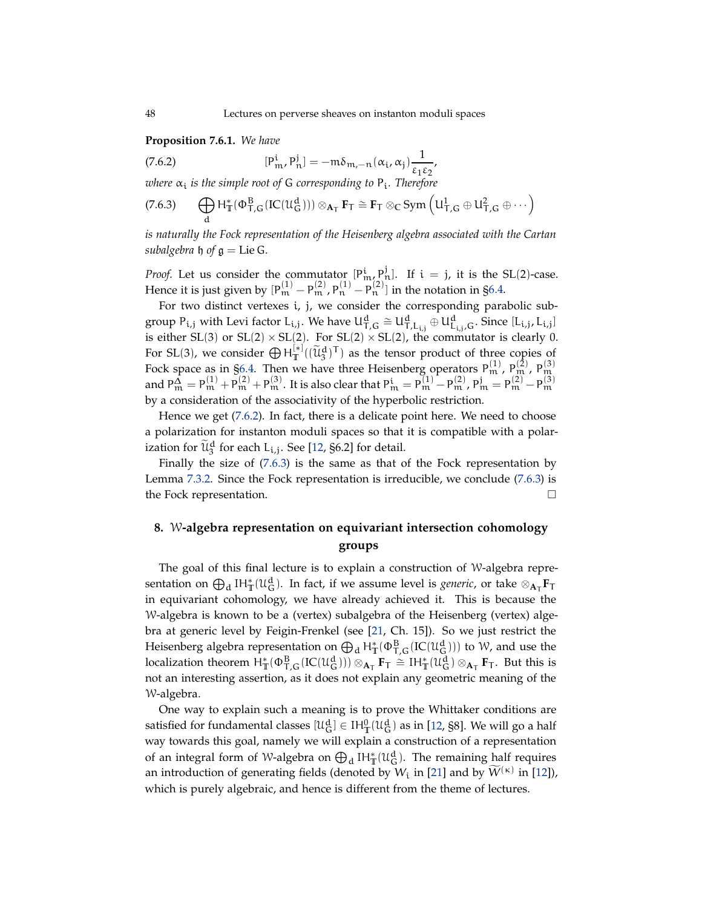**Proposition 7.6.1.** *We have*

$$[P^i_m, P^j_n] = -m\delta_{m,-n}(\alpha_i, \alpha_j)\frac{1}{\varepsilon_1\varepsilon_2}, \tag{7.6.2}$$

*where $\alpha_i$ is the simple root of $G$ corresponding to $P_i$. Therefore*

$$\bigoplus_d H^*_{\mathbb{T}}(\Phi^B_{T,G}(IC(\mathcal{U}^d_G))) \otimes_{\mathbf{A}_T} \mathbf{F}_T \cong \mathbf{F}_T \otimes_{\mathbb{C}} \operatorname{Sym}\left(\mathfrak{U}^1_{T,G} \oplus \mathfrak{U}^2_{T,G} \oplus \cdots\right) \tag{7.6.3}$$

*is naturally the Fock representation of the Heisenberg algebra associated with the Cartan subalgebra $\mathfrak{h}$ of $\mathfrak{g} = \operatorname{Lie} G$.*

*Proof.* Let us consider the commutator $[P^i_m, P^j_n]$. If $i = j$, it is the SL(2)-case. Hence it is just given by $[P^{(1)}_m - P^{(2)}_m, P^{(1)}_n - P^{(2)}_n]$ in the notation in §6.4.

For two distinct vertexes $i$, $j$, we consider the corresponding parabolic subgroup $P_{i,j}$ with Levi factor $L_{i,j}$. We have $\mathfrak{U}^d_{T,G} \cong \mathfrak{U}^d_{T,L_{i,j}} \oplus \mathfrak{U}^d_{L_{i,j},G}$. Since $[L_{i,j}, L_{i,j}]$ is either SL(3) or SL(2) × SL(2). For SL(2) × SL(2), the commutator is clearly 0. For SL(3), we consider $\bigoplus H^{[*]}_{\mathbb{T}}((\widetilde{\mathcal{U}}^d_3)^T)$ as the tensor product of three copies of Fock space as in §6.4. Then we have three Heisenberg operators $P^{(1)}_m$, $P^{(2)}_m$, $P^{(3)}_m$ and $P^{\Delta}_m = P^{(1)}_m + P^{(2)}_m + P^{(3)}_m$. It is also clear that $P^i_m = P^{(1)}_m - P^{(2)}_m$, $P^j_m = P^{(2)}_m - P^{(3)}_m$ by a consideration of the associativity of the hyperbolic restriction.

Hence we get (7.6.2). In fact, there is a delicate point here. We need to choose a polarization for instanton moduli spaces so that it is compatible with a polarization for $\widetilde{\mathcal{U}}^d_3$ for each $L_{i,j}$. See [12, §6.2] for detail.

Finally the size of (7.6.3) is the same as that of the Fock representation by Lemma 7.3.2. Since the Fock representation is irreducible, we conclude (7.6.3) is the Fock representation. □

## 8. $\mathcal{W}$-algebra representation on equivariant intersection cohomology groups

The goal of this final lecture is to explain a construction of $\mathcal{W}$-algebra representation on $\bigoplus_d IH^*_{\mathbb{T}}(\mathcal{U}^d_G)$. In fact, if we assume level is *generic*, or take $\otimes_{\mathbf{A}_T}\mathbf{F}_T$ in equivariant cohomology, we have already achieved it. This is because the $\mathcal{W}$-algebra is known to be a (vertex) subalgebra of the Heisenberg (vertex) algebra at generic level by Feigin-Frenkel (see [21, Ch. 15]). So we just restrict the Heisenberg algebra representation on $\bigoplus_d H^*_{\mathbb{T}}(\Phi^B_{T,G}(IC(\mathcal{U}^d_G)))$ to $\mathcal{W}$, and use the localization theorem $H^*_{\mathbb{T}}(\Phi^B_{T,G}(IC(\mathcal{U}^d_G))) \otimes_{\mathbf{A}_T} \mathbf{F}_T \cong IH^*_{\mathbb{T}}(\mathcal{U}^d_G) \otimes_{\mathbf{A}_T} \mathbf{F}_T$. But this is not an interesting assertion, as it does not explain any geometric meaning of the $\mathcal{W}$-algebra.

One way to explain such a meaning is to prove the Whittaker conditions are satisfied for fundamental classes $[\mathcal{U}^d_G] \in IH^0_{\mathbb{T}}(\mathcal{U}^d_G)$ as in [12, §8]. We will go a half way towards this goal, namely we will explain a construction of a representation of an integral form of $\mathcal{W}$-algebra on $\bigoplus_d IH^*_{\mathbb{T}}(\mathcal{U}^d_G)$. The remaining half requires an introduction of generating fields (denoted by $W_i$ in [21] and by $\widetilde{W}^{(\kappa)}$ in [12]), which is purely algebraic, and hence is different from the theme of lectures.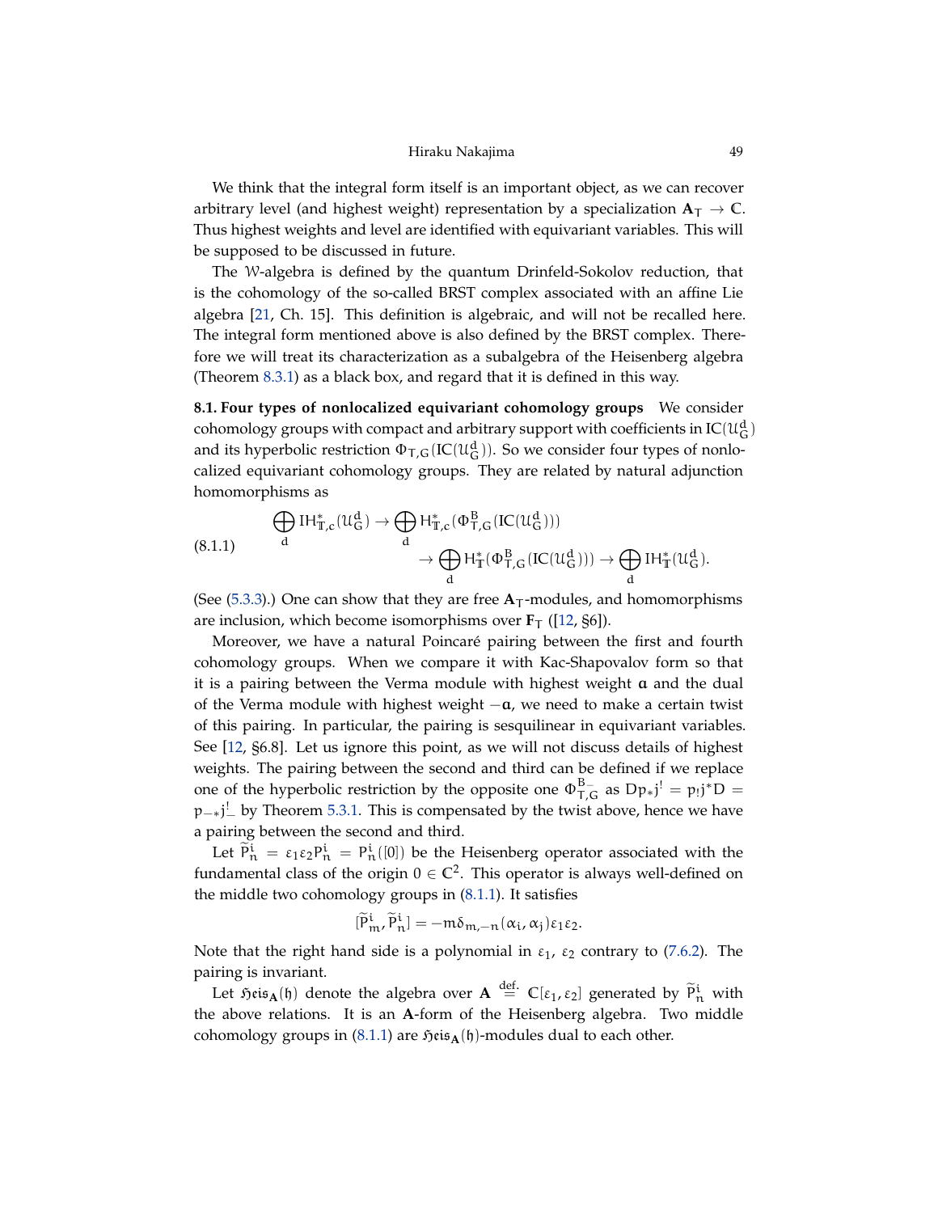We think that the integral form itself is an important object, as we can recover arbitrary level (and highest weight) representation by a specialization $\mathbf{A}_T \to \mathbb{C}$. Thus highest weights and level are identified with equivariant variables. This will be supposed to be discussed in future.

The $\mathcal{W}$-algebra is defined by the quantum Drinfeld-Sokolov reduction, that is the cohomology of the so-called BRST complex associated with an affine Lie algebra [21, Ch. 15]. This definition is algebraic, and will not be recalled here. The integral form mentioned above is also defined by the BRST complex. Therefore we will treat its characterization as a subalgebra of the Heisenberg algebra (Theorem 8.3.1) as a black box, and regard that it is defined in this way.

**8.1. Four types of nonlocalized equivariant cohomology groups** We consider cohomology groups with compact and arbitrary support with coefficients in $\mathrm{IC}(\mathcal{U}_G^d)$ and its hyperbolic restriction $\Phi_{T,G}(\mathrm{IC}(\mathcal{U}_G^d))$. So we consider four types of nonlocalized equivariant cohomology groups. They are related by natural adjunction homomorphisms as

$$
\begin{aligned}
(8.1.1) \qquad \bigoplus_d \mathrm{IH}^*_{\mathbb{T},c}(\mathcal{U}_G^d) \to \bigoplus_d \mathrm{H}^*_{\mathbb{T},c}(\Phi^B_{T,G}(\mathrm{IC}(\mathcal{U}_G^d))) \\
\to \bigoplus_d \mathrm{H}^*_{\mathbb{T}}(\Phi^B_{T,G}(\mathrm{IC}(\mathcal{U}_G^d))) \to \bigoplus_d \mathrm{IH}^*_{\mathbb{T}}(\mathcal{U}_G^d).
\end{aligned}
$$

(See (5.3.3).) One can show that they are free $\mathbf{A}_T$-modules, and homomorphisms are inclusion, which become isomorphisms over $\mathbf{F}_T$ ([12, §6]).

Moreover, we have a natural Poincaré pairing between the first and fourth cohomology groups. When we compare it with Kac-Shapovalov form so that it is a pairing between the Verma module with highest weight $\mathbf{a}$ and the dual of the Verma module with highest weight $-\mathbf{a}$, we need to make a certain twist of this pairing. In particular, the pairing is sesquilinear in equivariant variables. See [12, §6.8]. Let us ignore this point, as we will not discuss details of highest weights. The pairing between the second and third can be defined if we replace one of the hyperbolic restriction by the opposite one $\Phi^{B_-}_{T,G}$ as $Dp_*j^! = p_!j^*D = p_{-*}j^!_-$ by Theorem 5.3.1. This is compensated by the twist above, hence we have a pairing between the second and third.

Let $\widetilde{P}^i_n = \varepsilon_1\varepsilon_2 P^i_n = P^i_n([0])$ be the Heisenberg operator associated with the fundamental class of the origin $0 \in \mathbb{C}^2$. This operator is always well-defined on the middle two cohomology groups in (8.1.1). It satisfies

$$
[\widetilde{P}^i_m, \widetilde{P}^i_n] = -m\delta_{m,-n}(\alpha_i, \alpha_j)\varepsilon_1\varepsilon_2.
$$

Note that the right hand side is a polynomial in $\varepsilon_1$, $\varepsilon_2$ contrary to (7.6.2). The pairing is invariant.

Let $\mathfrak{Heis}_{\mathbf{A}}(\mathfrak{h})$ denote the algebra over $\mathbf{A} \overset{\text{def.}}{=} \mathbb{C}[\varepsilon_1, \varepsilon_2]$ generated by $\widetilde{P}^i_n$ with the above relations. It is an $\mathbf{A}$-form of the Heisenberg algebra. Two middle cohomology groups in (8.1.1) are $\mathfrak{Heis}_{\mathbf{A}}(\mathfrak{h})$-modules dual to each other.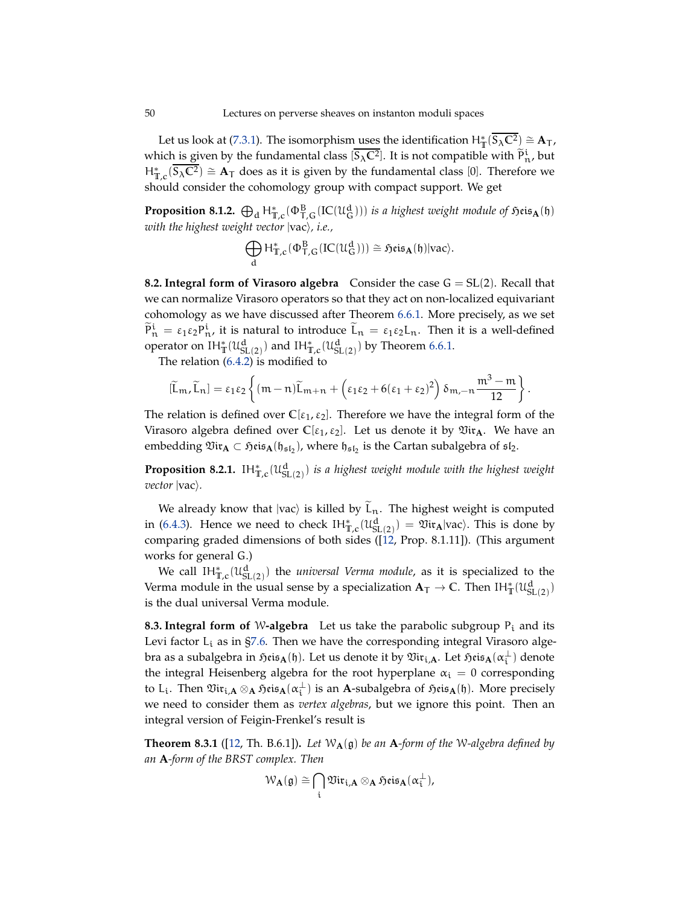Let us look at (7.3.1). The isomorphism uses the identification $H^*_{\mathbb{T}}(\overline{S_\lambda \mathbb{C}^2}) \cong \mathbf{A}_T$, which is given by the fundamental class $[\overline{S_\lambda \mathbb{C}^2}]$. It is not compatible with $\widetilde{P}^i_n$, but $H^*_{\mathbb{T},c}(\overline{S_\lambda \mathbb{C}^2}) \cong \mathbf{A}_T$ does as it is given by the fundamental class $[0]$. Therefore we should consider the cohomology group with compact support. We get

**Proposition 8.1.2.** $\bigoplus_d H^*_{\mathbb{T},c}(\Phi^B_{T,G}(IC(\mathcal{U}^d_G)))$ *is a highest weight module of* $\mathfrak{Heis}_{\mathbf{A}}(\mathfrak{h})$ *with the highest weight vector* $|\mathrm{vac}\rangle$*, i.e.,*

$$\bigoplus_d H^*_{\mathbb{T},c}(\Phi^B_{T,G}(IC(\mathcal{U}^d_G))) \cong \mathfrak{Heis}_{\mathbf{A}}(\mathfrak{h})|\mathrm{vac}\rangle.$$

**8.2. Integral form of Virasoro algebra** Consider the case $G = SL(2)$. Recall that we can normalize Virasoro operators so that they act on non-localized equivariant cohomology as we have discussed after Theorem 6.6.1. More precisely, as we set $\widetilde{P}^i_n = \varepsilon_1\varepsilon_2 P^i_n$, it is natural to introduce $\widetilde{L}_n = \varepsilon_1\varepsilon_2 L_n$. Then it is a well-defined operator on $IH^*_{\mathbb{T}}(\mathcal{U}^d_{SL(2)})$ and $IH^*_{\mathbb{T},c}(\mathcal{U}^d_{SL(2)})$ by Theorem 6.6.1.

The relation (6.4.2) is modified to

$$[\widetilde{L}_m, \widetilde{L}_n] = \varepsilon_1\varepsilon_2 \left\{ (m-n)\widetilde{L}_{m+n} + \left(\varepsilon_1\varepsilon_2 + 6(\varepsilon_1+\varepsilon_2)^2\right) \delta_{m,-n} \frac{m^3-m}{12} \right\}.$$

The relation is defined over $\mathbb{C}[\varepsilon_1, \varepsilon_2]$. Therefore we have the integral form of the Virasoro algebra defined over $\mathbb{C}[\varepsilon_1, \varepsilon_2]$. Let us denote it by $\mathfrak{Vir}_{\mathbf{A}}$. We have an embedding $\mathfrak{Vir}_{\mathbf{A}} \subset \mathfrak{Heis}_{\mathbf{A}}(\mathfrak{h}_{\mathfrak{sl}_2})$, where $\mathfrak{h}_{\mathfrak{sl}_2}$ is the Cartan subalgebra of $\mathfrak{sl}_2$.

**Proposition 8.2.1.** $IH^*_{\mathbb{T},c}(\mathcal{U}^d_{SL(2)})$ *is a highest weight module with the highest weight vector* $|\mathrm{vac}\rangle$*.*

We already know that $|\mathrm{vac}\rangle$ is killed by $\widetilde{L}_n$. The highest weight is computed in (6.4.3). Hence we need to check $IH^*_{\mathbb{T},c}(\mathcal{U}^d_{SL(2)}) = \mathfrak{Vir}_{\mathbf{A}}|\mathrm{vac}\rangle$. This is done by comparing graded dimensions of both sides ([12, Prop. 8.1.11]). (This argument works for general G.)

We call $IH^*_{\mathbb{T},c}(\mathcal{U}^d_{SL(2)})$ the *universal Verma module*, as it is specialized to the Verma module in the usual sense by a specialization $\mathbf{A}_T \to \mathbb{C}$. Then $IH^*_{\mathbb{T}}(\mathcal{U}^d_{SL(2)})$ is the dual universal Verma module.

**8.3. Integral form of $\mathcal{W}$-algebra** Let us take the parabolic subgroup $P_i$ and its Levi factor $L_i$ as in §7.6. Then we have the corresponding integral Virasoro algebra as a subalgebra in $\mathfrak{Heis}_{\mathbf{A}}(\mathfrak{h})$. Let us denote it by $\mathfrak{Vir}_{i,\mathbf{A}}$. Let $\mathfrak{Heis}_{\mathbf{A}}(\alpha_i^\perp)$ denote the integral Heisenberg algebra for the root hyperplane $\alpha_i = 0$ corresponding to $L_i$. Then $\mathfrak{Vir}_{i,\mathbf{A}} \otimes_{\mathbf{A}} \mathfrak{Heis}_{\mathbf{A}}(\alpha_i^\perp)$ is an $\mathbf{A}$-subalgebra of $\mathfrak{Heis}_{\mathbf{A}}(\mathfrak{h})$. More precisely we need to consider them as *vertex algebras*, but we ignore this point. Then an integral version of Feigin-Frenkel's result is

**Theorem 8.3.1** ([12, Th. B.6.1])**.** *Let* $\mathcal{W}_{\mathbf{A}}(\mathfrak{g})$ *be an* $\mathbf{A}$*-form of the* $\mathcal{W}$*-algebra defined by an* $\mathbf{A}$*-form of the BRST complex. Then*

$$\mathcal{W}_{\mathbf{A}}(\mathfrak{g}) \cong \bigcap_i \mathfrak{Vir}_{i,\mathbf{A}} \otimes_{\mathbf{A}} \mathfrak{Heis}_{\mathbf{A}}(\alpha_i^\perp),$$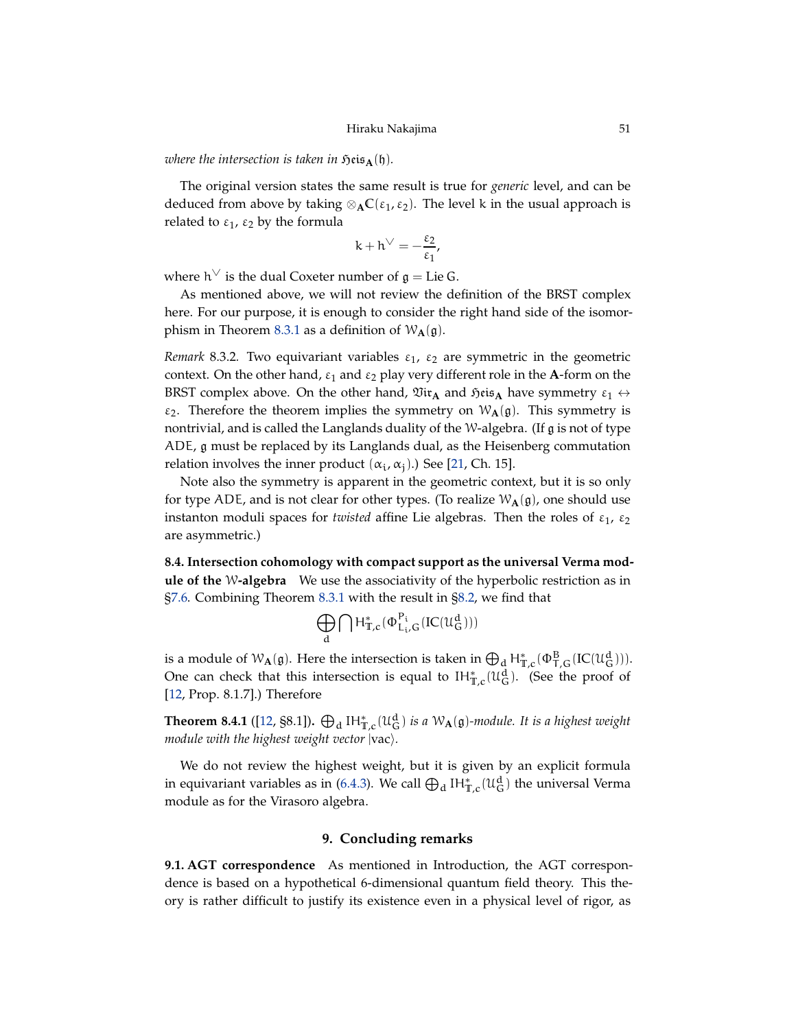*where the intersection is taken in* $\mathfrak{Heis}_{\mathbf{A}}(\mathfrak{h})$.

The original version states the same result is true for *generic* level, and can be deduced from above by taking $\otimes_{\mathbf{A}}\mathbb{C}(\varepsilon_1,\varepsilon_2)$. The level $k$ in the usual approach is related to $\varepsilon_1$, $\varepsilon_2$ by the formula

$$k + h^\vee = -\frac{\varepsilon_2}{\varepsilon_1},$$

where $h^\vee$ is the dual Coxeter number of $\mathfrak{g} = \operatorname{Lie} G$.

As mentioned above, we will not review the definition of the BRST complex here. For our purpose, it is enough to consider the right hand side of the isomorphism in Theorem 8.3.1 as a definition of $\mathcal{W}_{\mathbf{A}}(\mathfrak{g})$.

*Remark* 8.3.2. Two equivariant variables $\varepsilon_1$, $\varepsilon_2$ are symmetric in the geometric context. On the other hand, $\varepsilon_1$ and $\varepsilon_2$ play very different role in the **A**-form on the BRST complex above. On the other hand, $\mathfrak{Vir}_{\mathbf{A}}$ and $\mathfrak{Heis}_{\mathbf{A}}$ have symmetry $\varepsilon_1 \leftrightarrow \varepsilon_2$. Therefore the theorem implies the symmetry on $\mathcal{W}_{\mathbf{A}}(\mathfrak{g})$. This symmetry is nontrivial, and is called the Langlands duality of the $\mathcal{W}$-algebra. (If $\mathfrak{g}$ is not of type ADE, $\mathfrak{g}$ must be replaced by its Langlands dual, as the Heisenberg commutation relation involves the inner product $(\alpha_i, \alpha_j)$.) See [21, Ch. 15].

Note also the symmetry is apparent in the geometric context, but it is so only for type ADE, and is not clear for other types. (To realize $\mathcal{W}_{\mathbf{A}}(\mathfrak{g})$, one should use instanton moduli spaces for *twisted* affine Lie algebras. Then the roles of $\varepsilon_1$, $\varepsilon_2$ are asymmetric.)

**8.4. Intersection cohomology with compact support as the universal Verma module of the $\mathcal{W}$-algebra** We use the associativity of the hyperbolic restriction as in §7.6. Combining Theorem 8.3.1 with the result in §8.2, we find that

$$\bigoplus_d \bigcap H^*_{\mathbb{T},c}(\Phi^{P_i}_{L_i,G}(IC(\mathcal{U}^d_G)))$$

is a module of $\mathcal{W}_{\mathbf{A}}(\mathfrak{g})$. Here the intersection is taken in $\bigoplus_d H^*_{\mathbb{T},c}(\Phi^B_{T,G}(IC(\mathcal{U}^d_G)))$. One can check that this intersection is equal to $IH^*_{\mathbb{T},c}(\mathcal{U}^d_G)$. (See the proof of [12, Prop. 8.1.7].) Therefore

**Theorem 8.4.1** ([12, §8.1])**.** $\bigoplus_d IH^*_{\mathbb{T},c}(\mathcal{U}^d_G)$ *is a* $\mathcal{W}_{\mathbf{A}}(\mathfrak{g})$*-module. It is a highest weight module with the highest weight vector* $|\mathrm{vac}\rangle$.

We do not review the highest weight, but it is given by an explicit formula in equivariant variables as in (6.4.3). We call $\bigoplus_d IH^*_{\mathbb{T},c}(\mathcal{U}^d_G)$ the universal Verma module as for the Virasoro algebra.

## 9. Concluding remarks

**9.1. AGT correspondence** As mentioned in Introduction, the AGT correspondence is based on a hypothetical 6-dimensional quantum field theory. This theory is rather difficult to justify its existence even in a physical level of rigor, as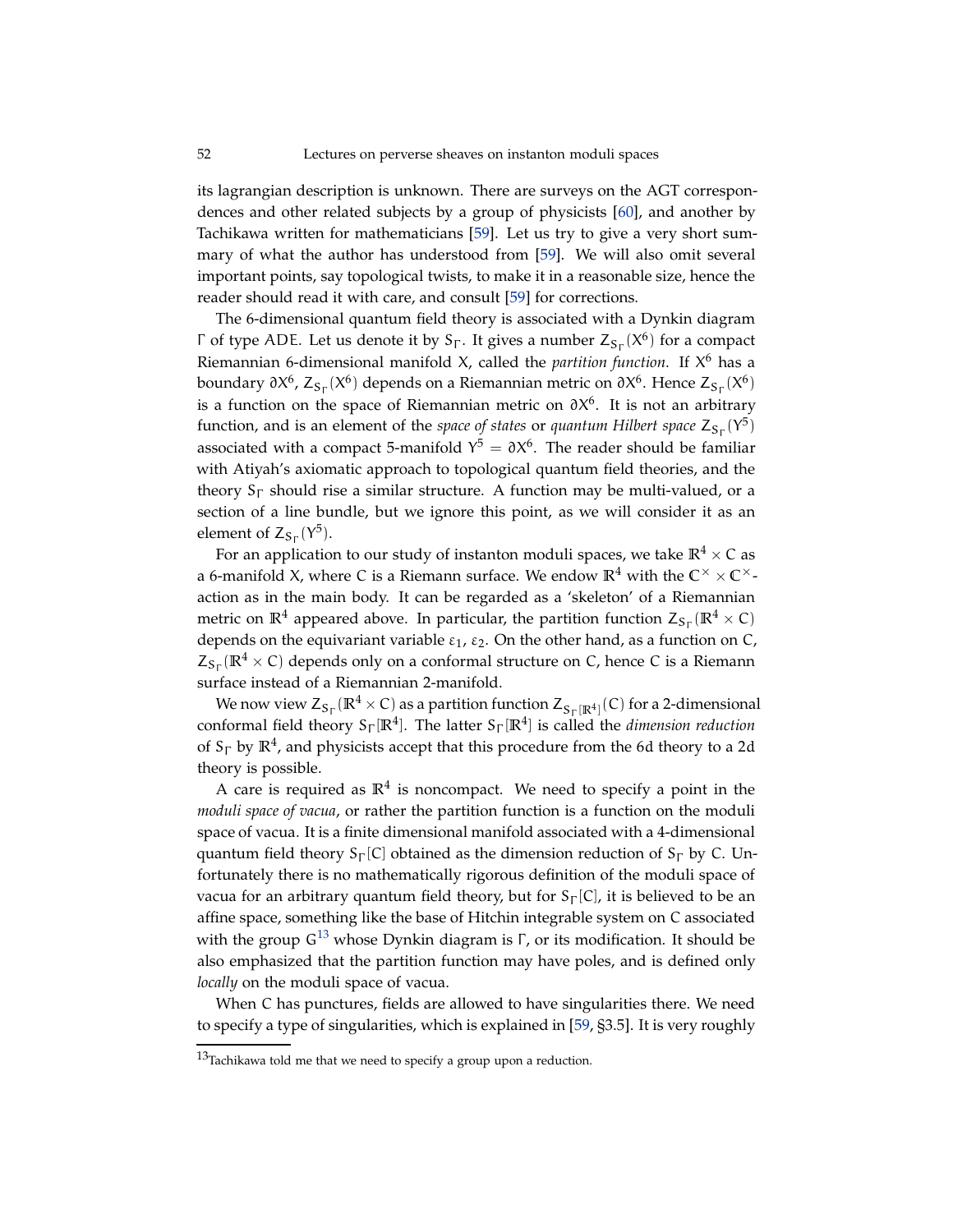its lagrangian description is unknown. There are surveys on the AGT correspondences and other related subjects by a group of physicists [60], and another by Tachikawa written for mathematicians [59]. Let us try to give a very short summary of what the author has understood from [59]. We will also omit several important points, say topological twists, to make it in a reasonable size, hence the reader should read it with care, and consult [59] for corrections.

The 6-dimensional quantum field theory is associated with a Dynkin diagram $\Gamma$ of type ADE. Let us denote it by $S_\Gamma$. It gives a number $Z_{S_\Gamma}(X^6)$ for a compact Riemannian 6-dimensional manifold X, called the *partition function*. If $X^6$ has a boundary $\partial X^6$, $Z_{S_\Gamma}(X^6)$ depends on a Riemannian metric on $\partial X^6$. Hence $Z_{S_\Gamma}(X^6)$ is a function on the space of Riemannian metric on $\partial X^6$. It is not an arbitrary function, and is an element of the *space of states* or *quantum Hilbert space* $Z_{S_\Gamma}(Y^5)$ associated with a compact 5-manifold $Y^5 = \partial X^6$. The reader should be familiar with Atiyah's axiomatic approach to topological quantum field theories, and the theory $S_\Gamma$ should rise a similar structure. A function may be multi-valued, or a section of a line bundle, but we ignore this point, as we will consider it as an element of $Z_{S_\Gamma}(Y^5)$.

For an application to our study of instanton moduli spaces, we take $\mathbb{R}^4 \times C$ as a 6-manifold X, where C is a Riemann surface. We endow $\mathbb{R}^4$ with the $\mathbb{C}^\times \times \mathbb{C}^\times$-action as in the main body. It can be regarded as a 'skeleton' of a Riemannian metric on $\mathbb{R}^4$ appeared above. In particular, the partition function $Z_{S_\Gamma}(\mathbb{R}^4 \times C)$ depends on the equivariant variable $\varepsilon_1$, $\varepsilon_2$. On the other hand, as a function on C, $Z_{S_\Gamma}(\mathbb{R}^4 \times C)$ depends only on a conformal structure on C, hence C is a Riemann surface instead of a Riemannian 2-manifold.

We now view $Z_{S_\Gamma}(\mathbb{R}^4 \times C)$ as a partition function $Z_{S_\Gamma[\mathbb{R}^4]}(C)$ for a 2-dimensional conformal field theory $S_\Gamma[\mathbb{R}^4]$. The latter $S_\Gamma[\mathbb{R}^4]$ is called the *dimension reduction* of $S_\Gamma$ by $\mathbb{R}^4$, and physicists accept that this procedure from the 6d theory to a 2d theory is possible.

A care is required as $\mathbb{R}^4$ is noncompact. We need to specify a point in the *moduli space of vacua*, or rather the partition function is a function on the moduli space of vacua. It is a finite dimensional manifold associated with a 4-dimensional quantum field theory $S_\Gamma[C]$ obtained as the dimension reduction of $S_\Gamma$ by C. Unfortunately there is no mathematically rigorous definition of the moduli space of vacua for an arbitrary quantum field theory, but for $S_\Gamma[C]$, it is believed to be an affine space, something like the base of Hitchin integrable system on C associated with the group G[13] whose Dynkin diagram is $\Gamma$, or its modification. It should be also emphasized that the partition function may have poles, and is defined only *locally* on the moduli space of vacua.

When C has punctures, fields are allowed to have singularities there. We need to specify a type of singularities, which is explained in [59, §3.5]. It is very roughly

[13] Tachikawa told me that we need to specify a group upon a reduction.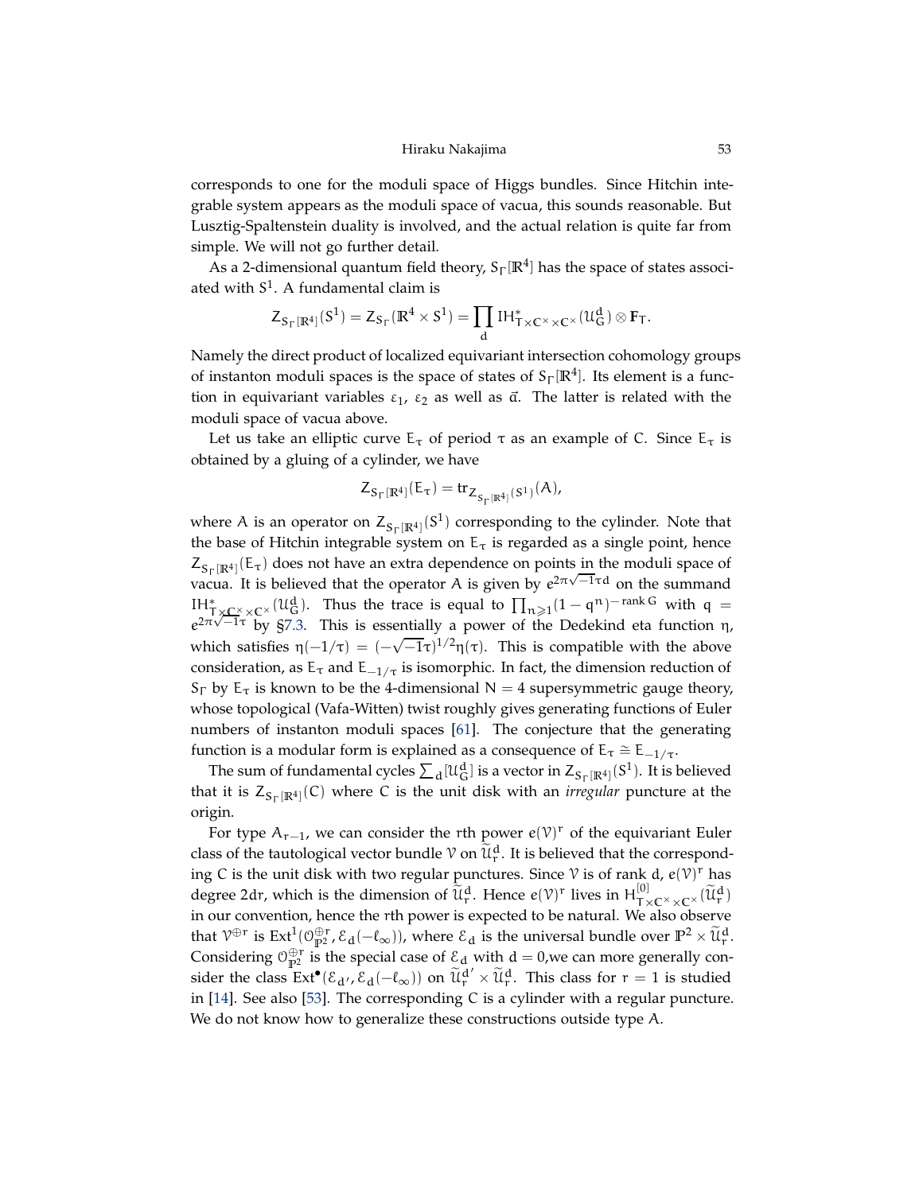corresponds to one for the moduli space of Higgs bundles. Since Hitchin integrable system appears as the moduli space of vacua, this sounds reasonable. But Lusztig-Spaltenstein duality is involved, and the actual relation is quite far from simple. We will not go further detail.

As a 2-dimensional quantum field theory, $S_\Gamma[\mathbb{R}^4]$ has the space of states associated with $S^1$. A fundamental claim is

$$Z_{S_\Gamma[\mathbb{R}^4]}(S^1) = Z_{S_\Gamma}(\mathbb{R}^4 \times S^1) = \prod_d IH^*_{T\times\mathbb{C}^\times\times\mathbb{C}^\times}(\mathcal{U}^d_G) \otimes \mathbf{F}_T.$$

Namely the direct product of localized equivariant intersection cohomology groups of instanton moduli spaces is the space of states of $S_\Gamma[\mathbb{R}^4]$. Its element is a function in equivariant variables $\varepsilon_1$, $\varepsilon_2$ as well as $\vec{a}$. The latter is related with the moduli space of vacua above.

Let us take an elliptic curve $E_\tau$ of period $\tau$ as an example of $C$. Since $E_\tau$ is obtained by a gluing of a cylinder, we have

$$Z_{S_\Gamma[\mathbb{R}^4]}(E_\tau) = \operatorname{tr}_{Z_{S_\Gamma[\mathbb{R}^4]}(S^1)}(A),$$

where $A$ is an operator on $Z_{S_\Gamma[\mathbb{R}^4]}(S^1)$ corresponding to the cylinder. Note that the base of Hitchin integrable system on $E_\tau$ is regarded as a single point, hence $Z_{S_\Gamma[\mathbb{R}^4]}(E_\tau)$ does not have an extra dependence on points in the moduli space of vacua. It is believed that the operator $A$ is given by $e^{2\pi\sqrt{-1}\tau d}$ on the summand $IH^*_{T\times\mathbb{C}^\times\times\mathbb{C}^\times}(\mathcal{U}^d_G)$. Thus the trace is equal to $\prod_{n\geqslant 1}(1-q^n)^{-\operatorname{rank} G}$ with $q = e^{2\pi\sqrt{-1}\tau}$ by §7.3. This is essentially a power of the Dedekind eta function $\eta$, which satisfies $\eta(-1/\tau) = (-\sqrt{-1}\tau)^{1/2}\eta(\tau)$. This is compatible with the above consideration, as $E_\tau$ and $E_{-1/\tau}$ is isomorphic. In fact, the dimension reduction of $S_\Gamma$ by $E_\tau$ is known to be the 4-dimensional $N=4$ supersymmetric gauge theory, whose topological (Vafa-Witten) twist roughly gives generating functions of Euler numbers of instanton moduli spaces [61]. The conjecture that the generating function is a modular form is explained as a consequence of $E_\tau \cong E_{-1/\tau}$.

The sum of fundamental cycles $\sum_d [\mathcal{U}^d_G]$ is a vector in $Z_{S_\Gamma[\mathbb{R}^4]}(S^1)$. It is believed that it is $Z_{S_\Gamma[\mathbb{R}^4]}(C)$ where $C$ is the unit disk with an *irregular* puncture at the origin.

For type $A_{r-1}$, we can consider the $r$th power $e(\mathcal{V})^r$ of the equivariant Euler class of the tautological vector bundle $\mathcal{V}$ on $\widetilde{\mathcal{U}}^d_r$. It is believed that the corresponding $C$ is the unit disk with two regular punctures. Since $\mathcal{V}$ is of rank $d$, $e(\mathcal{V})^r$ has degree $2dr$, which is the dimension of $\widetilde{\mathcal{U}}^d_r$. Hence $e(\mathcal{V})^r$ lives in $H^{[0]}_{T\times\mathbb{C}^\times\times\mathbb{C}^\times}(\widetilde{\mathcal{U}}^d_r)$ in our convention, hence the $r$th power is expected to be natural. We also observe that $\mathcal{V}^{\oplus r}$ is $\operatorname{Ext}^1(\mathcal{O}^{\oplus r}_{\mathbb{P}^2}, \mathcal{E}_d(-\ell_\infty))$, where $\mathcal{E}_d$ is the universal bundle over $\mathbb{P}^2\times\widetilde{\mathcal{U}}^d_r$. Considering $\mathcal{O}^{\oplus r}_{\mathbb{P}^2}$ is the special case of $\mathcal{E}_d$ with $d=0$,we can more generally consider the class $\operatorname{Ext}^\bullet(\mathcal{E}_{d'}, \mathcal{E}_d(-\ell_\infty))$ on $\widetilde{\mathcal{U}}^{d'}_r\times\widetilde{\mathcal{U}}^d_r$. This class for $r=1$ is studied in [14]. See also [53]. The corresponding $C$ is a cylinder with a regular puncture. We do not know how to generalize these constructions outside type $A$.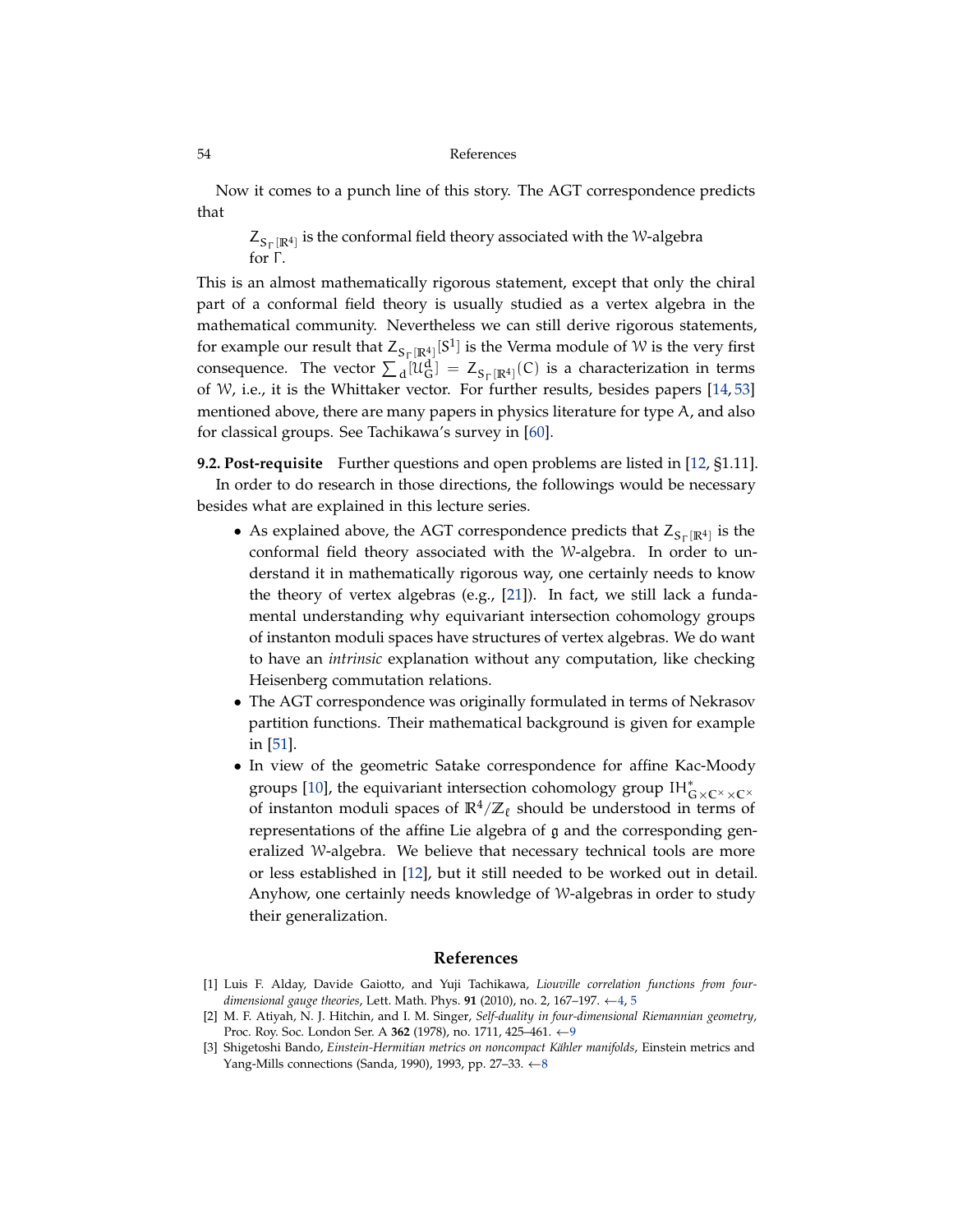Now it comes to a punch line of this story. The AGT correspondence predicts that

> $\mathcal{Z}_{\mathcal{S}_\Gamma[\mathbb{R}^4]}$ is the conformal field theory associated with the $\mathcal{W}$-algebra for $\Gamma$.

This is an almost mathematically rigorous statement, except that only the chiral part of a conformal field theory is usually studied as a vertex algebra in the mathematical community. Nevertheless we can still derive rigorous statements, for example our result that $\mathcal{Z}_{\mathcal{S}_\Gamma[\mathbb{R}^4]}[S^1]$ is the Verma module of $\mathcal{W}$ is the very first consequence. The vector $\sum_d [\mathcal{U}_G^d] = \mathcal{Z}_{\mathcal{S}_\Gamma[\mathbb{R}^4]}(C)$ is a characterization in terms of $\mathcal{W}$, i.e., it is the Whittaker vector. For further results, besides papers [14, 53] mentioned above, there are many papers in physics literature for type $A$, and also for classical groups. See Tachikawa's survey in [60].

**9.2. Post-requisite** Further questions and open problems are listed in [12, §1.11].

In order to do research in those directions, the followings would be necessary besides what are explained in this lecture series.

- As explained above, the AGT correspondence predicts that $\mathcal{Z}_{\mathcal{S}_\Gamma[\mathbb{R}^4]}$ is the conformal field theory associated with the $\mathcal{W}$-algebra. In order to understand it in mathematically rigorous way, one certainly needs to know the theory of vertex algebras (e.g., [21]). In fact, we still lack a fundamental understanding why equivariant intersection cohomology groups of instanton moduli spaces have structures of vertex algebras. We do want to have an *intrinsic* explanation without any computation, like checking Heisenberg commutation relations.
- The AGT correspondence was originally formulated in terms of Nekrasov partition functions. Their mathematical background is given for example in [51].
- In view of the geometric Satake correspondence for affine Kac-Moody groups [10], the equivariant intersection cohomology group $IH^*_{G\times\mathbb{C}^\times\times\mathbb{C}^\times}$ of instanton moduli spaces of $\mathbb{R}^4/\mathbb{Z}_\ell$ should be understood in terms of representations of the affine Lie algebra of $\mathfrak{g}$ and the corresponding generalized $\mathcal{W}$-algebra. We believe that necessary technical tools are more or less established in [12], but it still needed to be worked out in detail. Anyhow, one certainly needs knowledge of $\mathcal{W}$-algebras in order to study their generalization.

## References

[1] Luis F. Alday, Davide Gaiotto, and Yuji Tachikawa, *Liouville correlation functions from four-dimensional gauge theories*, Lett. Math. Phys. **91** (2010), no. 2, 167–197. ←4, 5

[2] M. F. Atiyah, N. J. Hitchin, and I. M. Singer, *Self-duality in four-dimensional Riemannian geometry*, Proc. Roy. Soc. London Ser. A **362** (1978), no. 1711, 425–461. ←9

[3] Shigetoshi Bando, *Einstein-Hermitian metrics on noncompact Kähler manifolds*, Einstein metrics and Yang-Mills connections (Sanda, 1990), 1993, pp. 27–33. ←8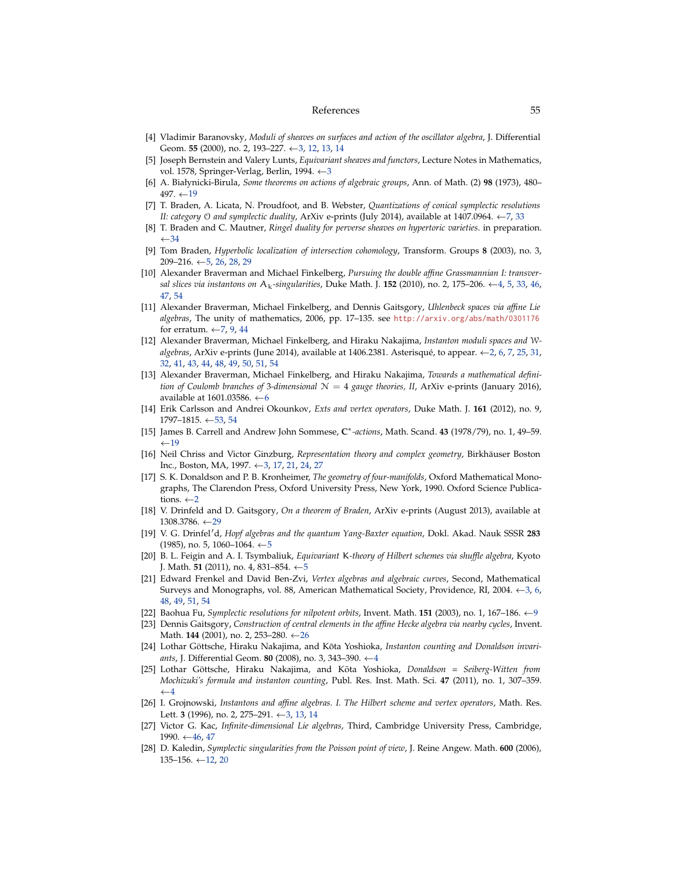[4] Vladimir Baranovsky, *Moduli of sheaves on surfaces and action of the oscillator algebra*, J. Differential Geom. **55** (2000), no. 2, 193–227. ←3, 12, 13, 14

[5] Joseph Bernstein and Valery Lunts, *Equivariant sheaves and functors*, Lecture Notes in Mathematics, vol. 1578, Springer-Verlag, Berlin, 1994. ←3

[6] A. Białynicki-Birula, *Some theorems on actions of algebraic groups*, Ann. of Math. (2) **98** (1973), 480–497. ←19

[7] T. Braden, A. Licata, N. Proudfoot, and B. Webster, *Quantizations of conical symplectic resolutions II: category $\mathcal{O}$ and symplectic duality*, ArXiv e-prints (July 2014), available at 1407.0964. ←7, 33

[8] T. Braden and C. Mautner, *Ringel duality for perverse sheaves on hypertoric varieties*. in preparation. ←34

[9] Tom Braden, *Hyperbolic localization of intersection cohomology*, Transform. Groups **8** (2003), no. 3, 209–216. ←5, 26, 28, 29

[10] Alexander Braverman and Michael Finkelberg, *Pursuing the double affine Grassmannian I: transversal slices via instantons on $A_k$-singularities*, Duke Math. J. **152** (2010), no. 2, 175–206. ←4, 5, 33, 46, 47, 54

[11] Alexander Braverman, Michael Finkelberg, and Dennis Gaitsgory, *Uhlenbeck spaces via affine Lie algebras*, The unity of mathematics, 2006, pp. 17–135. see http://arxiv.org/abs/math/0301176 for erratum. ←7, 9, 44

[12] Alexander Braverman, Michael Finkelberg, and Hiraku Nakajima, *Instanton moduli spaces and $\mathcal{W}$-algebras*, ArXiv e-prints (June 2014), available at 1406.2381. Asterisqué, to appear. ←2, 6, 7, 25, 31, 32, 41, 43, 44, 48, 49, 50, 51, 54

[13] Alexander Braverman, Michael Finkelberg, and Hiraku Nakajima, *Towards a mathematical definition of Coulomb branches of 3-dimensional $\mathcal{N} = 4$ gauge theories, II*, ArXiv e-prints (January 2016), available at 1601.03586. ←6

[14] Erik Carlsson and Andrei Okounkov, *Exts and vertex operators*, Duke Math. J. **161** (2012), no. 9, 1797–1815. ←53, 54

[15] James B. Carrell and Andrew John Sommese, *$\mathbf{C}^*$-actions*, Math. Scand. **43** (1978/79), no. 1, 49–59. ←19

[16] Neil Chriss and Victor Ginzburg, *Representation theory and complex geometry*, Birkhäuser Boston Inc., Boston, MA, 1997. ←3, 17, 21, 24, 27

[17] S. K. Donaldson and P. B. Kronheimer, *The geometry of four-manifolds*, Oxford Mathematical Monographs, The Clarendon Press, Oxford University Press, New York, 1990. Oxford Science Publications. ←2

[18] V. Drinfeld and D. Gaitsgory, *On a theorem of Braden*, ArXiv e-prints (August 2013), available at 1308.3786. ←29

[19] V. G. Drinfel′d, *Hopf algebras and the quantum Yang-Baxter equation*, Dokl. Akad. Nauk SSSR **283** (1985), no. 5, 1060–1064. ←5

[20] B. L. Feigin and A. I. Tsymbaliuk, *Equivariant K-theory of Hilbert schemes via shuffle algebra*, Kyoto J. Math. **51** (2011), no. 4, 831–854. ←5

[21] Edward Frenkel and David Ben-Zvi, *Vertex algebras and algebraic curves*, Second, Mathematical Surveys and Monographs, vol. 88, American Mathematical Society, Providence, RI, 2004. ←3, 6, 48, 49, 51, 54

[22] Baohua Fu, *Symplectic resolutions for nilpotent orbits*, Invent. Math. **151** (2003), no. 1, 167–186. ←9

[23] Dennis Gaitsgory, *Construction of central elements in the affine Hecke algebra via nearby cycles*, Invent. Math. **144** (2001), no. 2, 253–280. ←26

[24] Lothar Göttsche, Hiraku Nakajima, and Kōta Yoshioka, *Instanton counting and Donaldson invariants*, J. Differential Geom. **80** (2008), no. 3, 343–390. ←4

[25] Lothar Göttsche, Hiraku Nakajima, and Kōta Yoshioka, *Donaldson = Seiberg-Witten from Mochizuki's formula and instanton counting*, Publ. Res. Inst. Math. Sci. **47** (2011), no. 1, 307–359. ←4

[26] I. Grojnowski, *Instantons and affine algebras. I. The Hilbert scheme and vertex operators*, Math. Res. Lett. **3** (1996), no. 2, 275–291. ←3, 13, 14

[27] Victor G. Kac, *Infinite-dimensional Lie algebras*, Third, Cambridge University Press, Cambridge, 1990. ←46, 47

[28] D. Kaledin, *Symplectic singularities from the Poisson point of view*, J. Reine Angew. Math. **600** (2006), 135–156. ←12, 20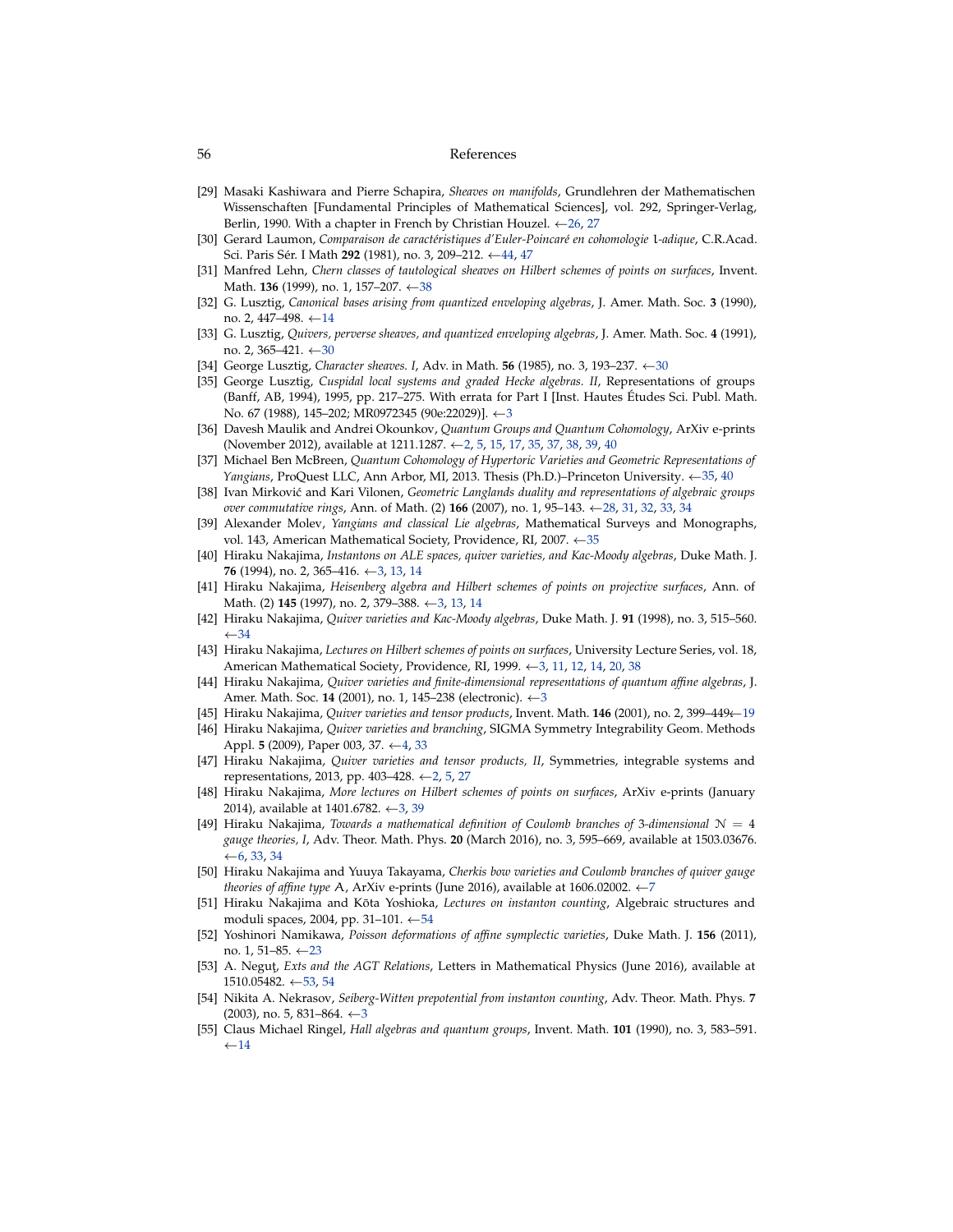[29] Masaki Kashiwara and Pierre Schapira, *Sheaves on manifolds*, Grundlehren der Mathematischen Wissenschaften [Fundamental Principles of Mathematical Sciences], vol. 292, Springer-Verlag, Berlin, 1990. With a chapter in French by Christian Houzel. ←26, 27

[30] Gerard Laumon, *Comparaison de caractéristiques d'Euler-Poincaré en cohomologie* $l$*-adique*, C.R.Acad. Sci. Paris Sér. I Math **292** (1981), no. 3, 209–212. ←44, 47

[31] Manfred Lehn, *Chern classes of tautological sheaves on Hilbert schemes of points on surfaces*, Invent. Math. **136** (1999), no. 1, 157–207. ←38

[32] G. Lusztig, *Canonical bases arising from quantized enveloping algebras*, J. Amer. Math. Soc. **3** (1990), no. 2, 447–498. ←14

[33] G. Lusztig, *Quivers, perverse sheaves, and quantized enveloping algebras*, J. Amer. Math. Soc. **4** (1991), no. 2, 365–421. ←30

[34] George Lusztig, *Character sheaves. I*, Adv. in Math. **56** (1985), no. 3, 193–237. ←30

[35] George Lusztig, *Cuspidal local systems and graded Hecke algebras. II*, Representations of groups (Banff, AB, 1994), 1995, pp. 217–275. With errata for Part I [Inst. Hautes Études Sci. Publ. Math. No. 67 (1988), 145–202; MR0972345 (90e:22029)]. ←3

[36] Davesh Maulik and Andrei Okounkov, *Quantum Groups and Quantum Cohomology*, ArXiv e-prints (November 2012), available at 1211.1287. ←2, 5, 15, 17, 35, 37, 38, 39, 40

[37] Michael Ben McBreen, *Quantum Cohomology of Hypertoric Varieties and Geometric Representations of Yangians*, ProQuest LLC, Ann Arbor, MI, 2013. Thesis (Ph.D.)–Princeton University. ←35, 40

[38] Ivan Mirković and Kari Vilonen, *Geometric Langlands duality and representations of algebraic groups over commutative rings*, Ann. of Math. (2) **166** (2007), no. 1, 95–143. ←28, 31, 32, 33, 34

[39] Alexander Molev, *Yangians and classical Lie algebras*, Mathematical Surveys and Monographs, vol. 143, American Mathematical Society, Providence, RI, 2007. ←35

[40] Hiraku Nakajima, *Instantons on ALE spaces, quiver varieties, and Kac-Moody algebras*, Duke Math. J. **76** (1994), no. 2, 365–416. ←3, 13, 14

[41] Hiraku Nakajima, *Heisenberg algebra and Hilbert schemes of points on projective surfaces*, Ann. of Math. (2) **145** (1997), no. 2, 379–388. ←3, 13, 14

[42] Hiraku Nakajima, *Quiver varieties and Kac-Moody algebras*, Duke Math. J. **91** (1998), no. 3, 515–560. ←34

[43] Hiraku Nakajima, *Lectures on Hilbert schemes of points on surfaces*, University Lecture Series, vol. 18, American Mathematical Society, Providence, RI, 1999. ←3, 11, 12, 14, 20, 38

[44] Hiraku Nakajima, *Quiver varieties and finite-dimensional representations of quantum affine algebras*, J. Amer. Math. Soc. **14** (2001), no. 1, 145–238 (electronic). ←3

[45] Hiraku Nakajima, *Quiver varieties and tensor products*, Invent. Math. **146** (2001), no. 2, 399–449.←19

[46] Hiraku Nakajima, *Quiver varieties and branching*, SIGMA Symmetry Integrability Geom. Methods Appl. **5** (2009), Paper 003, 37. ←4, 33

[47] Hiraku Nakajima, *Quiver varieties and tensor products, II*, Symmetries, integrable systems and representations, 2013, pp. 403–428. ←2, 5, 27

[48] Hiraku Nakajima, *More lectures on Hilbert schemes of points on surfaces*, ArXiv e-prints (January 2014), available at 1401.6782. ←3, 39

[49] Hiraku Nakajima, *Towards a mathematical definition of Coulomb branches of 3-dimensional* $\mathcal{N} = 4$ *gauge theories, I*, Adv. Theor. Math. Phys. **20** (March 2016), no. 3, 595–669, available at 1503.03676. ←6, 33, 34

[50] Hiraku Nakajima and Yuuya Takayama, *Cherkis bow varieties and Coulomb branches of quiver gauge theories of affine type* $A$, ArXiv e-prints (June 2016), available at 1606.02002. ←7

[51] Hiraku Nakajima and Kōta Yoshioka, *Lectures on instanton counting*, Algebraic structures and moduli spaces, 2004, pp. 31–101. ←54

[52] Yoshinori Namikawa, *Poisson deformations of affine symplectic varieties*, Duke Math. J. **156** (2011), no. 1, 51–85. ←23

[53] A. Neguţ, *Exts and the AGT Relations*, Letters in Mathematical Physics (June 2016), available at 1510.05482. ←53, 54

[54] Nikita A. Nekrasov, *Seiberg-Witten prepotential from instanton counting*, Adv. Theor. Math. Phys. **7** (2003), no. 5, 831–864. ←3

[55] Claus Michael Ringel, *Hall algebras and quantum groups*, Invent. Math. **101** (1990), no. 3, 583–591. ←14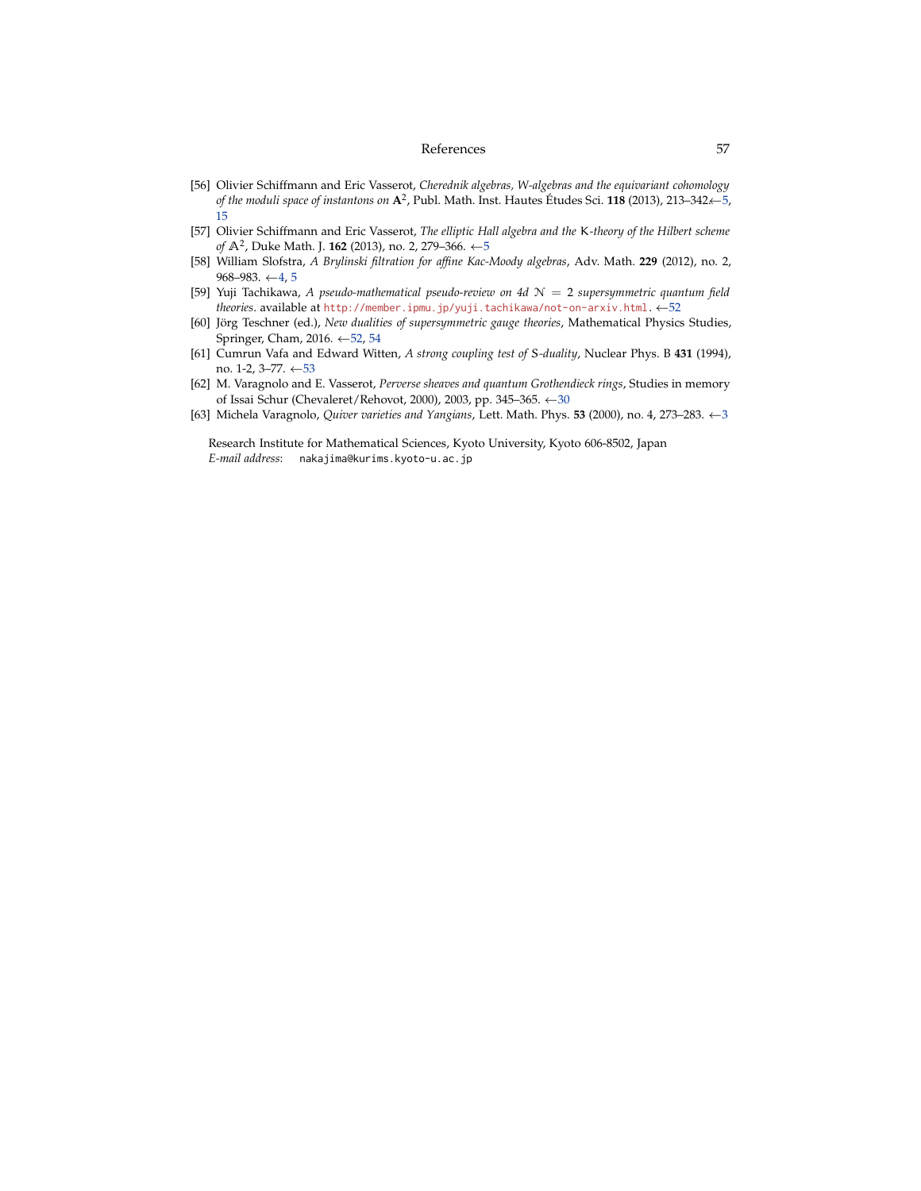[56] Olivier Schiffmann and Eric Vasserot, *Cherednik algebras, W-algebras and the equivariant cohomology of the moduli space of instantons on* $\mathbf{A}^2$, Publ. Math. Inst. Hautes Études Sci. **118** (2013), 213–342.←5, 15

[57] Olivier Schiffmann and Eric Vasserot, *The elliptic Hall algebra and the* K*-theory of the Hilbert scheme of* $\mathbb{A}^2$, Duke Math. J. **162** (2013), no. 2, 279–366. ←5

[58] William Slofstra, *A Brylinski filtration for affine Kac-Moody algebras*, Adv. Math. **229** (2012), no. 2, 968–983. ←4, 5

[59] Yuji Tachikawa, *A pseudo-mathematical pseudo-review on 4d* $\mathcal{N} = 2$ *supersymmetric quantum field theories*. available at http://member.ipmu.jp/yuji.tachikawa/not-on-arxiv.html. ←52

[60] Jörg Teschner (ed.), *New dualities of supersymmetric gauge theories*, Mathematical Physics Studies, Springer, Cham, 2016. ←52, 54

[61] Cumrun Vafa and Edward Witten, *A strong coupling test of* S*-duality*, Nuclear Phys. B **431** (1994), no. 1-2, 3–77. ←53

[62] M. Varagnolo and E. Vasserot, *Perverse sheaves and quantum Grothendieck rings*, Studies in memory of Issai Schur (Chevaleret/Rehovot, 2000), 2003, pp. 345–365. ←30

[63] Michela Varagnolo, *Quiver varieties and Yangians*, Lett. Math. Phys. **53** (2000), no. 4, 273–283. ←3

Research Institute for Mathematical Sciences, Kyoto University, Kyoto 606-8502, Japan
*E-mail address*: nakajima@kurims.kyoto-u.ac.jp